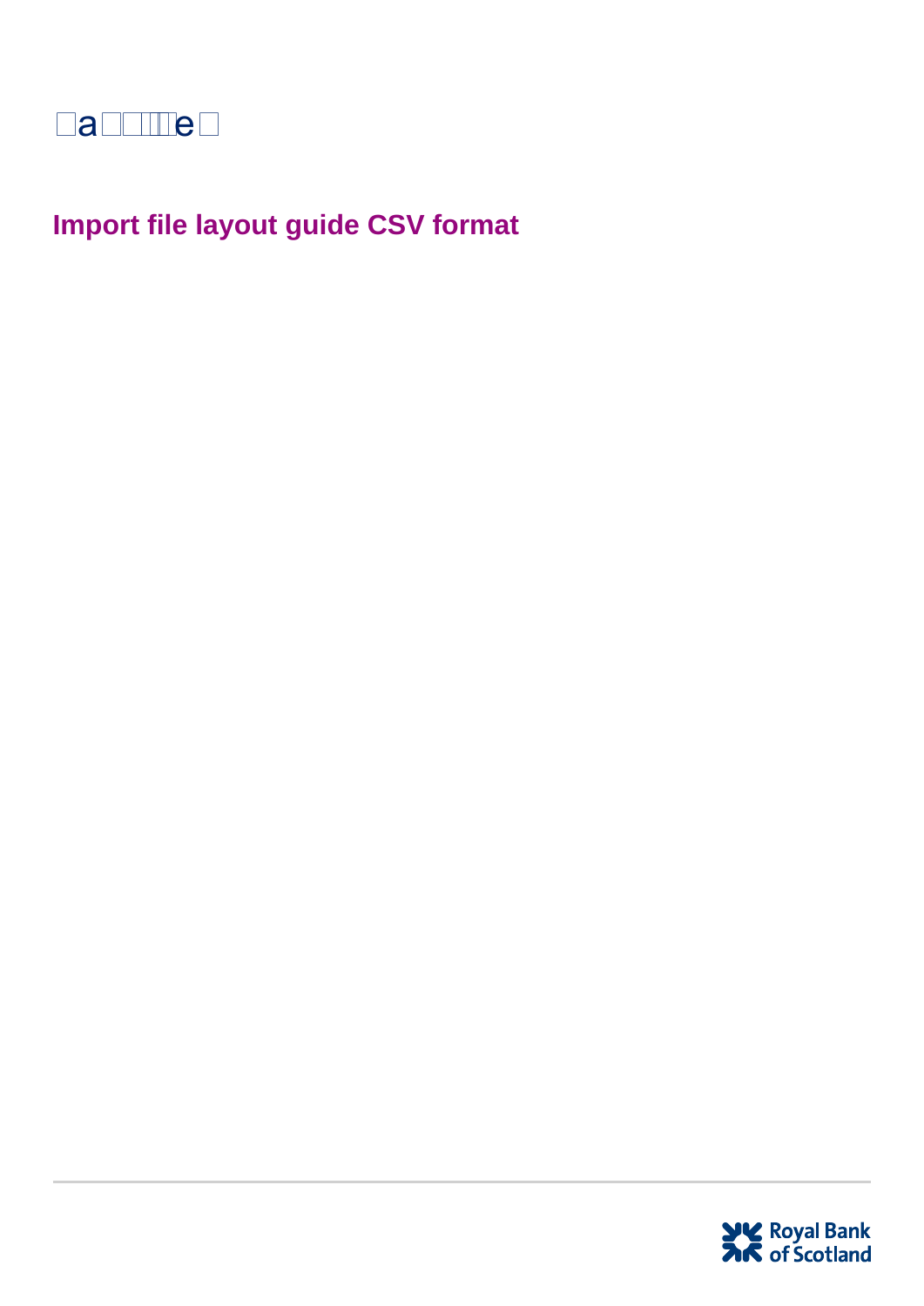a e

# Import file layout guide CSV format

Royal Bank of Scotland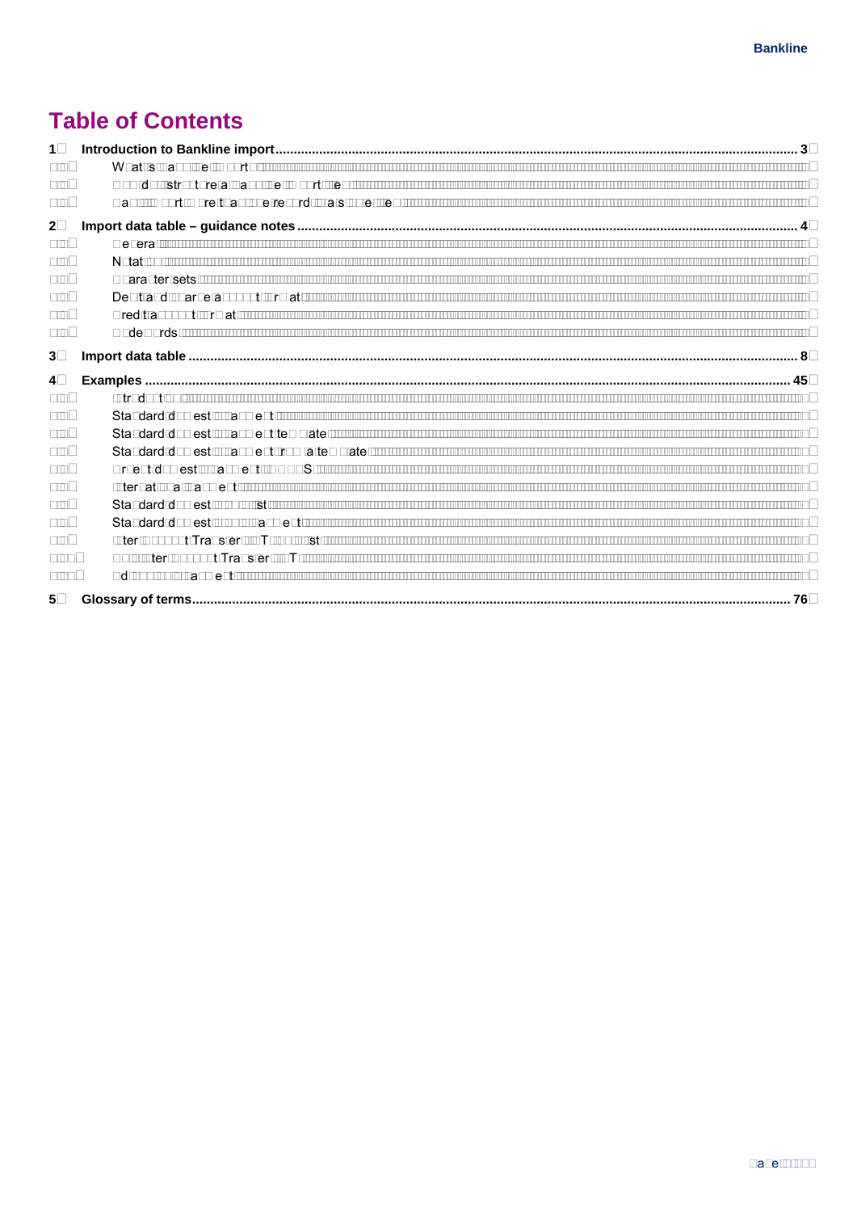# Table of Contents

1 Introduction to Bankline import ........ 3
- 1.1 What is a Bankline import?
- 1.2 How do I structure a Bankline import file?
- 1.3 Can I import to create a payee record as well?

2 Import data table – guidance notes ........ 4
- 2.1 General
- 2.2 Notation
- 2.3 Character sets
- 2.4 Debit and charge account format
- 2.5 Credit account format
- 2.6 Codewords

3 Import data table ........ 8

4 Examples ........ 45
- 4.1 Introduction
- 4.2 Standard domestic payment
- 4.3 Standard domestic payment with template
- 4.4 Standard domestic payment from template
- 4.5 Urgent domestic payment – CHAPS
- 4.6 International payment
- 4.7 Standard domestic bulk list
- 4.8 Standard domestic bulk payment
- 4.9 Internal Account Transfer (IAT) list
- 4.10 Single Internal Account Transfer (IAT)
- 4.11 Adding a payment

5 Glossary of terms ........ 76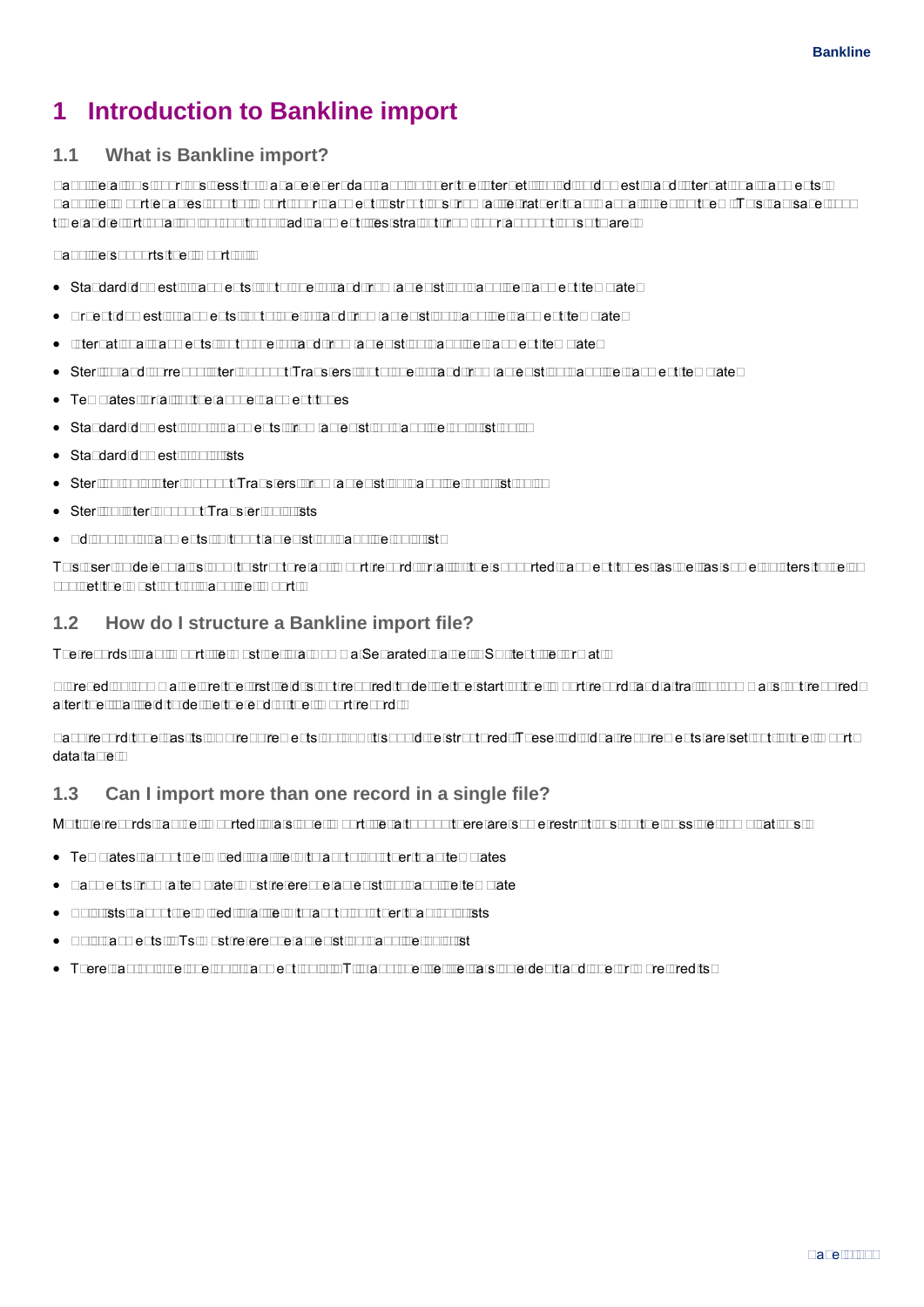# 1 Introduction to Bankline import

## 1.1 What is Bankline import?

Bankline allows customers to make domestic and international payments over the internet. Bankline import lets you import payment instructions from a file rather than having to key them manually. This can save you time and effort, particularly if you load payment files straight from your accounts software.

Bankline supports the import of:

- Standard domestic payments (both one-off and from a beneficiary list using a template)
- Urgent domestic payments (both one-off and from a beneficiary list using a template)
- International payments (both one-off and from a beneficiary list using a template)
- Sterling and Currency Inter-Account Transfers (both one-off and from a beneficiary list using a template)
- Templates for all the above payment types
- Standard domestic bulk payments from a beneficiary bulk list
- Standard domestic bulk lists
- Sterling Inter-Account Transfers from a beneficiary bulk list
- Sterling Inter-Account Transfer bulk lists
- Adding payments into an existing bulk list

This user guide explains how to structure an import record for all of the supported payment types as well as the parameters of the import function.

## 1.2 How do I structure a Bankline import file?

The records that you import need to be in a Comma Separated Values (CSV) text file format.

A record must have a header field to define the start of the import record and a trailer field is required after the last field to define the end of the import record.

Each record type has its own requirements for how it should be structured. These field level requirements are set out in the import data tables.

## 1.3 Can I import more than one record in a single file?

Multiple records can be imported as a single import file, but there are some restrictions on the possible combinations:

- Templates cannot be mixed with anything other than templates
- Payments from a template must reference a beneficiary template
- Bulk lists cannot be mixed with anything other than bulk lists
- Bulk payments (IATs) must reference a beneficiary bulk list
- There can only be one bulk payment per file. This can be either one debit and multiple credits.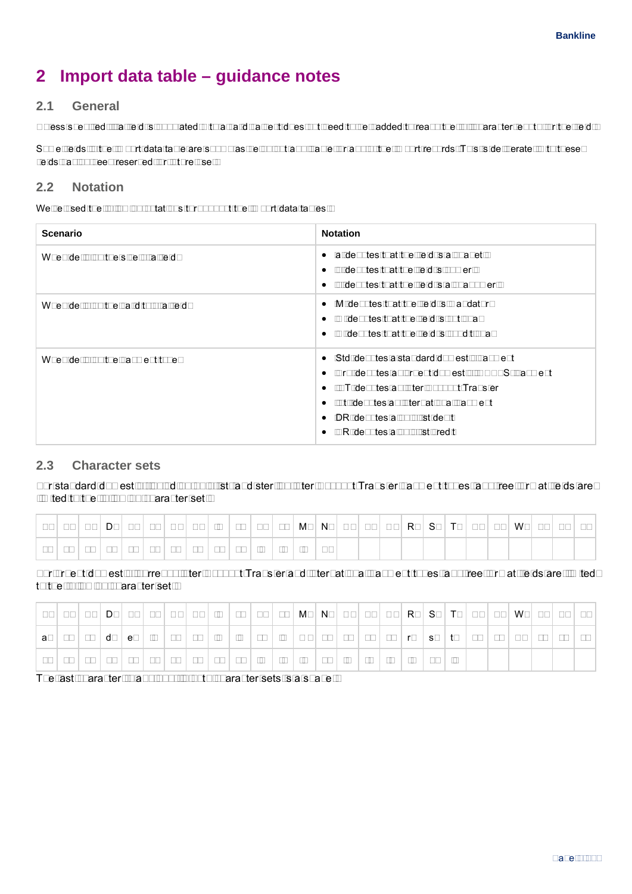# 2 Import data table – guidance notes

## 2.1 General

Unless specified, if a field is truncated ... a blank ... does not need to be padded to reach the maximum character length for the field.

Some fields within the import data tables are ... as ... records. This is deliberate ... these fields ... reserved for future use.

## 2.2 Notation

We have used the following notations throughout the import data tables:

| Scenario | Notation |
|---|---|
| When describing the size of a field | • a denotes that the field is alphabetic<br>• n denotes that the field is numeric<br>• an denotes that the field is alphanumeric |
| When describing the validation of a field | • M denotes that the field is mandatory<br>• O denotes that the field is optional<br>• C denotes that the field is conditional |
| When describing the payment type | • Std denotes a standard domestic payment<br>• ...r denotes a ... domestic ... S payment<br>• ...T denotes an Inter Account Transfer<br>• Int denotes an International payment<br>• ...DR denotes a ... list debit<br>• ...R denotes a ... list credit |

## 2.3 Character sets

Our standard domestic ... list and ... Inter Account Transfer payment types all free format fields are limited to the following character set:

| | | | | | | | | | | | | | | | | | | | | | | | | | |
|---|---|---|---|---|---|---|---|---|---|---|---|---|---|---|---|---|---|---|---|---|---|---|---|---|---|
| A | B | C | D | E | F | G | H | I | J | K | L | M | N | O | P | Q | R | S | T | U | V | W | X | Y | Z |
| | | | | | | | | | | | | | | | | | | | | | | | | | |

Our ... domestic ... Inter Account Transfer and International payment types all free format fields are limited to the following character set:

| | | | | | | | | | | | | | | | | | | | | | | | | | |
|---|---|---|---|---|---|---|---|---|---|---|---|---|---|---|---|---|---|---|---|---|---|---|---|---|---|
| A | B | C | D | E | F | G | H | I | J | K | L | M | N | O | P | Q | R | S | T | U | V | W | X | Y | Z |
| a | b | c | d | e | f | g | h | i | j | k | l | m | n | o | p | q | r | s | t | u | v | w | x | y | z |
| | | | | | | | | | | | | | | | | | | | | | | | | | |

The last character ... character sets is a space.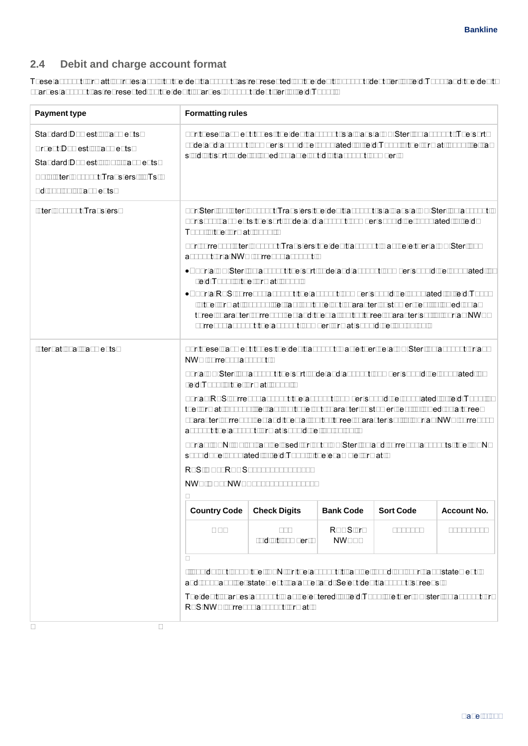## 2.4 Debit and charge account format

These account format attributes apply to the debit account as represented in the debit account identifier field T□□□ and the debit charges account as represented in the debit charges account identifier field T□□□.

| Payment type | Formatting rules |
|---|---|
| Standard Domestic Payments<br>Urgent Domestic Payments<br>Standard Domestic Bulk Payments<br>Bulk Inter Account Transfers (IATs)<br>□d□□□□□□ Payments | For these payment types the debit account must always be a UK Sterling account. The sort code and account number should be concatenated in field T□□□ with the format □□□□□□□□□□□□□□. The account should ... sort code followed ... account number. |
| Inter Account Transfers | For Sterling Inter Account Transfers the debit account must always be a UK Sterling account. For these payments the sort code and account number should be concatenated in field T□□□ with the format □□□□□□.<br><br>For currency Inter Account Transfers the debit account can be either a UK Sterling account or a NWB currency account.<br><br>• For a UK Sterling account the sort code and account number should be concatenated in field T□□□ with the format □□□□□□.<br>• For a RBS currency account the account number should be concatenated in field T□□□ with the format □□□□□□□□□□□□ ... the first character must be ... ed ... a three character currency code and the ... three characters ... For a NWB currency account the account number format should be □□□□□□□. |
| International Payments | For these payment types the debit account can be either a UK Sterling account or a NWB currency account.<br><br>For a UK Sterling account the sort code and account number should be concatenated in field T□□□ with the format □□□□□□.<br><br>For a RBS currency account the account number should be concatenated in field T□□□ with the format □□□□□□□□□□□□ ... the first character must be ... ed ... a three character currency code and the ... three characters ... For a NWB currency account the account format should be □□□□□□□.<br><br>For an IBAN ... can be used for both UK Sterling and currency accounts the IBAN should be concatenated in field T□□□ with the relevant format:<br><br>RBS □□□ RBS □□□□□□□□□□□□□□<br><br>NWB □□□ NWB □□□□□□□□□□□□□□<br><br>(see table below)<br><br>For ... the IBAN for the account ... statement ... and ... statement ... Select debit account ... screen.<br><br>The debit charges account can be entered in field T□□□ either in Sterling account or RBS/NWB currency account format. |

| Country Code | Check Digits | Bank Code | Sort Code | Account No. |
|---|---|---|---|---|
| □□□ | □□□<br>□□d□t□□□ □er□ | R□□S □r□<br>NW□□□ | □□□□□□ | □□□□□□□□ |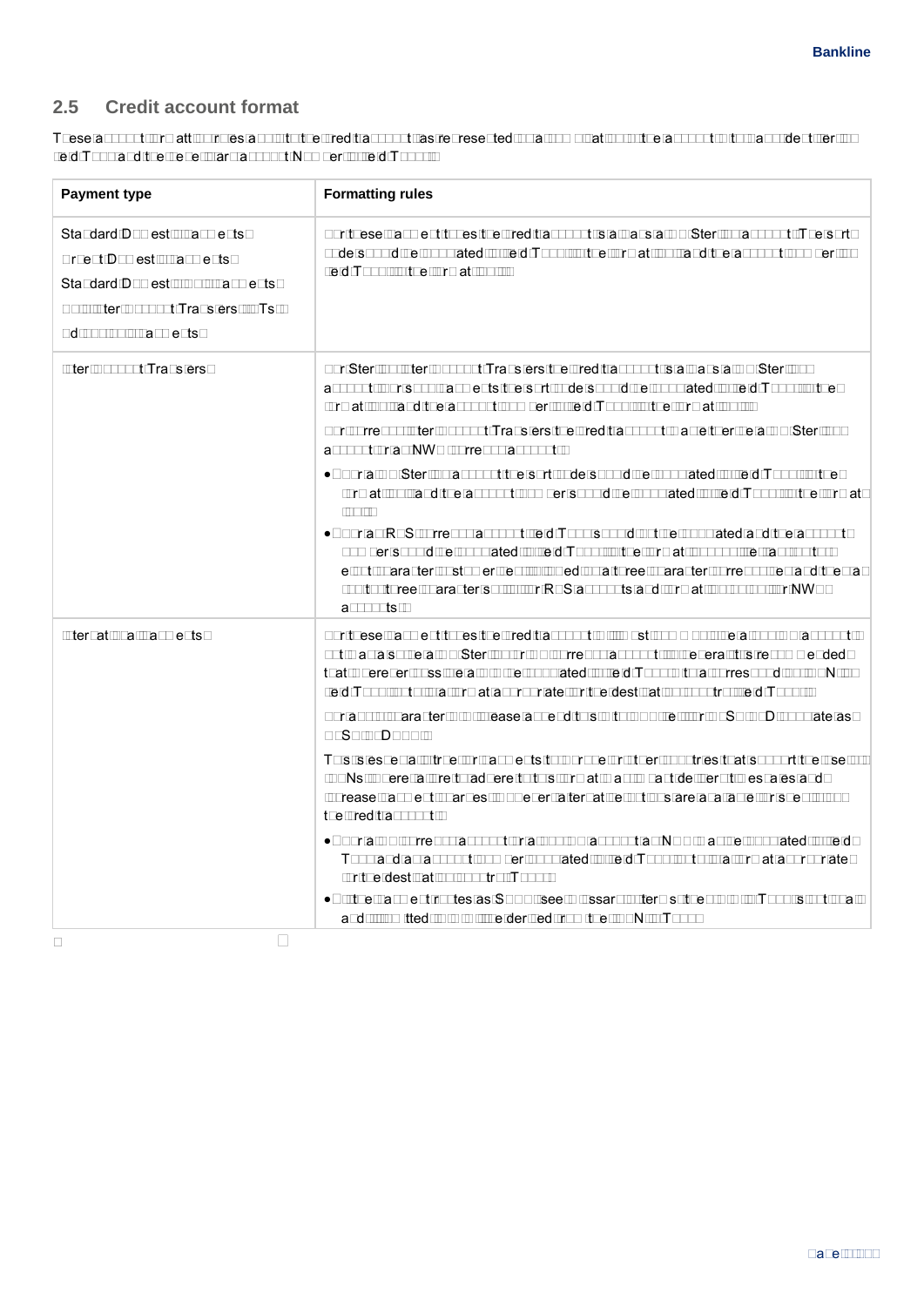## 2.5 Credit account format

These account format rules apply to the credit account as represented in a file. Within the account is identified in field T and the beneficiary account number in field T.

| Payment type | Formatting rules |
|---|---|
| Standard Domestic payments<br>Urgent Domestic payments<br>Standard Domestic bulk payments<br>Inter-account Transfers (IATs)<br>Ad hoc bulk payments | For these payment types the credit account is always a UK Sterling account. The sort code should be populated in field T with the format and the account number in field T with the format. |
| Inter-account Transfers | For Sterling Inter-account Transfers the credit account is always a UK Sterling account. For these payments the sort code should be populated in field T with the format and the account number in field T with the format.<br><br>For currency Inter-account Transfers the credit account can be either a UK Sterling account or a NWB currency account.<br><br>• For a UK Sterling account the sort code should be populated in field T with the format and the account number should be populated in field T with the format.<br>• For a RBS currency account field T should be populated and the account number should be populated in field T with the format. The account is eight characters long. The first three characters are the currency code and the last three characters. RBS accounts and format for NWB accounts. |
| International payments | For these payment types the credit account is a customer's account, not a UK Sterling or currency account. The beneficiary's account number should be populated in field T, with a corresponding IBAN in field T, in a format appropriate for the destination country in field T.<br><br>For a character please use the ISO code, e.g. USD.<br><br>This is also the default for payments to countries that use IBANs. Where payment is made to this format, any additional charges are available for the credit account.<br><br>• For a currency account, the account number should be populated in field T and the account number populated in field T in a format appropriate for the destination country.<br>• Use the payment notes as SWIFT (see Glossary) characters. |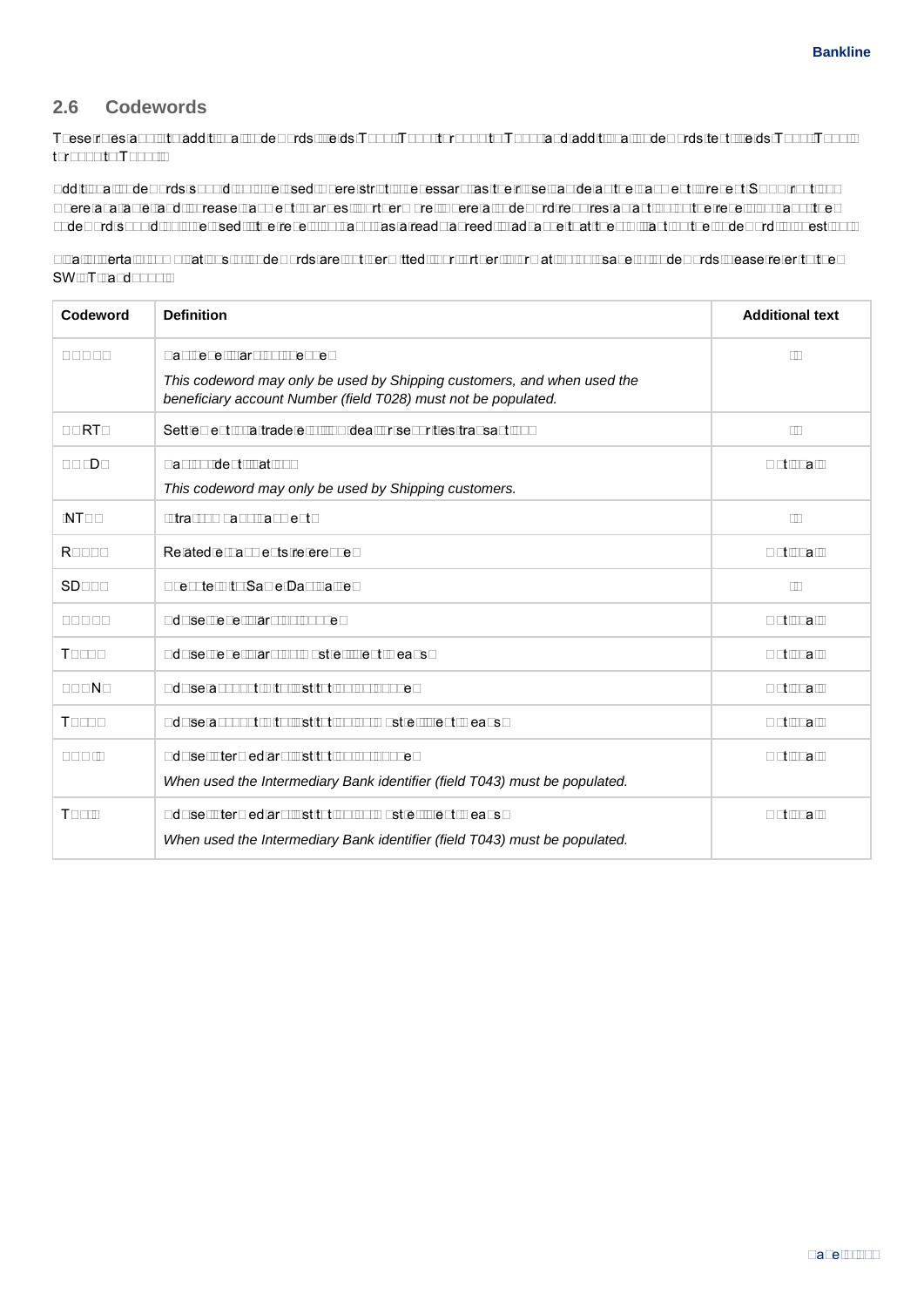## 2.6 Codewords

These provide the ability to add additional codewords (fields T0??–T0??) and additional codeword text (fields T0??–T0??).

Additional codewords should only be used where strictly necessary, as their use may delay the payment or prevent STP. Where a payment must be handled manually, charges may increase. Where a codeword requires action by the receiving bank, the codeword should only be used where there has already been agreement that the bank will act on the codeword.

Only certain codewords are permitted. For further information on the usage of codewords, please refer to the SWIFT handbook.

| Codeword | Definition | Additional text |
|---|---|---|
| CHQB | Pay beneficiary customer by cheque only<br>*This codeword may only be used by Shipping customers, and when used the beneficiary account Number (field T028) must not be populated.* | No |
| CORT | Settlement of a trade e.g. foreign exchange deal or securities transaction | No |
| HOLD | Pay on identification<br>*This codeword may only be used by Shipping customers.* | Optional |
| INTC | Intra-company payment | No |
| REPA | Related e-payments reference | Optional |
| SDVA | Execute with Same Day Value | No |
| PHOB | Advise beneficiary by phone | Optional |
| TELB | Advise beneficiary by best telecom means | Optional |
| PHON | Advise account with institution by phone | Optional |
| TELE | Advise account with institution by best telecom means | Optional |
| PHOI | Advise intermediary institution by phone<br>*When used the Intermediary Bank identifier (field T043) must be populated.* | Optional |
| TELI | Advise intermediary institution by best telecom means<br>*When used the Intermediary Bank identifier (field T043) must be populated.* | Optional |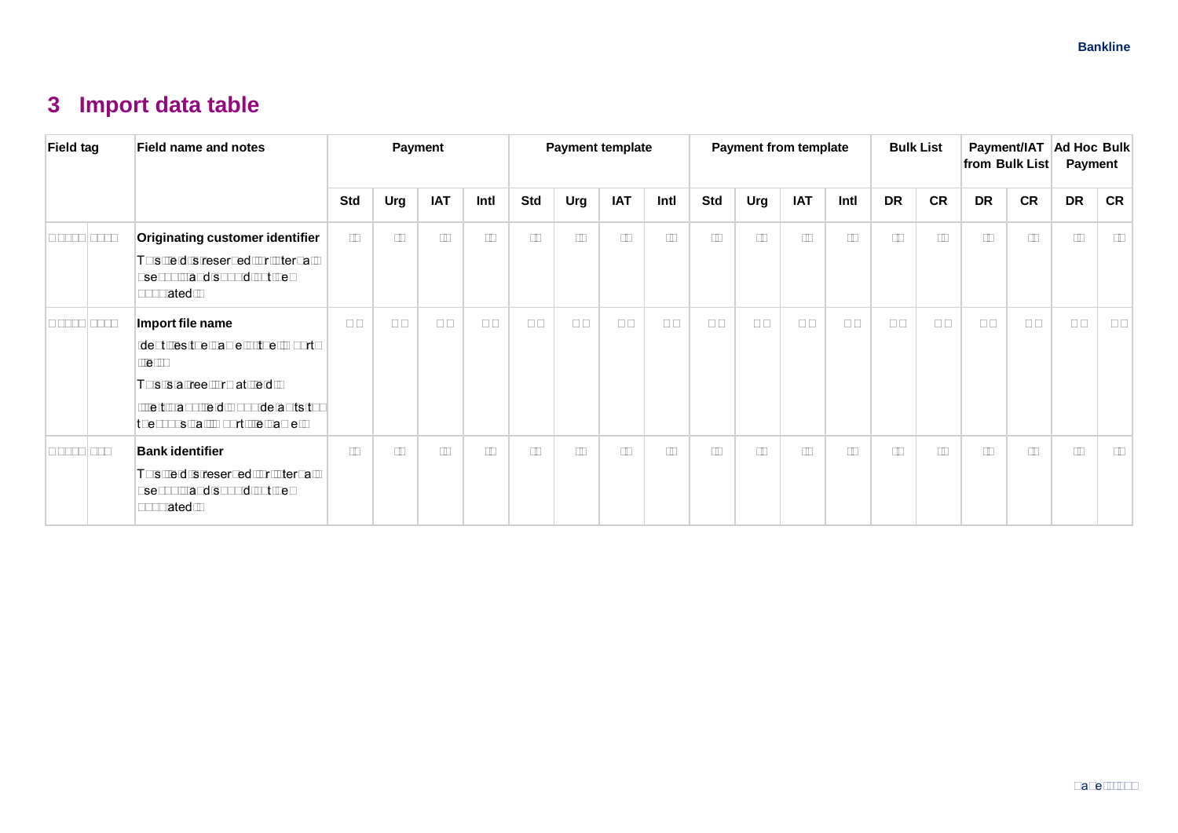# 3 Import data table

| Field tag | | Field name and notes | Payment | | | | Payment template | | | | Payment from template | | | | Bulk List | | Payment/IAT from Bulk List | | Ad Hoc Bulk Payment | |
|---|---|---|---|---|---|---|---|---|---|---|---|---|---|---|---|---|---|---|---|---|
| | | | Std | Urg | IAT | Intl | Std | Urg | IAT | Intl | Std | Urg | IAT | Intl | DR | CR | DR | CR | DR | CR |
| | | **Originating customer identifier**<br>This field is reserved for internal use only and should not be populated. | | | | | | | | | | | | | | | | | | |
| | | **Import file name**<br>Identifies the name of the import file.<br>This is a free format field.<br>If left blank, this field defaults to the user's import file name. | | | | | | | | | | | | | | | | | | |
| | | **Bank identifier**<br>This field is reserved for internal use only and should not be populated. | | | | | | | | | | | | | | | | | | |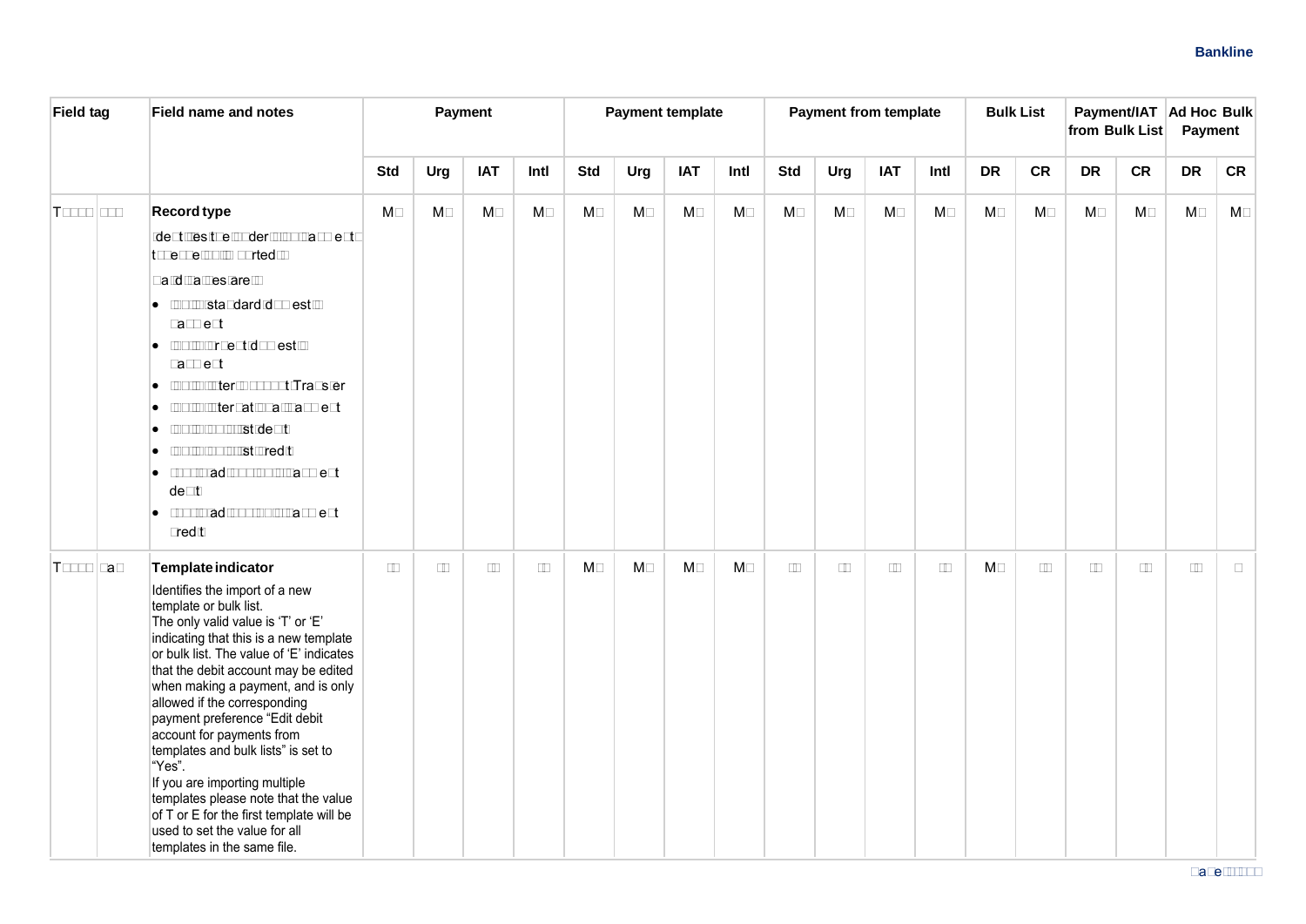| Field tag | | Field name and notes | Payment | | | | Payment template | | | | Payment from template | | | | Bulk List | | Payment/IAT from Bulk List | | Ad Hoc Bulk Payment | |
|---|---|---|---|---|---|---|---|---|---|---|---|---|---|---|---|---|---|---|---|---|
| | | | Std | Urg | IAT | Intl | Std | Urg | IAT | Intl | Std | Urg | IAT | Intl | DR | CR | DR | CR | DR | CR |
| T | | **Record type**<br>Identifies the order in which a payment type is imported.<br>Valid values are:<br>• standard domestic payment<br>• urgent domestic payment<br>• Internal Account Transfer<br>• International payment<br>• Bulk list debit<br>• Bulk list credit<br>• Ad hoc bulk payment debit<br>• Ad hoc bulk payment credit | M | M | M | M | M | M | M | M | M | M | M | M | M | M | M | M | M | M |
| T | | **Template indicator**<br>Identifies the import of a new template or bulk list.<br>The only valid value is 'T' or 'E' indicating that this is a new template or bulk list. The value of 'E' indicates that the debit account may be edited when making a payment, and is only allowed if the corresponding payment preference "Edit debit account for payments from templates and bulk lists" is set to "Yes".<br>If you are importing multiple templates please note that the value of T or E for the first template will be used to set the value for all templates in the same file. | | | | | M | M | M | M | | | | | M | | | | | |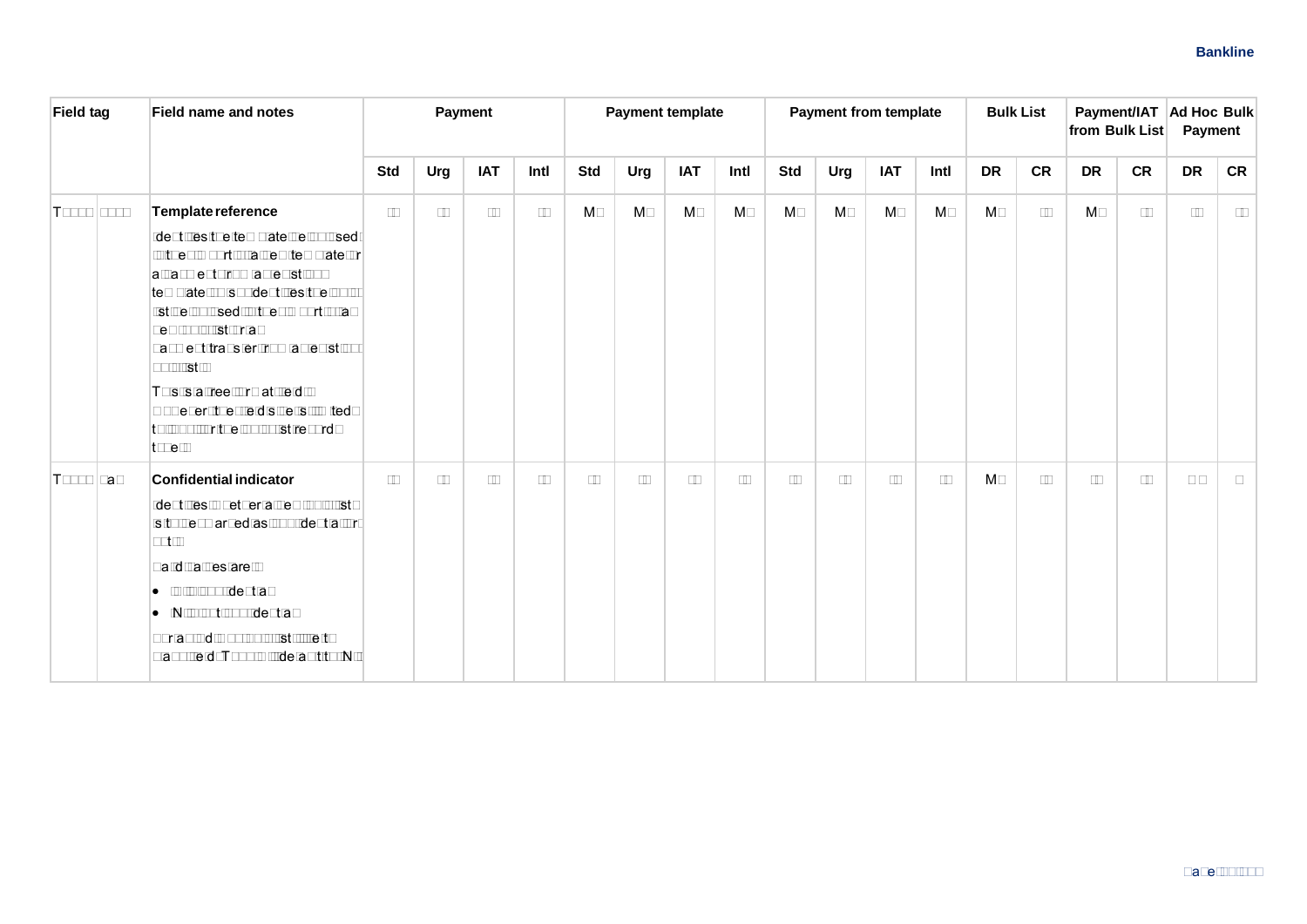| Field tag | Field name and notes | Payment | | | | Payment template | | | | Payment from template | | | | Bulk List | | Payment/IAT from Bulk List | | Ad Hoc Bulk Payment | |
|---|---|---|---|---|---|---|---|---|---|---|---|---|---|---|---|---|---|---|---|
| | | Std | Urg | IAT | Intl | Std | Urg | IAT | Intl | Std | Urg | IAT | Intl | DR | CR | DR | CR | DR | CR |
| | **Template reference** | | | | | M | M | M | M | M | M | M | M | M | | M | | | |
| | **Confidential indicator** | | | | | | | | | | | | | M | | | | | |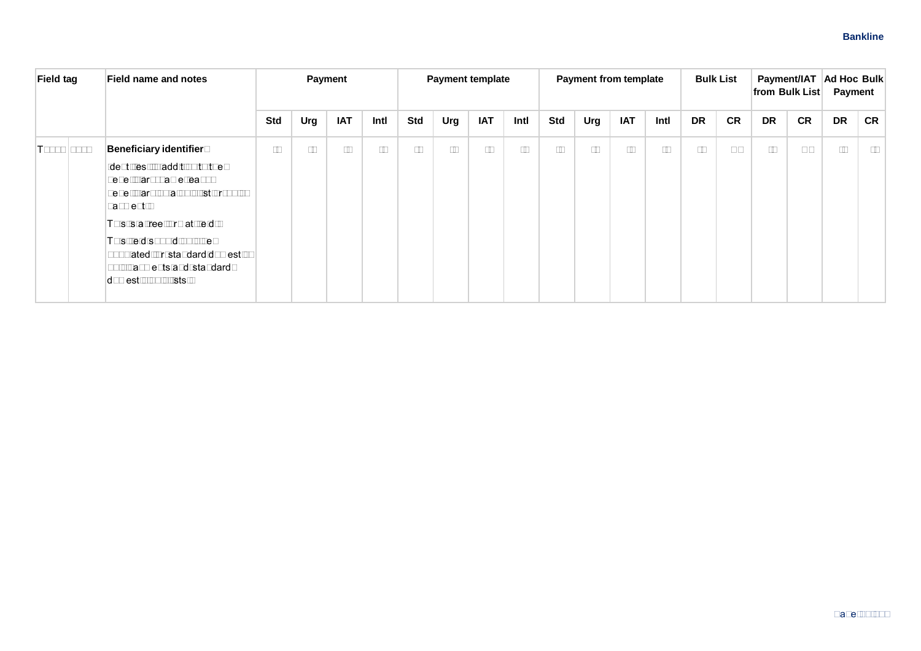| Field tag | | Field name and notes | Payment | | | | Payment template | | | | Payment from template | | | | Bulk List | | Payment/IAT from Bulk List | | Ad Hoc Bulk Payment | |
|---|---|---|---|---|---|---|---|---|---|---|---|---|---|---|---|---|---|---|---|---|
| | | | Std | Urg | IAT | Intl | Std | Urg | IAT | Intl | Std | Urg | IAT | Intl | DR | CR | DR | CR | DR | CR |
| | | **Beneficiary identifier**<br><br>This is a free format field. | | | | | | | | | | | | | | | | | | |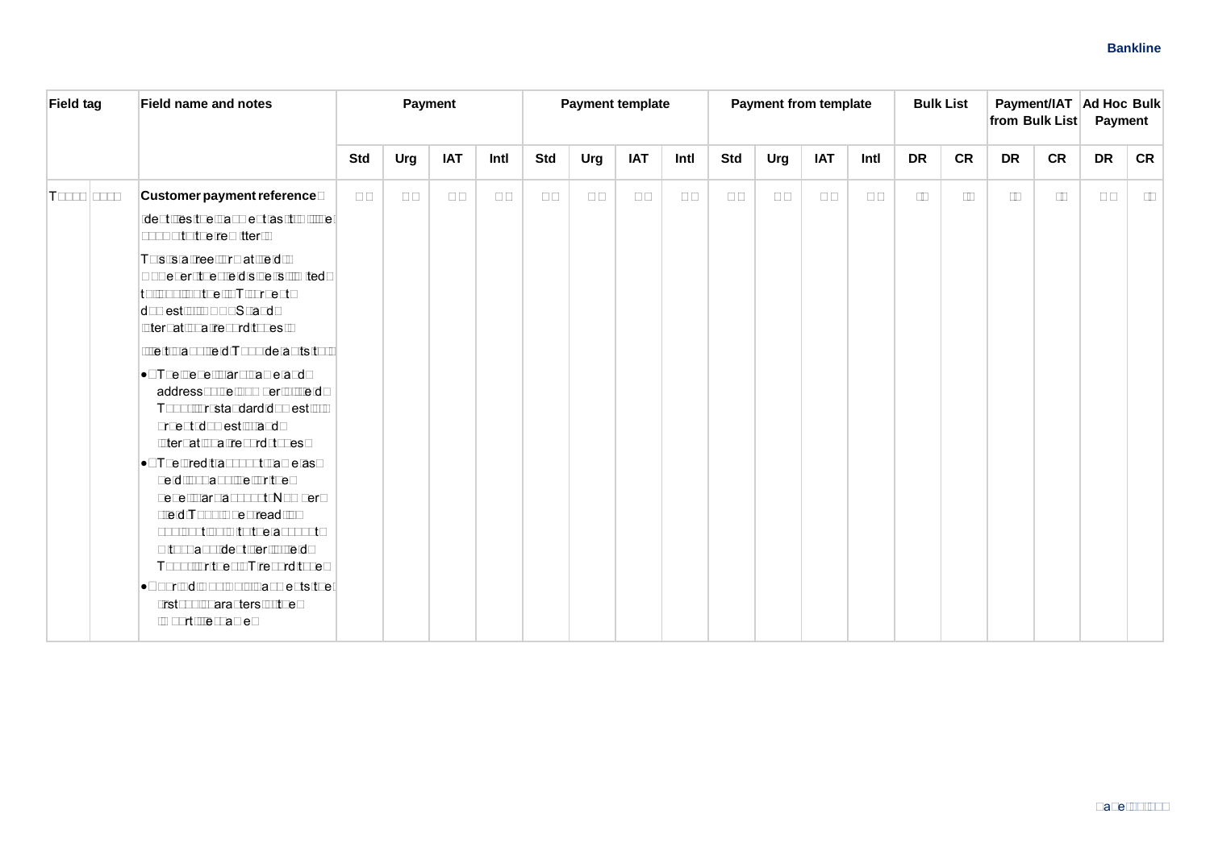| Field tag | Field name and notes | Payment | | | | Payment template | | | | Payment from template | | | | Bulk List | | Payment/IAT from Bulk List | | Ad Hoc Bulk Payment | |
|---|---|---|---|---|---|---|---|---|---|---|---|---|---|---|---|---|---|---|---|
| | | Std | Urg | IAT | Intl | Std | Urg | IAT | Intl | Std | Urg | IAT | Intl | DR | CR | DR | CR | DR | CR |
| | **Customer payment reference** | | | | | | | | | | | | | | | | | | |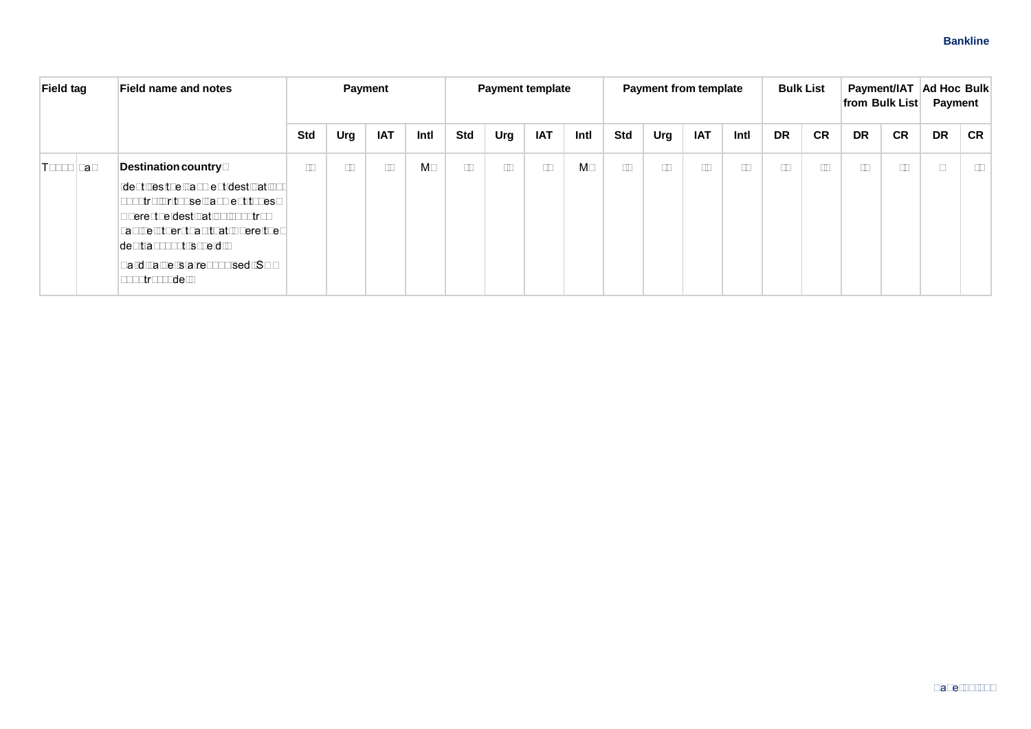| Field tag | Field name and notes | Payment | | | | Payment template | | | | Payment from template | | | | Bulk List | | Payment/IAT from Bulk List | | Ad Hoc Bulk Payment | |
|---|---|---|---|---|---|---|---|---|---|---|---|---|---|---|---|---|---|---|---|
| | | Std | Urg | IAT | Intl | Std | Urg | IAT | Intl | Std | Urg | IAT | Intl | DR | CR | DR | CR | DR | CR |
| T□□□□ □a□ | **Destination country** □<br>□de□t□es□t□e □a□□e□t□dest□at□□□ □□□□tr□□r□t□□se□a□□e□t□t□□es□ □□ere□t□e□dest□at□□□□□□□tr□□ □a□□e□t□er□t□a□t□at□□□ere□t□e□ de□t□a□□□□□t□s□□e□d□□<br>□a□d□a□e□s□a□re□□□□sed□S□□ □□□□tr□□□□de□□ | □□ | □□ | □□ | M□ | □□ | □□ | □□ | M□ | □□ | □□ | □□ | □□ | □□ | □□ | □□ | □□ | □ | □□ |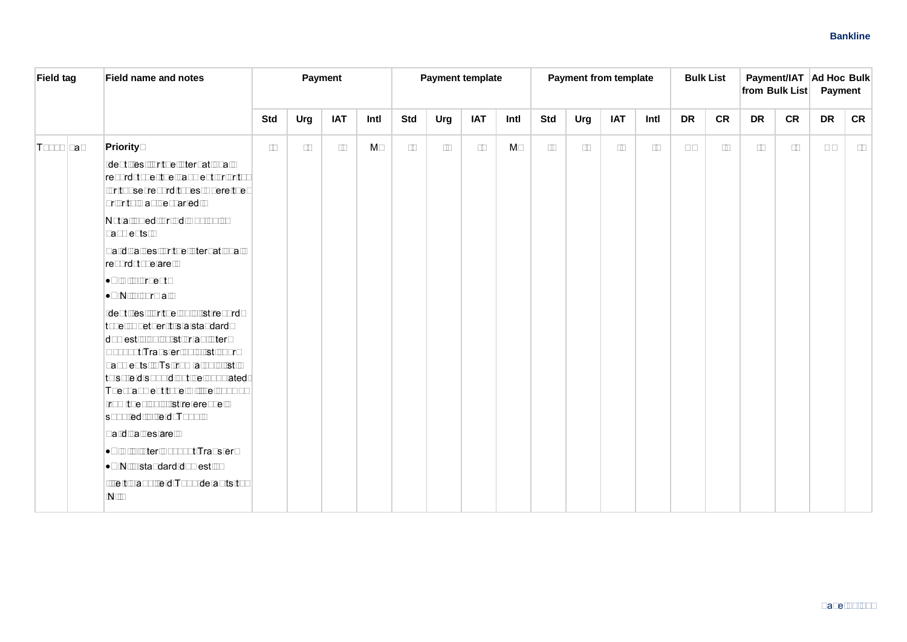| Field tag | Field name and notes | Payment | | | | Payment template | | | | Payment from template | | | | Bulk List | | Payment/IAT from Bulk List | | Ad Hoc Bulk Payment | |
|---|---|---|---|---|---|---|---|---|---|---|---|---|---|---|---|---|---|---|---|
| | | Std | Urg | IAT | Intl | Std | Urg | IAT | Intl | Std | Urg | IAT | Intl | DR | CR | DR | CR | DR | CR |
| | **Priority** | | | | M | | | | M | | | | | | | | | | |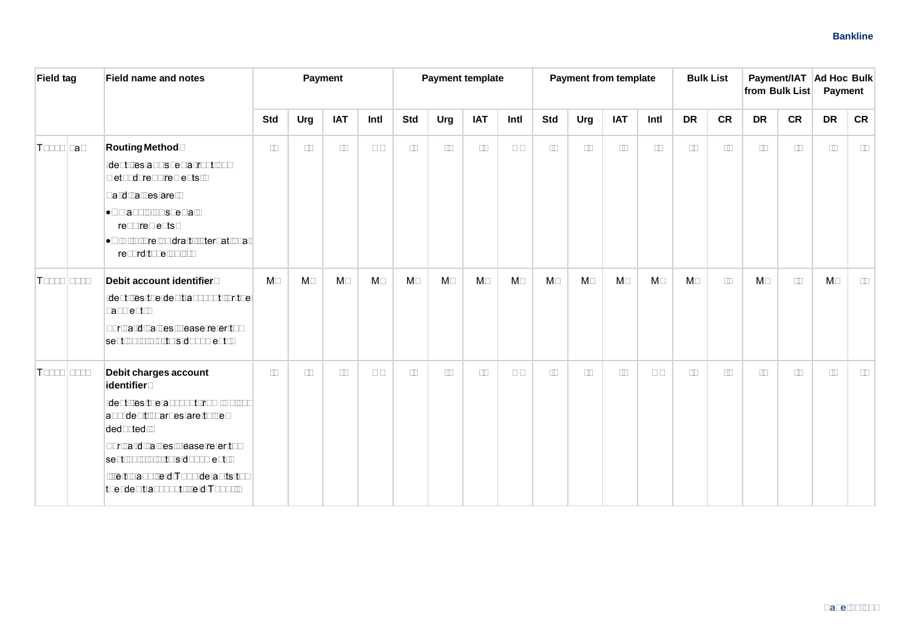| Field tag | Field name and notes | Payment | | | | Payment template | | | | Payment from template | | | | Bulk List | | Payment/IAT from Bulk List | | Ad Hoc Bulk Payment | |
|---|---|---|---|---|---|---|---|---|---|---|---|---|---|---|---|---|---|---|---|
| | | Std | Urg | IAT | Intl | Std | Urg | IAT | Intl | Std | Urg | IAT | Intl | DR | CR | DR | CR | DR | CR |
| | **Routing Method** | | | | | | | | | | | | | | | | | | |
| | **Debit account identifier** | M | M | M | M | M | M | M | M | M | M | M | M | M | | M | | M | |
| | **Debit charges account identifier** | | | | | | | | | | | | | | | | | | |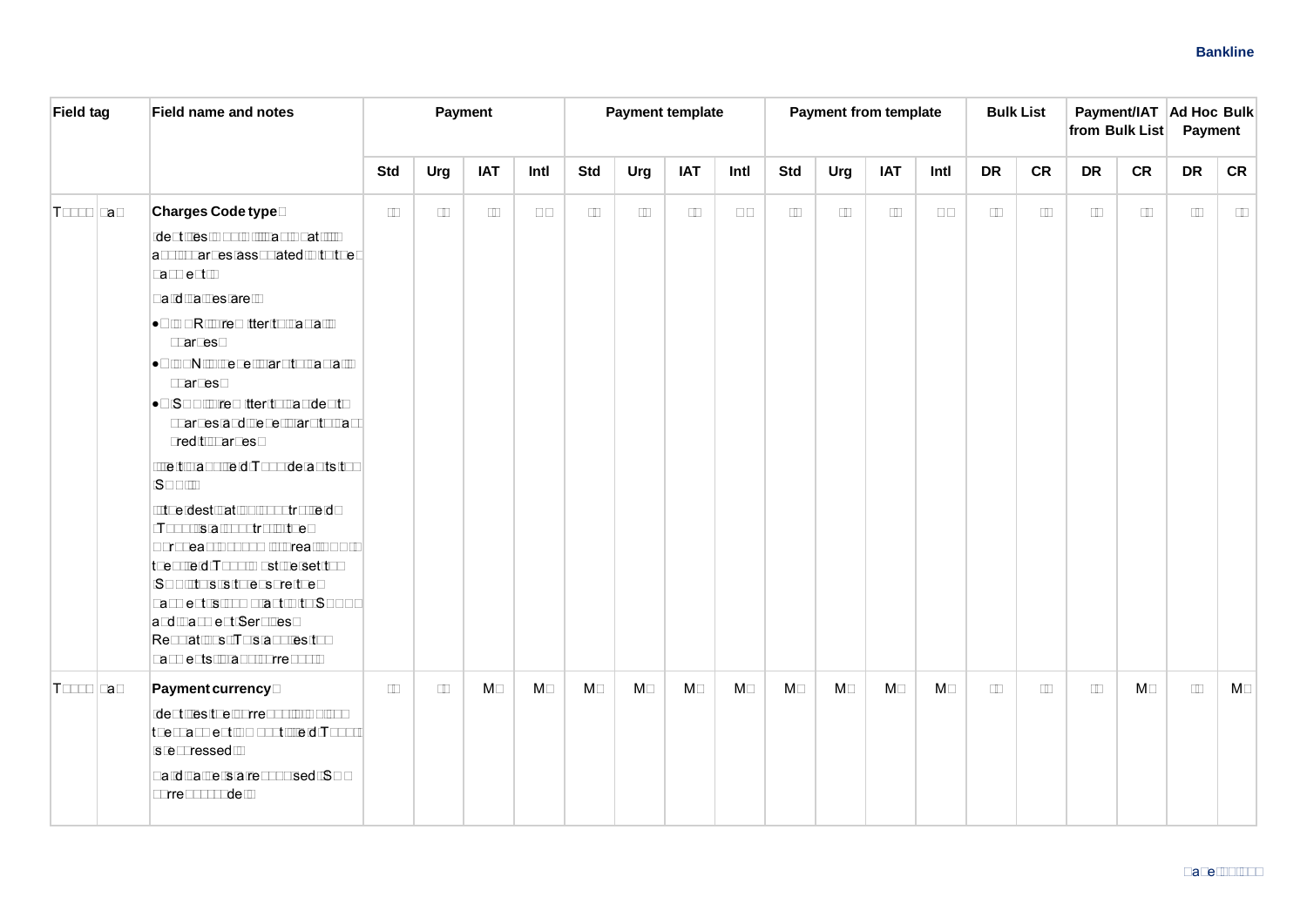| Field tag | Field name and notes | Payment | | | | Payment template | | | | Payment from template | | | | Bulk List | | Payment/IAT from Bulk List | | Ad Hoc Bulk Payment | |
|---|---|---|---|---|---|---|---|---|---|---|---|---|---|---|---|---|---|---|---|
| | | Std | Urg | IAT | Intl | Std | Urg | IAT | Intl | Std | Urg | IAT | Intl | DR | CR | DR | CR | DR | CR |
| | **Charges Code type** | | | | | | | | | | | | | | | | | | |
| | **Payment currency** | | | M | M | M | M | M | M | M | M | M | M | | | | M | | M |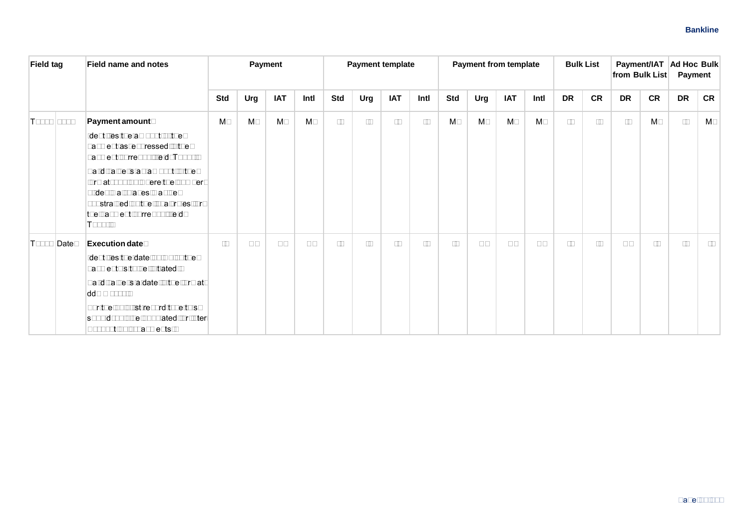| Field tag | | Field name and notes | Payment | | | | Payment template | | | | Payment from template | | | | Bulk List | | Payment/IAT from Bulk List | | Ad Hoc Bulk Payment | |
|---|---|---|---|---|---|---|---|---|---|---|---|---|---|---|---|---|---|---|---|---|
| | | | Std | Urg | IAT | Intl | Std | Urg | IAT | Intl | Std | Urg | IAT | Intl | DR | CR | DR | CR | DR | CR |
| T | | **Payment amount** Identifies the amount of the payment as expressed in the payment currency field T. Valid values: an amount in the format where the number of decimal places may be constrained by the rules for the payment currency field T. | M | M | M | M | | | | | M | M | M | M | | | | M | | M |
| T | Date | **Execution date** Identifies the date on which the payment is to be initiated. Valid values: a date in the format dd | | | | | | | | | | | | | | | | | | |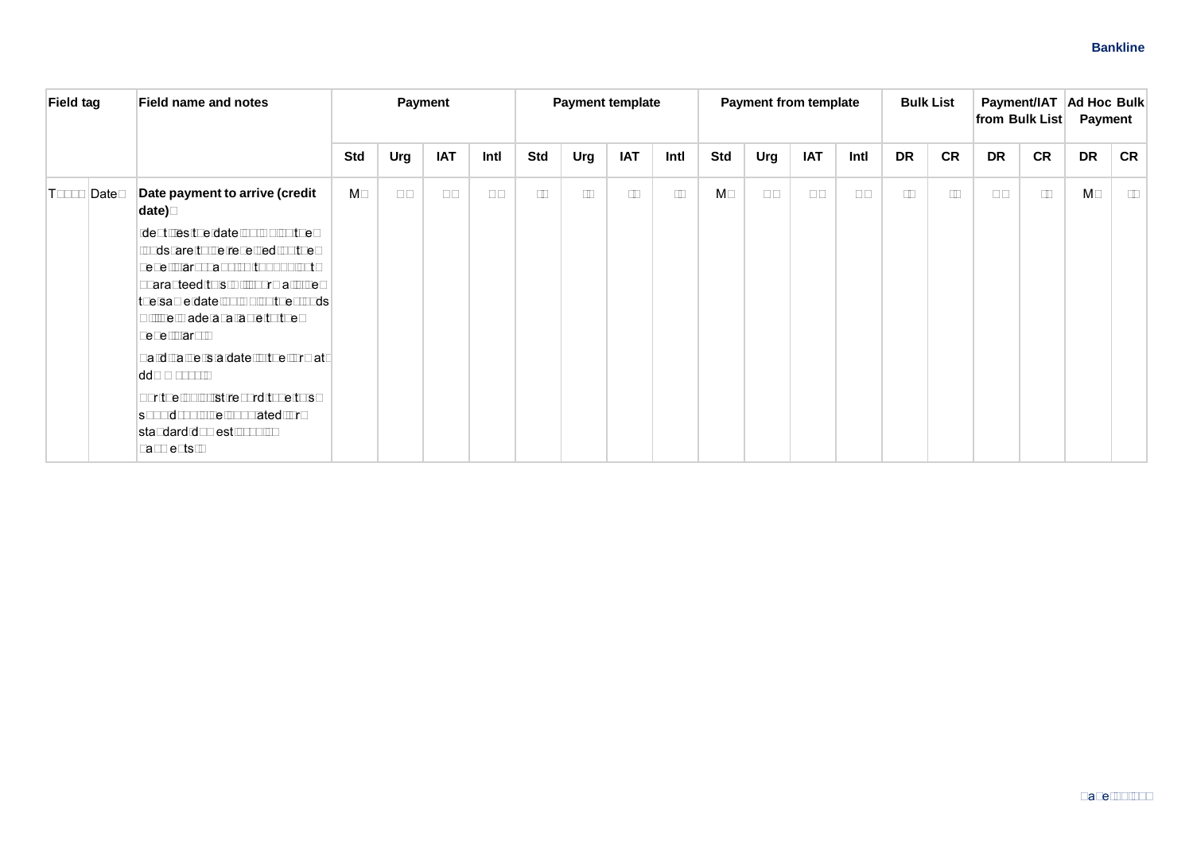| Field tag | | Field name and notes | Payment | | | | Payment template | | | | Payment from template | | | | Bulk List | | Payment/IAT from Bulk List | | Ad Hoc Bulk Payment | |
|---|---|---|---|---|---|---|---|---|---|---|---|---|---|---|---|---|---|---|---|---|
| | | | Std | Urg | IAT | Intl | Std | Urg | IAT | Intl | Std | Urg | IAT | Intl | DR | CR | DR | CR | DR | CR |
| T | Date | **Date payment to arrive (credit date)** | M | | | | | | | | M | | | | | | | | M | |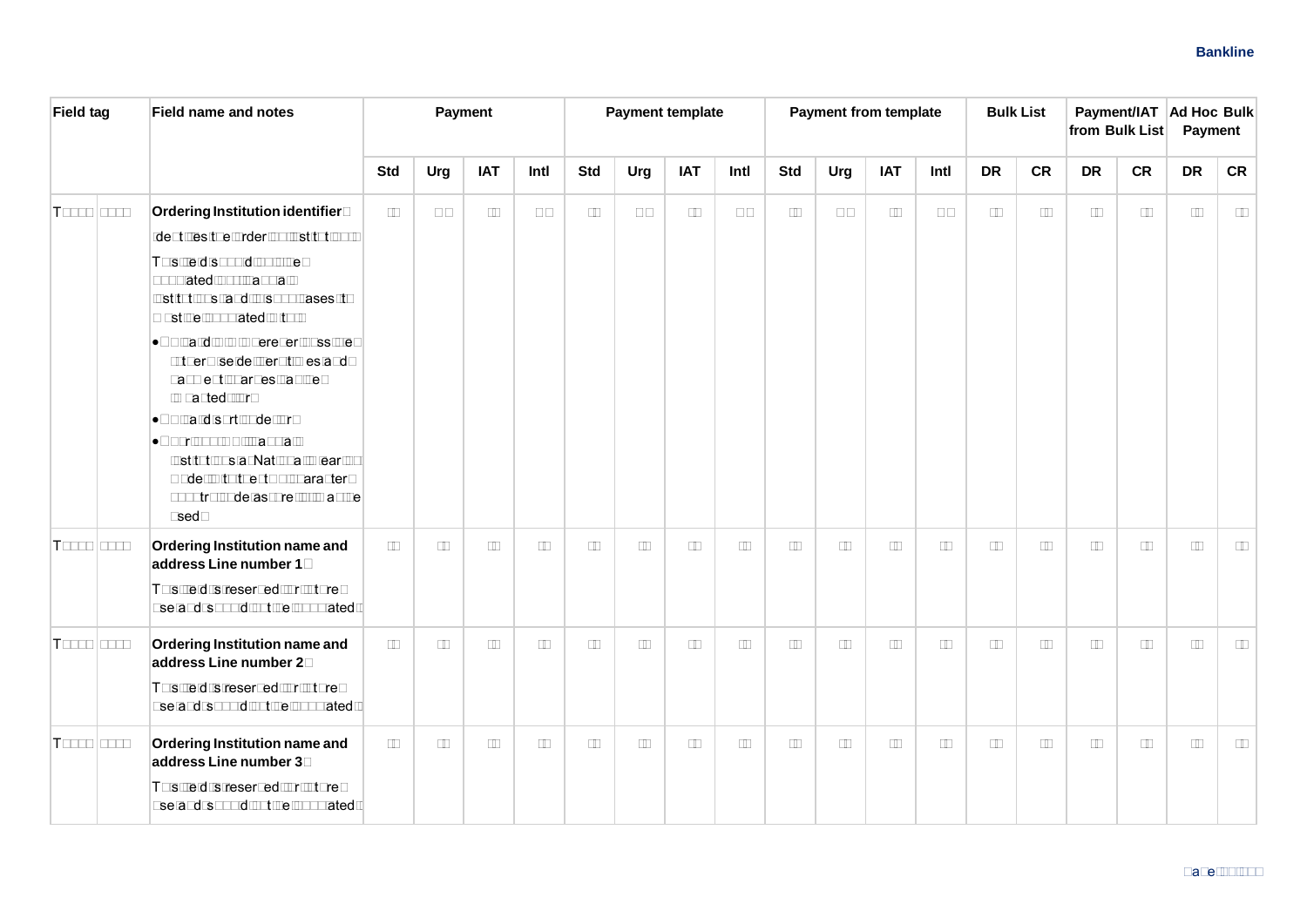| Field tag | | Field name and notes | Payment | | | | Payment template | | | | Payment from template | | | | Bulk List | | Payment/IAT from Bulk List | | Ad Hoc Bulk Payment | |
|---|---|---|---|---|---|---|---|---|---|---|---|---|---|---|---|---|---|---|---|---|
| | | | Std | Urg | IAT | Intl | Std | Urg | IAT | Intl | Std | Urg | IAT | Intl | DR | CR | DR | CR | DR | CR |
| T | | **Ordering Institution identifier**<br>Identifies the Ordering Institution.<br>T s e d s d e ated a a st t t s a d s ases t st e ated t<br>• a d ere er ss e t er se de er t es a d a e t ar es a e a ted r<br>• a d s rt de r<br>• r a a st t t s a Nat a ear de t t e t ara ter tr de as re a e sed | | | | | | | | | | | | | | | | | | |
| T | | **Ordering Institution name and address Line number 1**<br>This field is reserved for future use and is not validated. | | | | | | | | | | | | | | | | | | |
| T | | **Ordering Institution name and address Line number 2**<br>This field is reserved for future use and is not validated. | | | | | | | | | | | | | | | | | | |
| T | | **Ordering Institution name and address Line number 3**<br>This field is reserved for future use and is not validated. | | | | | | | | | | | | | | | | | | |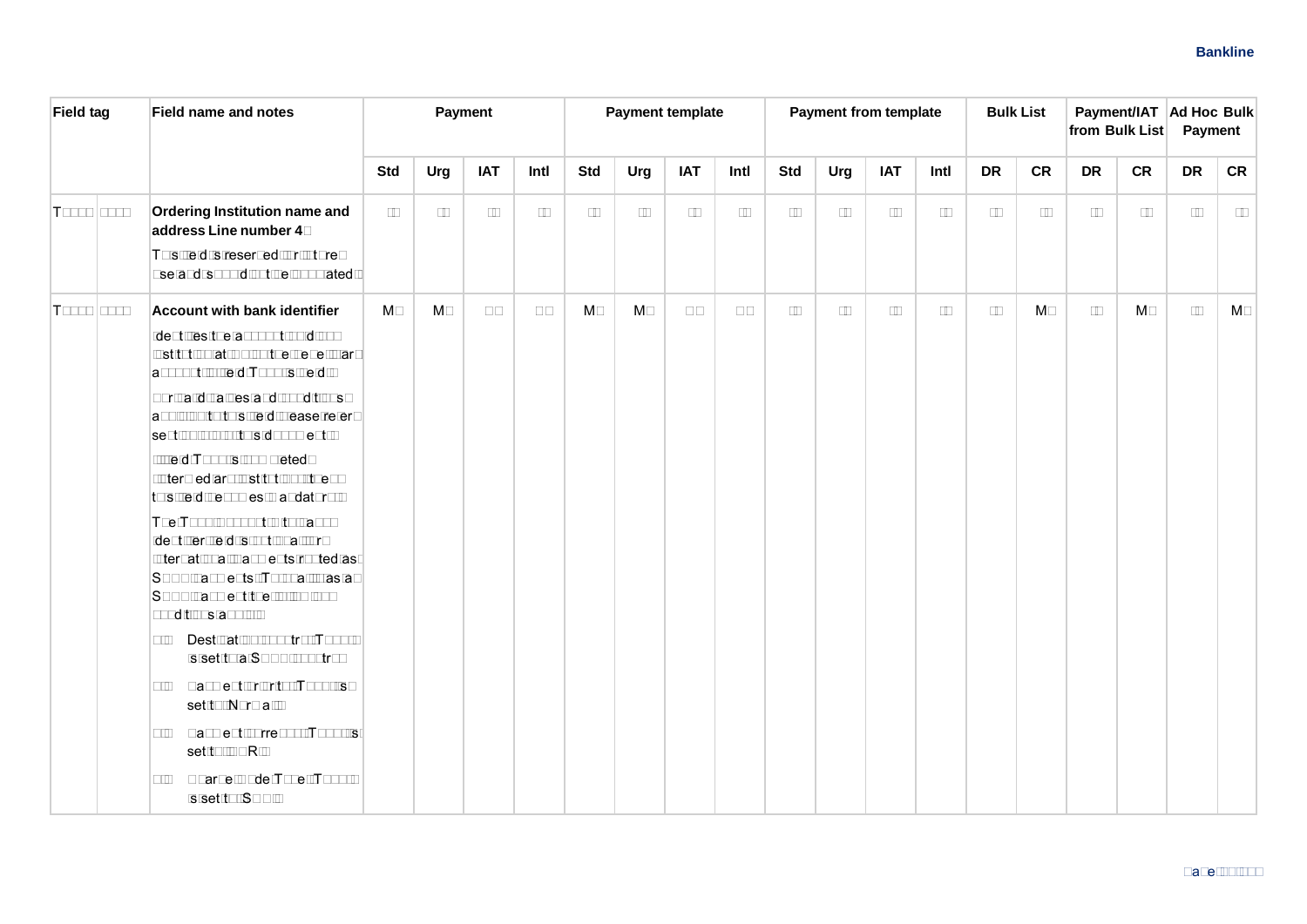| Field tag | Field name and notes | Payment | | | | Payment template | | | | Payment from template | | | | Bulk List | | Payment/IAT from Bulk List | | Ad Hoc Bulk Payment | |
|---|---|---|---|---|---|---|---|---|---|---|---|---|---|---|---|---|---|---|---|
| | | Std | Urg | IAT | Intl | Std | Urg | IAT | Intl | Std | Urg | IAT | Intl | DR | CR | DR | CR | DR | CR |
| | **Ordering Institution name and address Line number 4** | | | | | | | | | | | | | | | | | | |
| | **Account with bank identifier** | M | M | | | M | M | | | | | | | | M | | M | | M |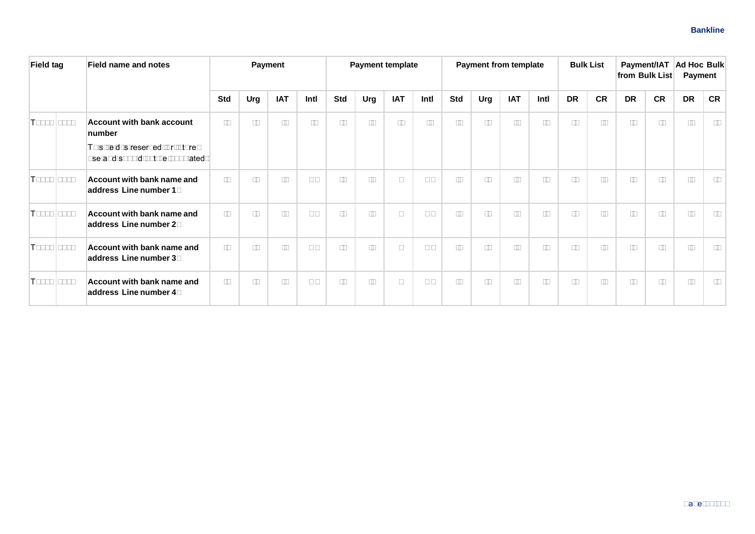| Field tag | | Field name and notes | Payment | | | | Payment template | | | | Payment from template | | | | Bulk List | | Payment/IAT from Bulk List | | Ad Hoc Bulk Payment | |
|---|---|---|---|---|---|---|---|---|---|---|---|---|---|---|---|---|---|---|---|---|
| | | | Std | Urg | IAT | Intl | Std | Urg | IAT | Intl | Std | Urg | IAT | Intl | DR | CR | DR | CR | DR | CR |
| T | | **Account with bank account number**<br>This field is reserved for future use and should not be populated. | | | | | | | | | | | | | | | | | | |
| T | | **Account with bank name and address Line number 1** | | | | | | | | | | | | | | | | | | |
| T | | **Account with bank name and address Line number 2** | | | | | | | | | | | | | | | | | | |
| T | | **Account with bank name and address Line number 3** | | | | | | | | | | | | | | | | | | |
| T | | **Account with bank name and address Line number 4** | | | | | | | | | | | | | | | | | | |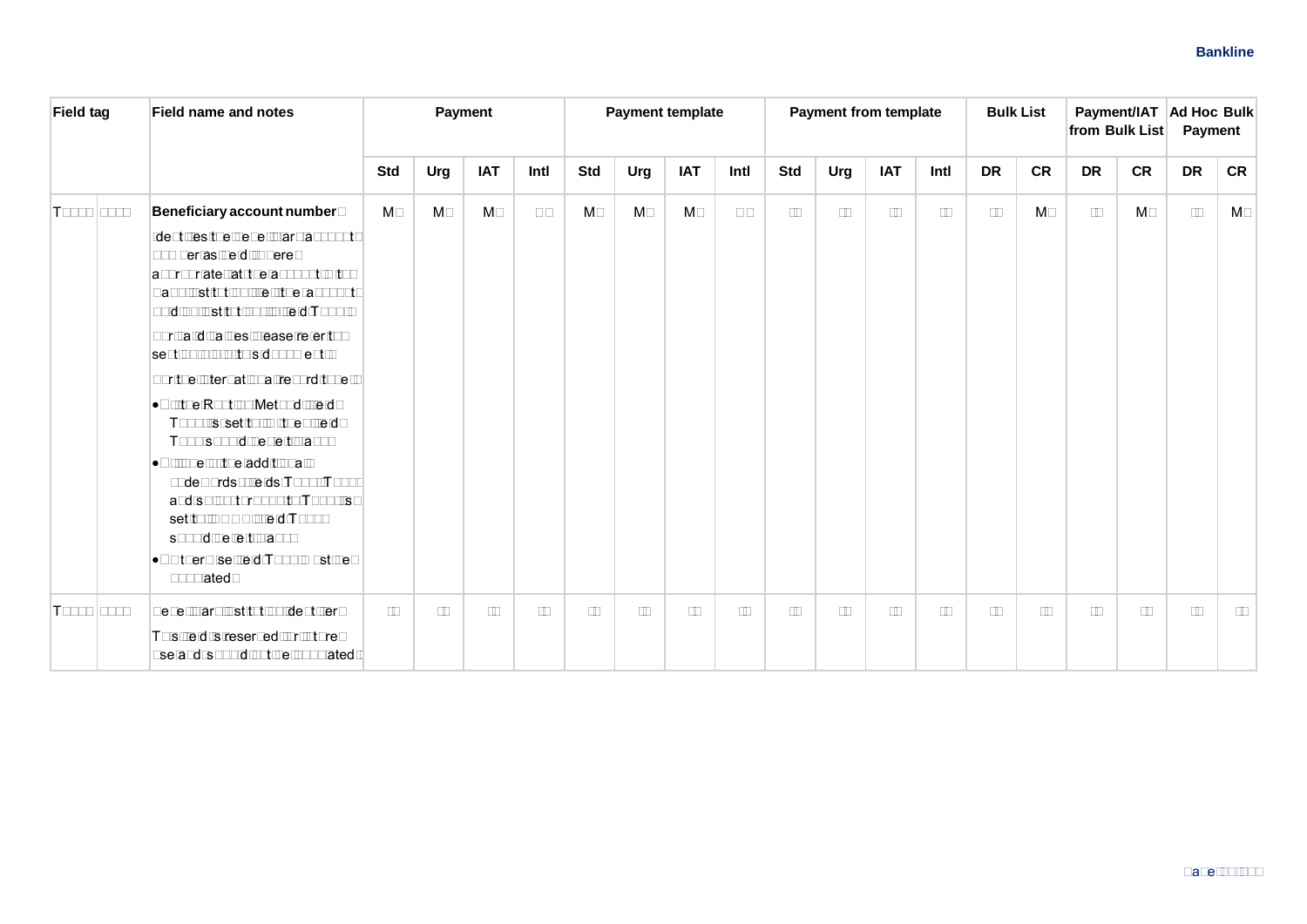| Field tag | | Field name and notes | Payment | | | | Payment template | | | | Payment from template | | | | Bulk List | | Payment/IAT from Bulk List | | Ad Hoc Bulk Payment | |
|---|---|---|---|---|---|---|---|---|---|---|---|---|---|---|---|---|---|---|---|---|
| | | | Std | Urg | IAT | Intl | Std | Urg | IAT | Intl | Std | Urg | IAT | Intl | DR | CR | DR | CR | DR | CR |
| | | **Beneficiary account number** | M | M | M | | M | M | M | | | | | | | M | | M | | M |
| | | Beneficiary Institution Identifier<br>This field is reserved for future use and should not be populated. | | | | | | | | | | | | | | | | | | |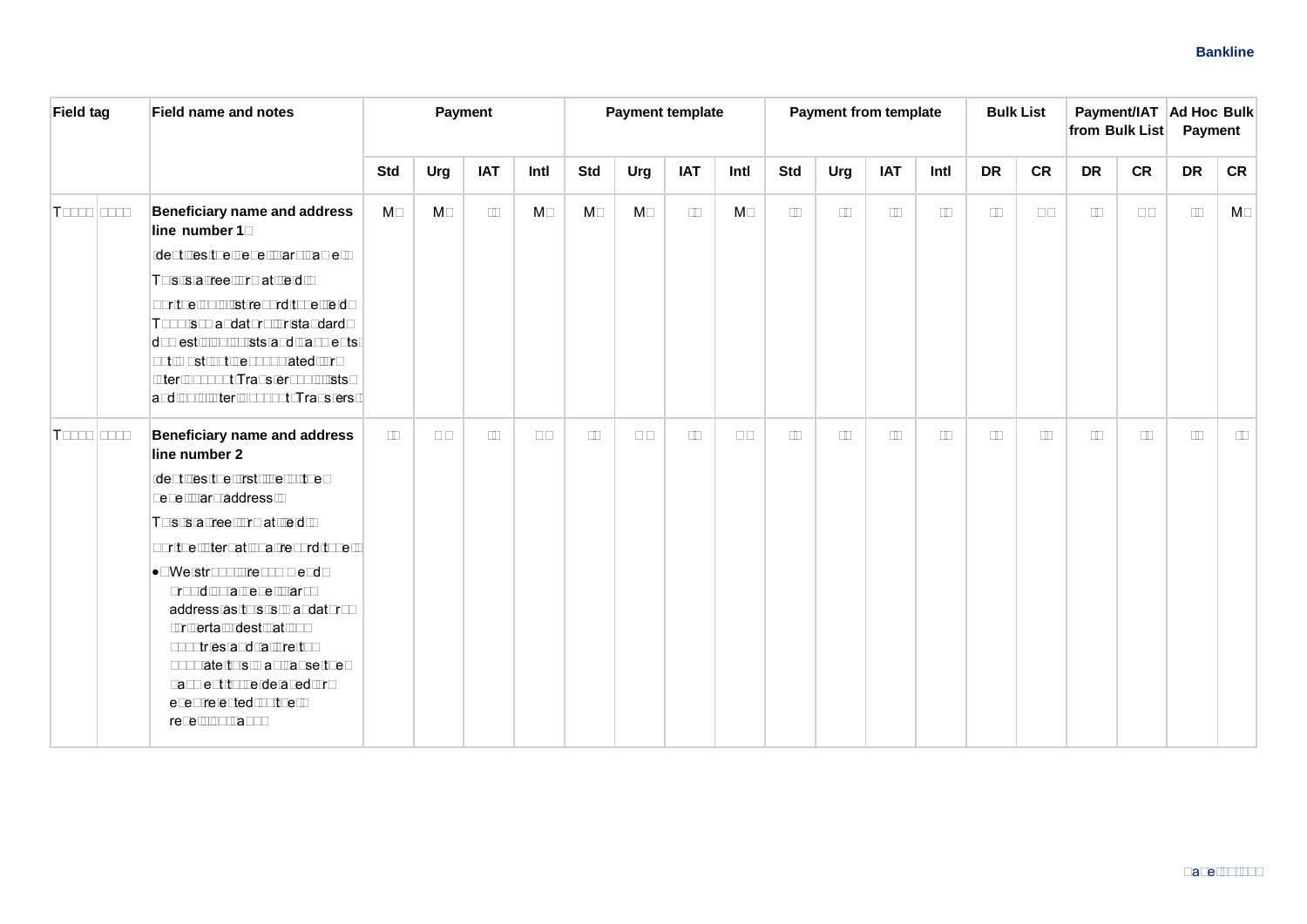| Field tag | | Field name and notes | Payment | | | | Payment template | | | | Payment from template | | | | Bulk List | | Payment/IAT from Bulk List | | Ad Hoc Bulk Payment | |
|---|---|---|---|---|---|---|---|---|---|---|---|---|---|---|---|---|---|---|---|---|
| | | | Std | Urg | IAT | Intl | Std | Urg | IAT | Intl | Std | Urg | IAT | Intl | DR | CR | DR | CR | DR | CR |
| T | | **Beneficiary name and address line number 1**<br><br>Identifies the beneficiary name.<br><br>This is a free format field.<br><br>For the … first record the field … This is mandatory for standard domestic … lists and payments but must not be populated for International Transfer … lists and … International Transfers. | M | M | | M | M | M | | M | | | | | | | | | | M |
| T | | **Beneficiary name and address line number 2**<br><br>Identifies the first line of the beneficiary address.<br><br>This is a free format field.<br><br>For the International … record the …<br><br>• We strongly recommend you provide a beneficiary address as this is mandatory for certain destination countries and failure to populate this may cause the payment to be delayed or even rejected by the receiving bank. | | | | | | | | | | | | | | | | | | |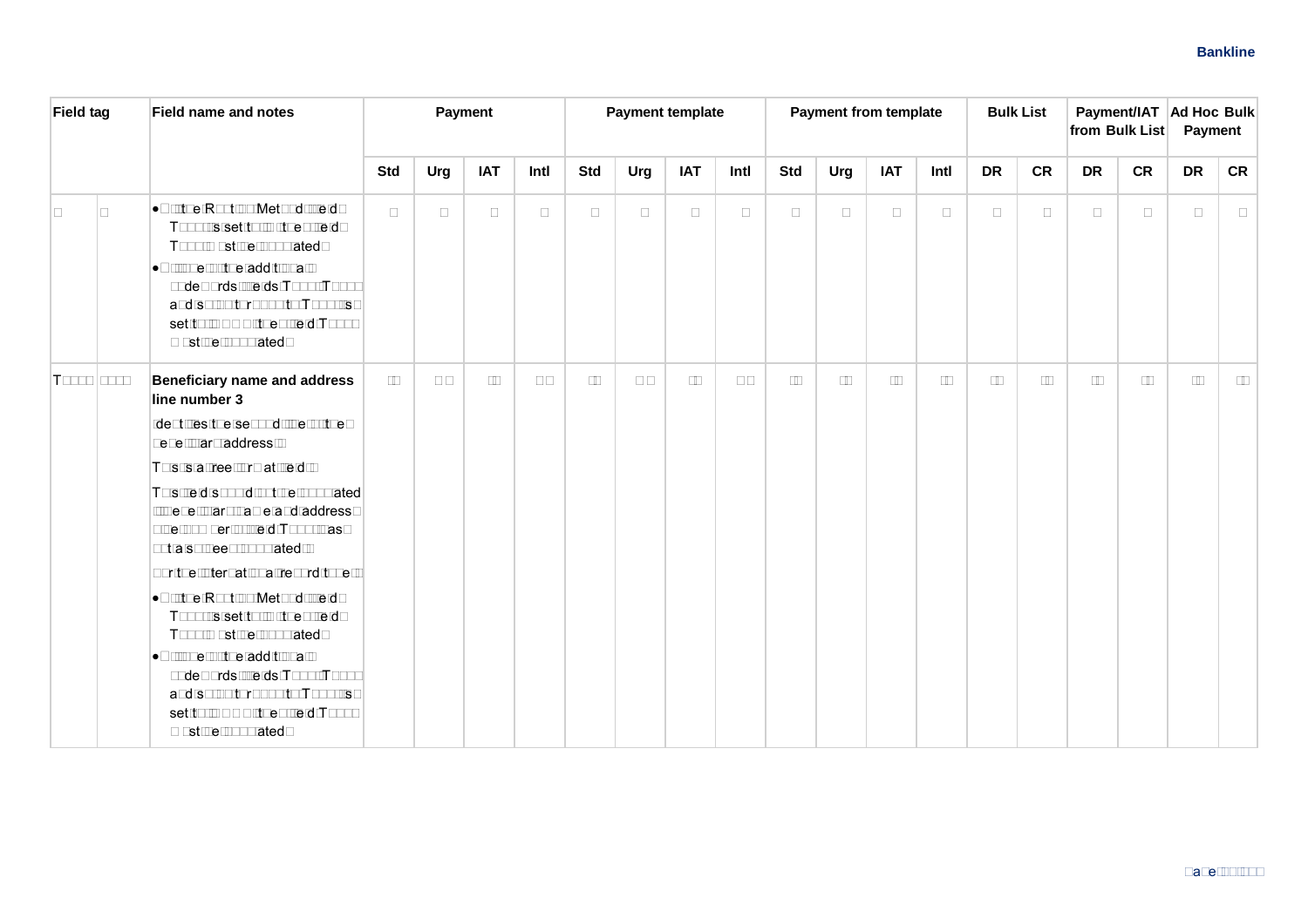| Field tag | | Field name and notes | Payment | | | | Payment template | | | | Payment from template | | | | Bulk List | | Payment/IAT from Bulk List | | Ad Hoc Bulk Payment | |
|---|---|---|---|---|---|---|---|---|---|---|---|---|---|---|---|---|---|---|---|---|
| | | | Std | Urg | IAT | Intl | Std | Urg | IAT | Intl | Std | Urg | IAT | Intl | DR | CR | DR | CR | DR | CR |
| | | | | | | | | | | | | | | | | | | | | |
| | | **Beneficiary name and address line number 3** | | | | | | | | | | | | | | | | | | |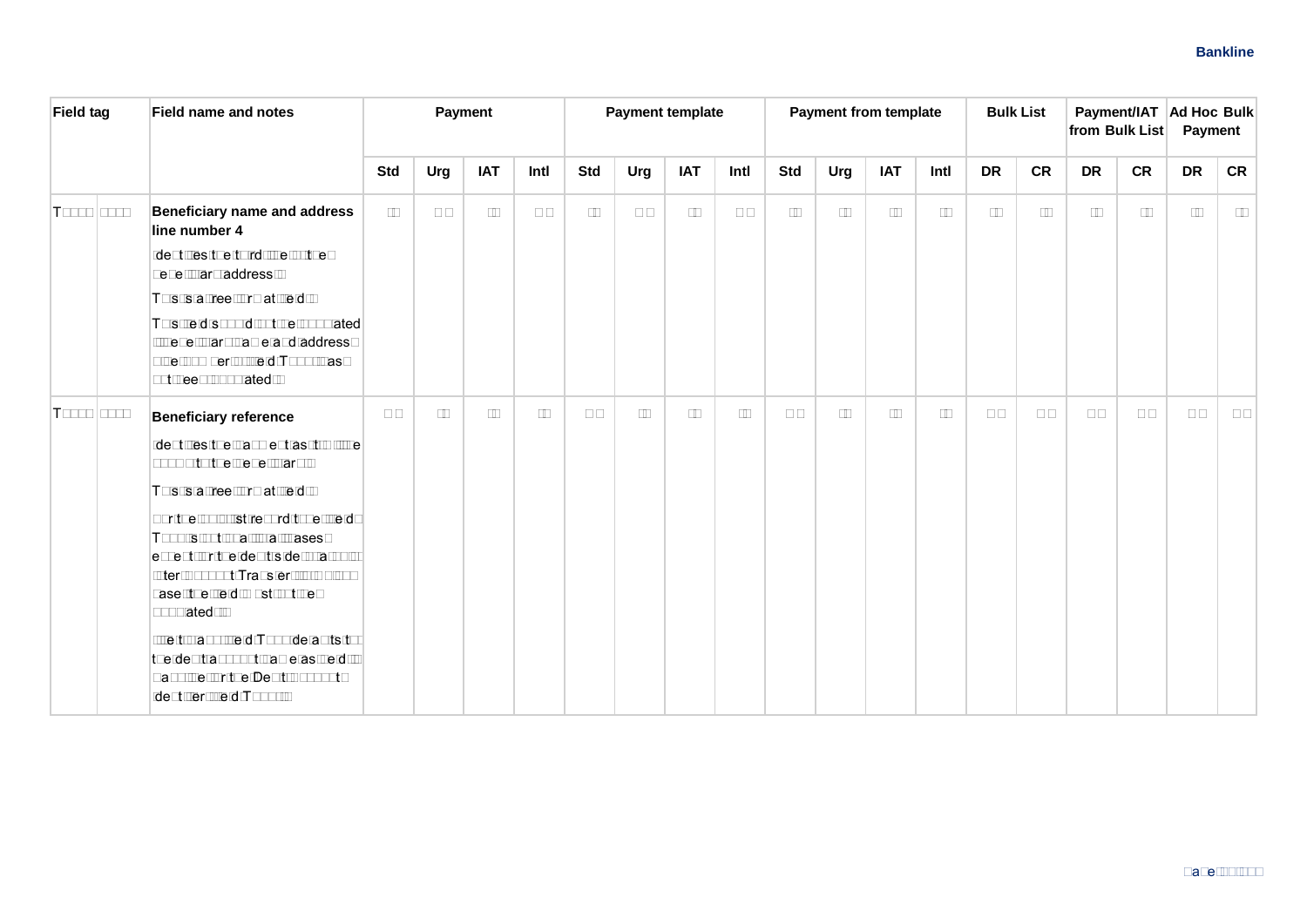| Field tag | | Field name and notes | Payment | | | | Payment template | | | | Payment from template | | | | Bulk List | | Payment/IAT from Bulk List | | Ad Hoc Bulk Payment | |
|---|---|---|---|---|---|---|---|---|---|---|---|---|---|---|---|---|---|---|---|---|
| | | | Std | Urg | IAT | Intl | Std | Urg | IAT | Intl | Std | Urg | IAT | Intl | DR | CR | DR | CR | DR | CR |
| | | **Beneficiary name and address line number 4**<br>This is a free format field. | | | | | | | | | | | | | | | | | | |
| | | **Beneficiary reference**<br>This is a free format field. | | | | | | | | | | | | | | | | | | |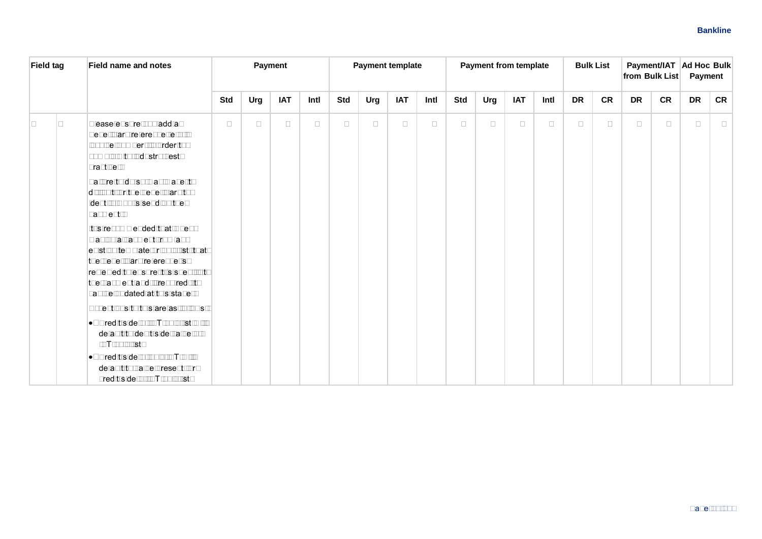| Field tag | | Field name and notes | Payment | | | | Payment template | | | | Payment from template | | | | Bulk List | | Payment/IAT from Bulk List | | Ad Hoc Bulk Payment | |
|---|---|---|---|---|---|---|---|---|---|---|---|---|---|---|---|---|---|---|---|---|
| | | | Std | Urg | IAT | Intl | Std | Urg | IAT | Intl | Std | Urg | IAT | Intl | DR | CR | DR | CR | DR | CR |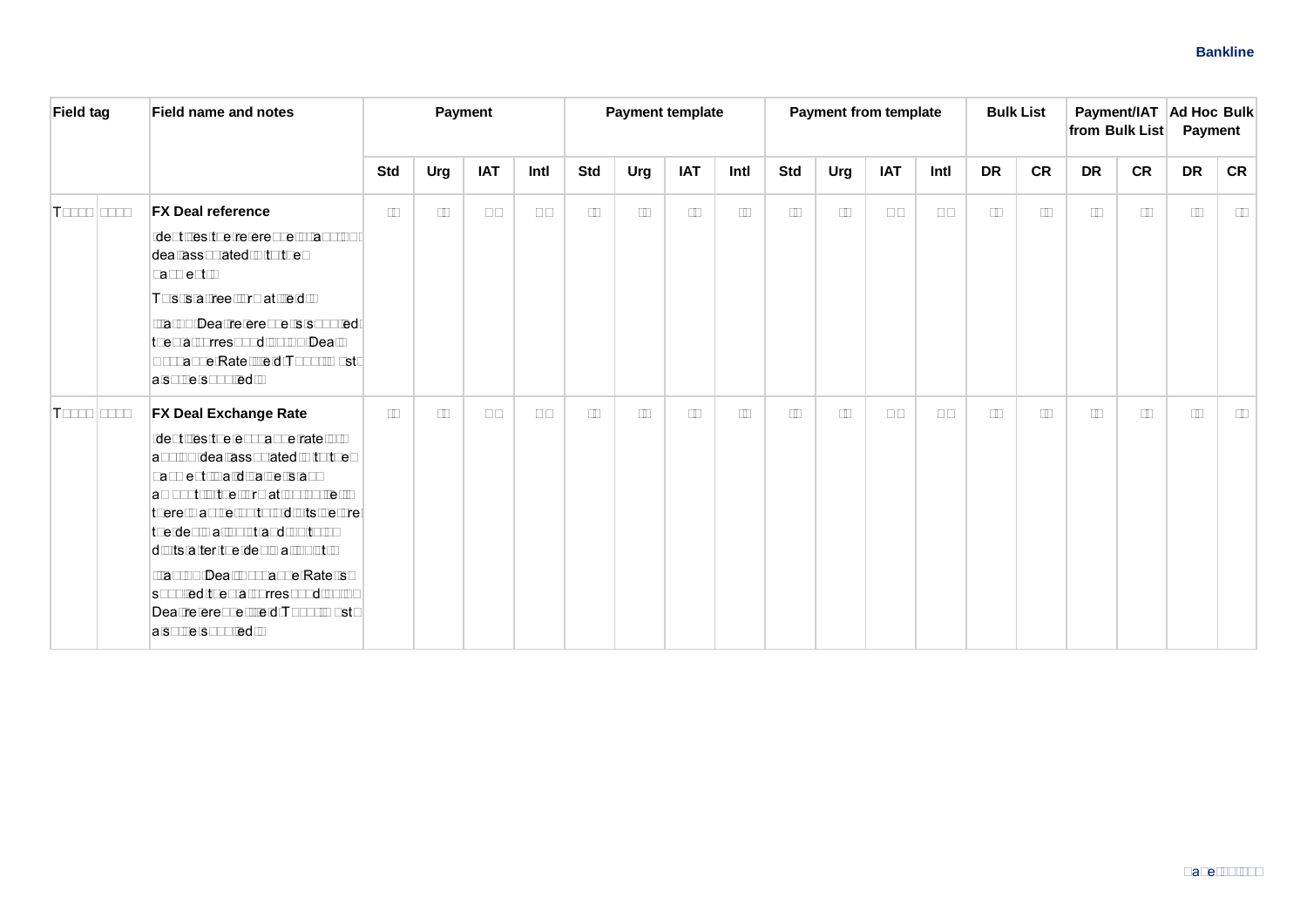| Field tag | | Field name and notes | Payment | | | | Payment template | | | | Payment from template | | | | Bulk List | | Payment/IAT from Bulk List | | Ad Hoc Bulk Payment | |
|---|---|---|---|---|---|---|---|---|---|---|---|---|---|---|---|---|---|---|---|---|
| | | | Std | Urg | IAT | Intl | Std | Urg | IAT | Intl | Std | Urg | IAT | Intl | DR | CR | DR | CR | DR | CR |
| | | **FX Deal reference** | | | | | | | | | | | | | | | | | | |
| | | **FX Deal Exchange Rate** | | | | | | | | | | | | | | | | | | |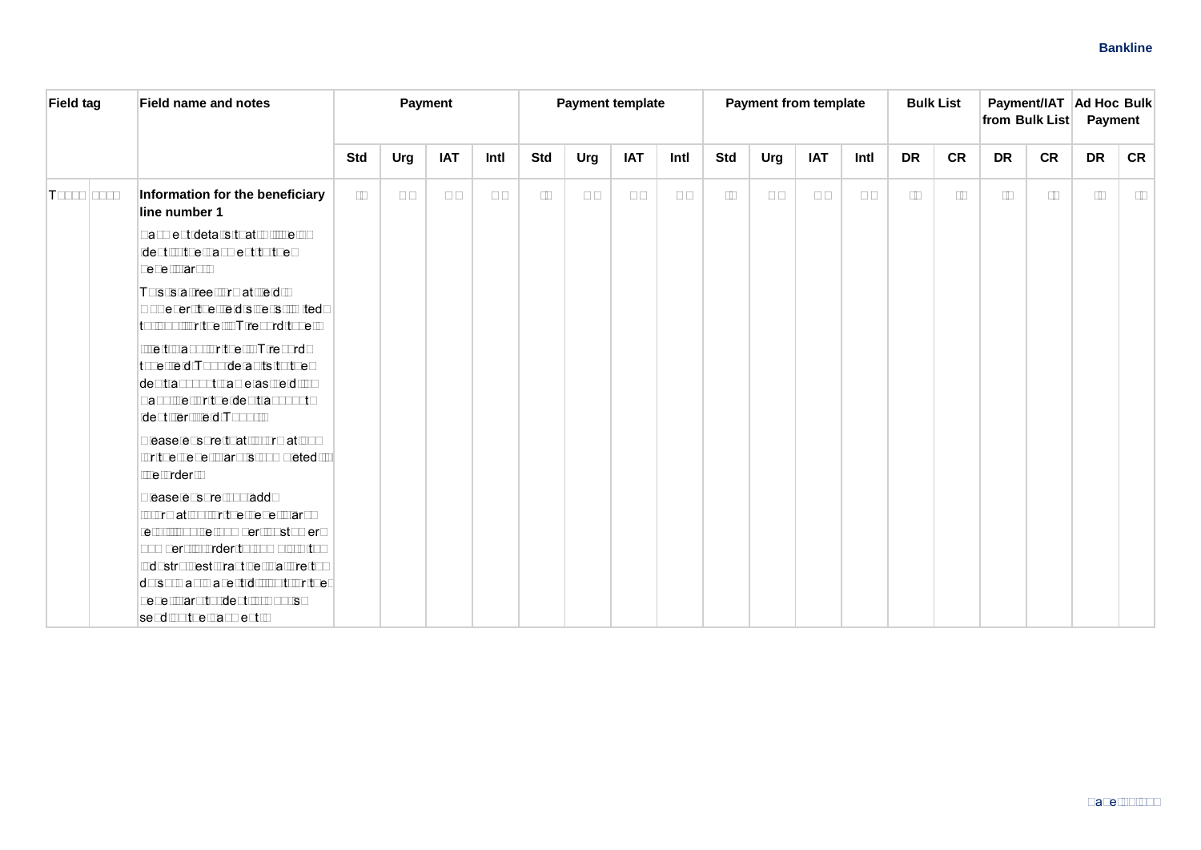| Field tag | Field name and notes | Payment | | | | Payment template | | | | Payment from template | | | | Bulk List | | Payment/IAT from Bulk List | | Ad Hoc Bulk Payment | |
|---|---|---|---|---|---|---|---|---|---|---|---|---|---|---|---|---|---|---|---|
| | | Std | Urg | IAT | Intl | Std | Urg | IAT | Intl | Std | Urg | IAT | Intl | DR | CR | DR | CR | DR | CR |
| | **Information for the beneficiary line number 1** | | | | | | | | | | | | | | | | | | |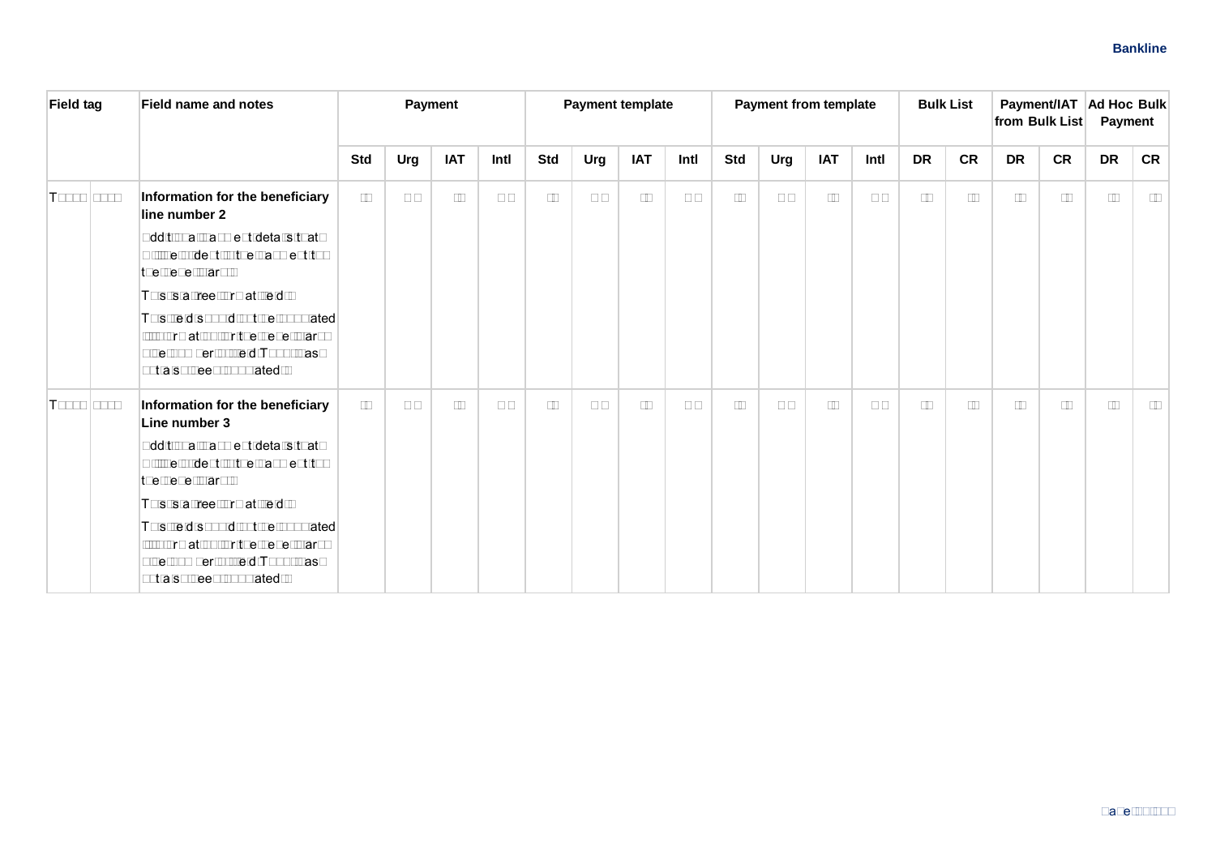| Field tag | | Field name and notes | Payment | | | | Payment template | | | | Payment from template | | | | Bulk List | | Payment/IAT from Bulk List | | Ad Hoc Bulk Payment | |
|---|---|---|---|---|---|---|---|---|---|---|---|---|---|---|---|---|---|---|---|---|
| | | | Std | Urg | IAT | Intl | Std | Urg | IAT | Intl | Std | Urg | IAT | Intl | DR | CR | DR | CR | DR | CR |
| | | **Information for the beneficiary line number 2**<br>Additional payment details that will help identify the payment to the beneficiary.<br>This is a free format field. | | | | | | | | | | | | | | | | | | |
| | | **Information for the beneficiary Line number 3**<br>Additional payment details that will help identify the payment to the beneficiary.<br>This is a free format field. | | | | | | | | | | | | | | | | | | |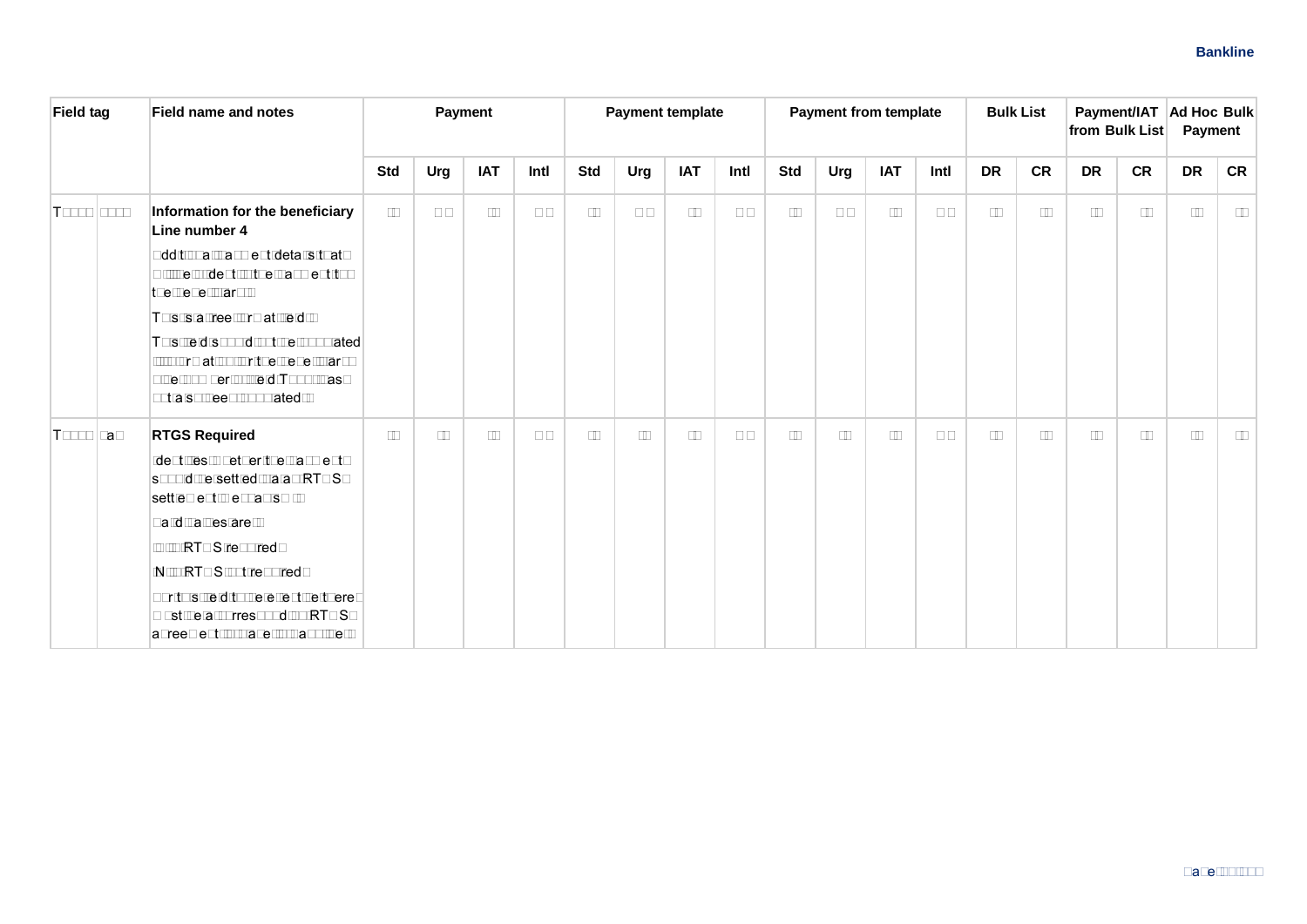| Field tag | | Field name and notes | Payment | | | | Payment template | | | | Payment from template | | | | Bulk List | | Payment/IAT from Bulk List | | Ad Hoc Bulk Payment | |
|---|---|---|---|---|---|---|---|---|---|---|---|---|---|---|---|---|---|---|---|---|
| | | | Std | Urg | IAT | Intl | Std | Urg | IAT | Intl | Std | Urg | IAT | Intl | DR | CR | DR | CR | DR | CR |
| | | **Information for the beneficiary Line number 4** | | | | | | | | | | | | | | | | | | |
| | | **RTGS Required** | | | | | | | | | | | | | | | | | | |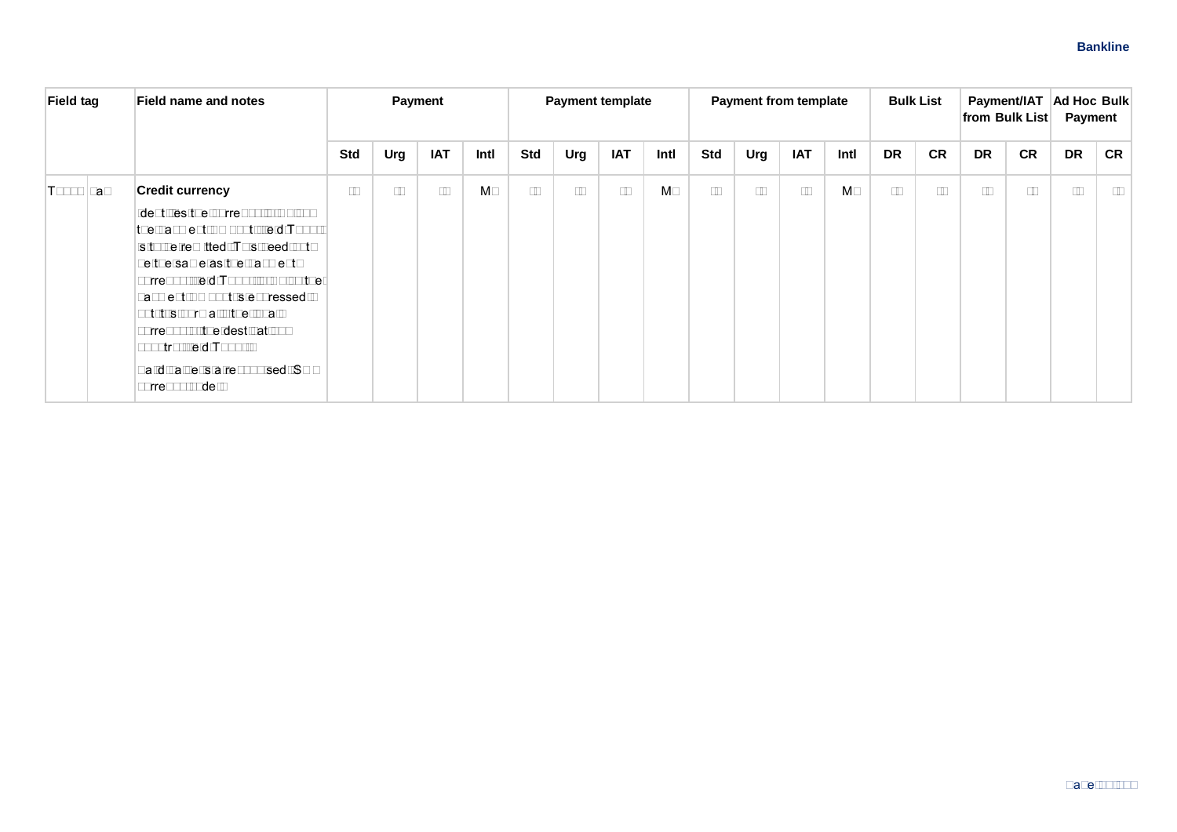| Field tag | | Field name and notes | Payment | | | | Payment template | | | | Payment from template | | | | Bulk List | | Payment/IAT from Bulk List | | Ad Hoc Bulk Payment | |
|---|---|---|---|---|---|---|---|---|---|---|---|---|---|---|---|---|---|---|---|---|
| | | | Std | Urg | IAT | Intl | Std | Urg | IAT | Intl | Std | Urg | IAT | Intl | DR | CR | DR | CR | DR | CR |
| | | **Credit currency** | | | | M | | | | M | | | | M | | | | | | |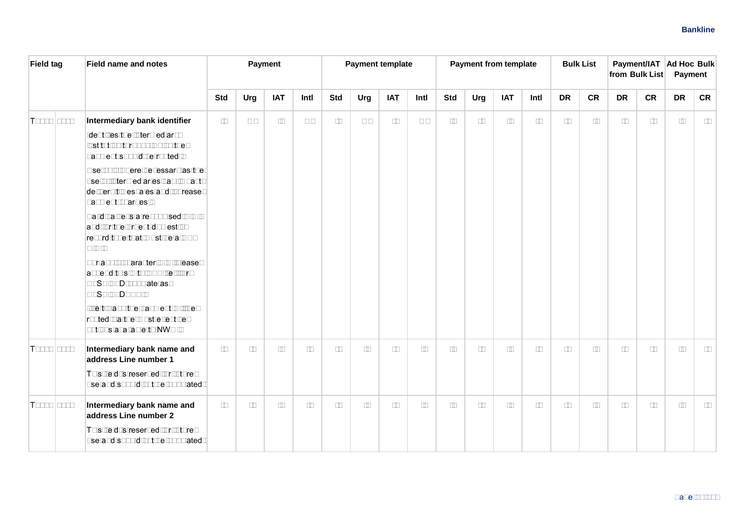| Field tag | | Field name and notes | Payment | | | | Payment template | | | | Payment from template | | | | Bulk List | | Payment/IAT from Bulk List | | Ad Hoc Bulk Payment | |
|---|---|---|---|---|---|---|---|---|---|---|---|---|---|---|---|---|---|---|---|---|
| | | | Std | Urg | IAT | Intl | Std | Urg | IAT | Intl | Std | Urg | IAT | Intl | DR | CR | DR | CR | DR | CR |
| | | **Intermediary bank identifier** | | | | | | | | | | | | | | | | | | |
| | | **Intermediary bank name and address Line number 1** | | | | | | | | | | | | | | | | | | |
| | | **Intermediary bank name and address Line number 2** | | | | | | | | | | | | | | | | | | |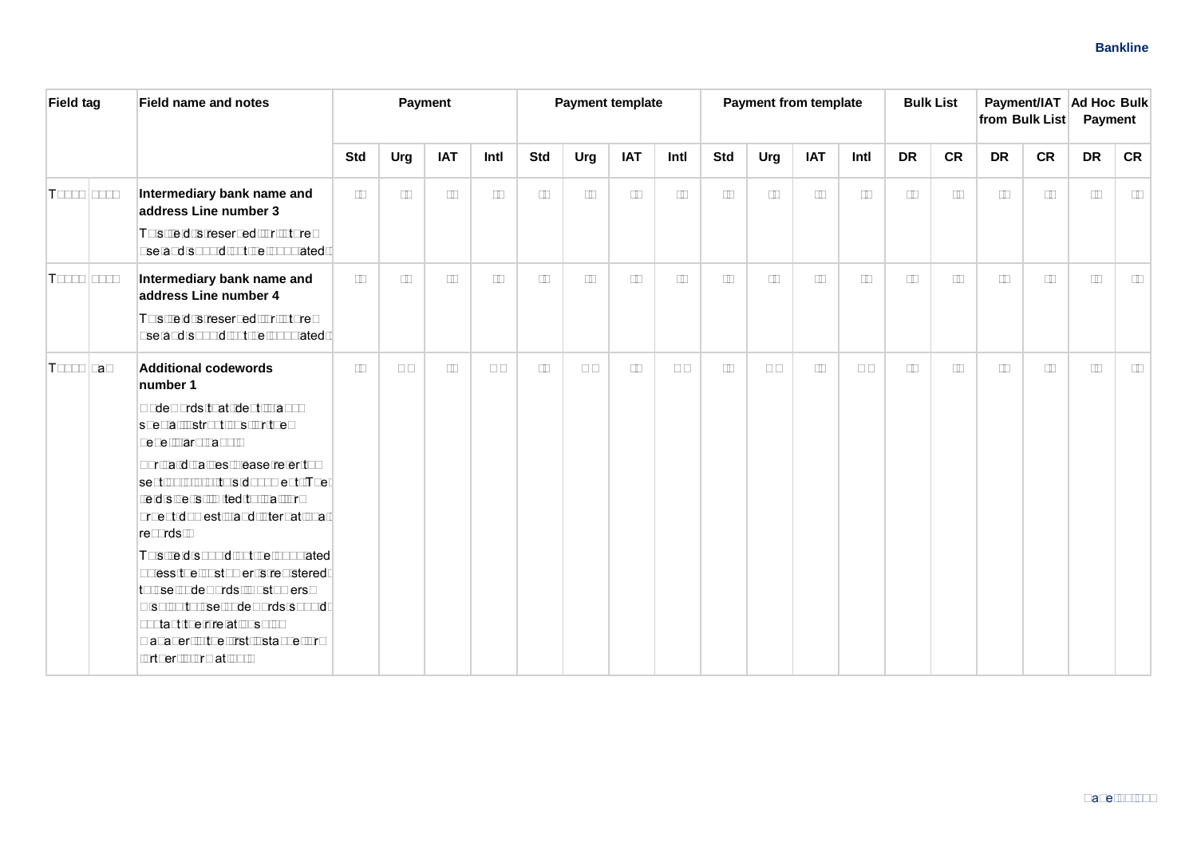| Field tag | | Field name and notes | Payment | | | | Payment template | | | | Payment from template | | | | Bulk List | | Payment/IAT from Bulk List | | Ad Hoc Bulk Payment | |
|---|---|---|---|---|---|---|---|---|---|---|---|---|---|---|---|---|---|---|---|---|
| | | | Std | Urg | IAT | Intl | Std | Urg | IAT | Intl | Std | Urg | IAT | Intl | DR | CR | DR | CR | DR | CR |
| T | | **Intermediary bank name and address Line number 3**<br>This field is reserved for future use and should not be populated. | | | | | | | | | | | | | | | | | | |
| T | | **Intermediary bank name and address Line number 4**<br>This field is reserved for future use and should not be populated. | | | | | | | | | | | | | | | | | | |
| T | | **Additional codewords number 1**<br>Codewords that identify a special instruction for the beneficiary bank.<br>For valid values please refer to section of this document. The fields be limited to for domestic and international records.<br>This field should not be populated unless the customer is registered to use codewords. Customers wishing to use codewords should contact their relationship manager in the first instance for further information. | | | | | | | | | | | | | | | | | | |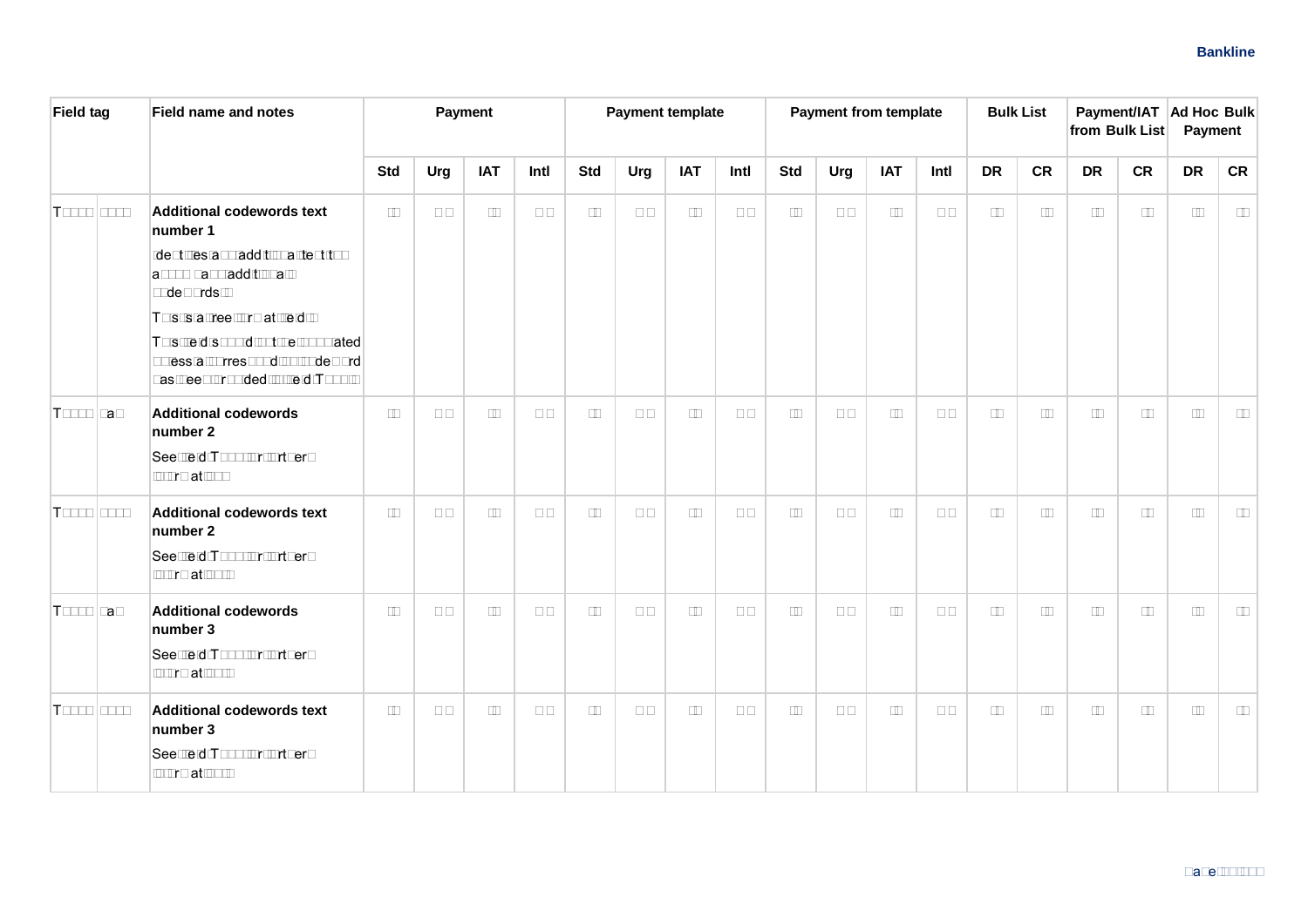| Field tag | | Field name and notes | Payment | | | | Payment template | | | | Payment from template | | | | Bulk List | | Payment/IAT from Bulk List | | Ad Hoc Bulk Payment | |
|---|---|---|---|---|---|---|---|---|---|---|---|---|---|---|---|---|---|---|---|---|
| | | | Std | Urg | IAT | Intl | Std | Urg | IAT | Intl | Std | Urg | IAT | Intl | DR | CR | DR | CR | DR | CR |
| T | | **Additional codewords text number 1** | | | | | | | | | | | | | | | | | | |
| T | | **Additional codewords number 2** See field T | | | | | | | | | | | | | | | | | | |
| T | | **Additional codewords text number 2** See field T | | | | | | | | | | | | | | | | | | |
| T | | **Additional codewords number 3** See field T | | | | | | | | | | | | | | | | | | |
| T | | **Additional codewords text number 3** See field T | | | | | | | | | | | | | | | | | | |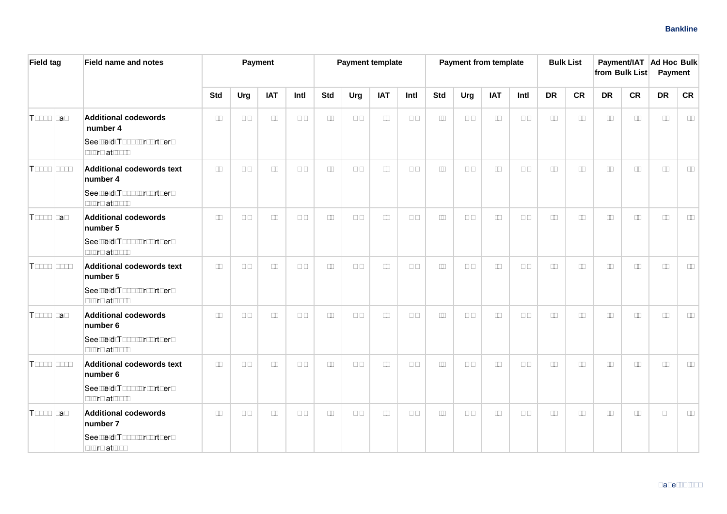| Field tag | | Field name and notes | Payment | | | | Payment template | | | | Payment from template | | | | Bulk List | | Payment/IAT from Bulk List | | Ad Hoc Bulk Payment | |
|---|---|---|---|---|---|---|---|---|---|---|---|---|---|---|---|---|---|---|---|---|
| | | | Std | Urg | IAT | Intl | Std | Urg | IAT | Intl | Std | Urg | IAT | Intl | DR | CR | DR | CR | DR | CR |
| T□□□□ | □a□ | **Additional codewords number 4** See□e□d□T□□□□□r□□rt□er□ □□□r□at□□□□ | □□ | □□ | □□ | □□ | □□ | □□ | □□ | □□ | □□ | □□ | □□ | □□ | □□ | □□ | □□ | □□ | □□ | □□ |
| T□□□□ | □□□□ | **Additional codewords text number 4** See□e□d□T□□□□□r□□rt□er□ □□□r□at□□□□ | □□ | □□ | □□ | □□ | □□ | □□ | □□ | □□ | □□ | □□ | □□ | □□ | □□ | □□ | □□ | □□ | □□ | □□ |
| T□□□□ | □a□ | **Additional codewords number 5** See□e□d□T□□□□□r□□rt□er□ □□□r□at□□□□ | □□ | □□ | □□ | □□ | □□ | □□ | □□ | □□ | □□ | □□ | □□ | □□ | □□ | □□ | □□ | □□ | □□ | □□ |
| T□□□□ | □□□□ | **Additional codewords text number 5** See□e□d□T□□□□□r□□rt□er□ □□□r□at□□□□ | □□ | □□ | □□ | □□ | □□ | □□ | □□ | □□ | □□ | □□ | □□ | □□ | □□ | □□ | □□ | □□ | □□ | □□ |
| T□□□□ | □a□ | **Additional codewords number 6** See□e□d□T□□□□□r□□rt□er□ □□□r□at□□□□ | □□ | □□ | □□ | □□ | □□ | □□ | □□ | □□ | □□ | □□ | □□ | □□ | □□ | □□ | □□ | □□ | □□ | □□ |
| T□□□□ | □□□□ | **Additional codewords text number 6** See□e□d□T□□□□□r□□rt□er□ □□□r□at□□□□ | □□ | □□ | □□ | □□ | □□ | □□ | □□ | □□ | □□ | □□ | □□ | □□ | □□ | □□ | □□ | □□ | □□ | □□ |
| T□□□□ | □a□ | **Additional codewords number 7** See□e□d□T□□□□□r□□rt□er□ □□□r□at□□□ | □□ | □□ | □□ | □□ | □□ | □□ | □□ | □□ | □□ | □□ | □□ | □□ | □□ | □□ | □□ | □□ | □ | □□ |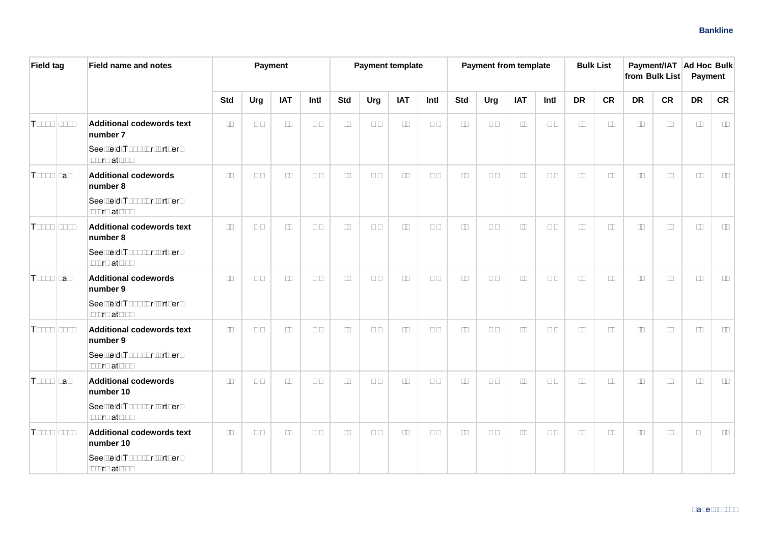| Field tag | | Field name and notes | Payment | | | | Payment template | | | | Payment from template | | | | Bulk List | | Payment/IAT from Bulk List | | Ad Hoc Bulk Payment | |
|---|---|---|---|---|---|---|---|---|---|---|---|---|---|---|---|---|---|---|---|---|
| | | | Std | Urg | IAT | Intl | Std | Urg | IAT | Intl | Std | Urg | IAT | Intl | DR | CR | DR | CR | DR | CR |
| T□□□□ | □□□□ | **Additional codewords text number 7** See□e□d T□□□□□r□rt□er□ □□□r□at□□□ | □□ | □□ | □□ | □□ | □□ | □□ | □□ | □□ | □□ | □□ | □□ | □□ | □□ | □□ | □□ | □□ | □□ | □□ |
| T□□□□ | □a□ | **Additional codewords number 8** See□e□d T□□□□□r□rt□er□ □□□r□at□□□ | □□ | □□ | □□ | □□ | □□ | □□ | □□ | □□ | □□ | □□ | □□ | □□ | □□ | □□ | □□ | □□ | □□ | □□ |
| T□□□□ | □□□□ | **Additional codewords text number 8** See□e□d T□□□□□r□rt□er□ □□□r□at□□□ | □□ | □□ | □□ | □□ | □□ | □□ | □□ | □□ | □□ | □□ | □□ | □□ | □□ | □□ | □□ | □□ | □□ | □□ |
| T□□□□ | □a□ | **Additional codewords number 9** See□e□d T□□□□□r□rt□er□ □□□r□at□□□ | □□ | □□ | □□ | □□ | □□ | □□ | □□ | □□ | □□ | □□ | □□ | □□ | □□ | □□ | □□ | □□ | □□ | □□ |
| T□□□□ | □□□□ | **Additional codewords text number 9** See□e□d T□□□□□r□rt□er□ □□□r□at□□□ | □□ | □□ | □□ | □□ | □□ | □□ | □□ | □□ | □□ | □□ | □□ | □□ | □□ | □□ | □□ | □□ | □□ | □□ |
| T□□□□ | □a□ | **Additional codewords number 10** See□e□d T□□□□□r□rt□er□ □□□r□at□□□ | □□ | □□ | □□ | □□ | □□ | □□ | □□ | □□ | □□ | □□ | □□ | □□ | □□ | □□ | □□ | □□ | □□ | □□ |
| T□□□□ | □□□□ | **Additional codewords text number 10** See□e□d T□□□□□r□rt□er□ □□□r□at□□□ | □□ | □□ | □□ | □□ | □□ | □□ | □□ | □□ | □□ | □□ | □□ | □□ | □□ | □□ | □□ | □□ | □ | □□ |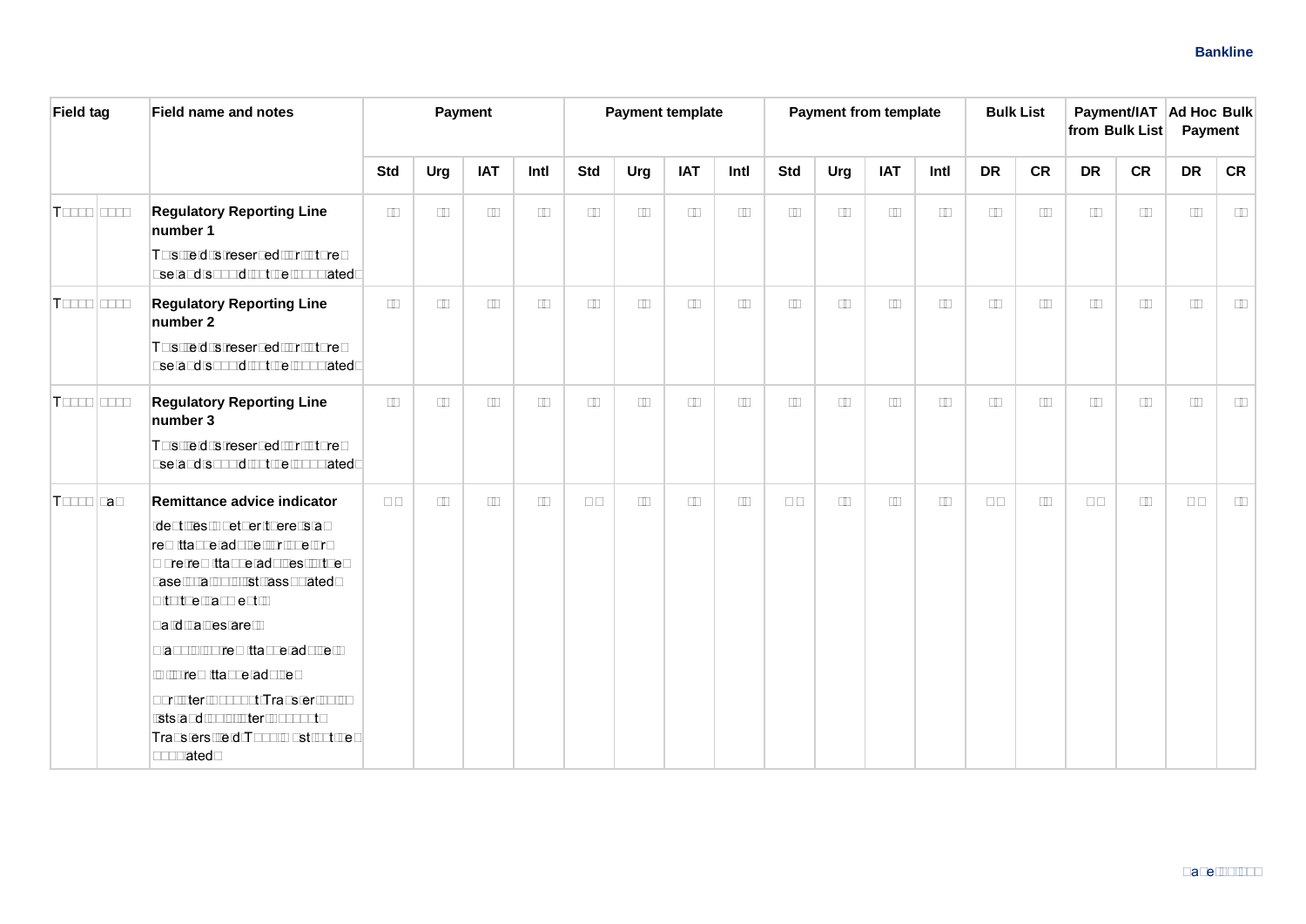| Field tag | | Field name and notes | Payment | | | | Payment template | | | | Payment from template | | | | Bulk List | | Payment/IAT from Bulk List | | Ad Hoc Bulk Payment | |
|---|---|---|---|---|---|---|---|---|---|---|---|---|---|---|---|---|---|---|---|---|
| | | | Std | Urg | IAT | Intl | Std | Urg | IAT | Intl | Std | Urg | IAT | Intl | DR | CR | DR | CR | DR | CR |
| T | | **Regulatory Reporting Line number 1**<br>This field is reserved for future use and should not be populated. | | | | | | | | | | | | | | | | | | |
| T | | **Regulatory Reporting Line number 2**<br>This field is reserved for future use and should not be populated. | | | | | | | | | | | | | | | | | | |
| T | | **Regulatory Reporting Line number 3**<br>This field is reserved for future use and should not be populated. | | | | | | | | | | | | | | | | | | |
| T | | **Remittance advice indicator**<br>Identifies whether there is a remittance advice for the payment, or remittance advices in the case of a Bulk List associated with the payment.<br>Valid values are:<br>a remittance advice<br>No remittance advice<br>For Inter Account Transfer Bulk Lists and Inter Account Transfers field T must not be populated. | | | | | | | | | | | | | | | | | | |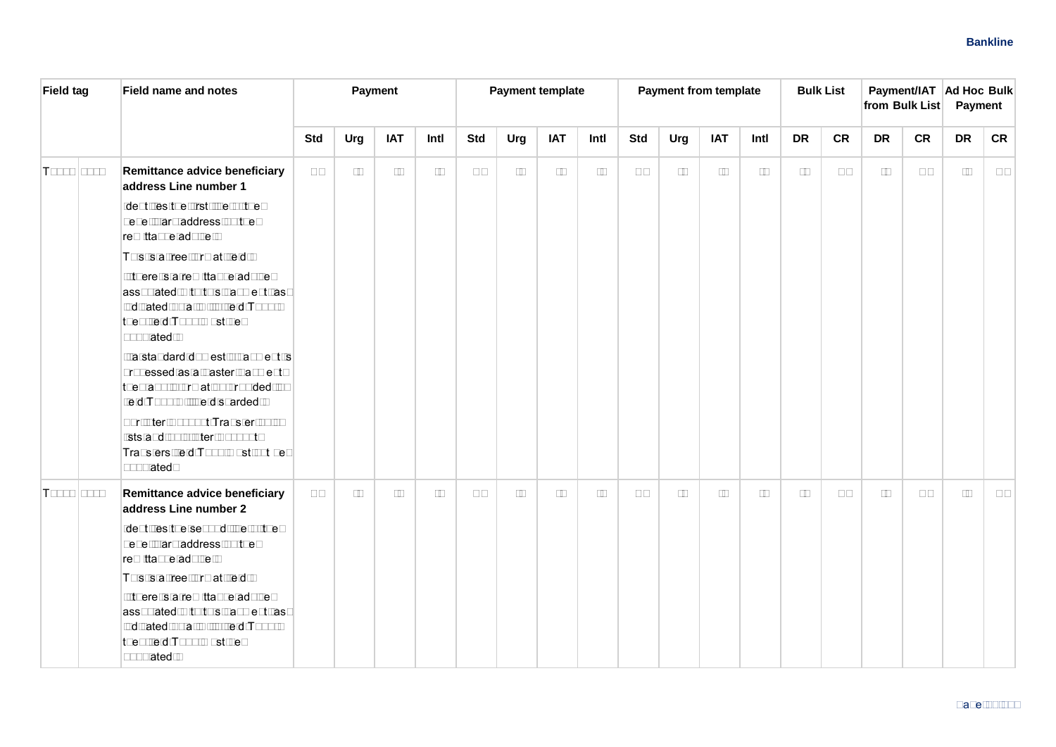| Field tag | | Field name and notes | Payment | | | | Payment template | | | | Payment from template | | | | Bulk List | | Payment/IAT from Bulk List | | Ad Hoc Bulk Payment | |
|---|---|---|---|---|---|---|---|---|---|---|---|---|---|---|---|---|---|---|---|---|
| | | | Std | Urg | IAT | Intl | Std | Urg | IAT | Intl | Std | Urg | IAT | Intl | DR | CR | DR | CR | DR | CR |
| T□□□□ | □□□□ | **Remittance advice beneficiary address Line number 1**<br><br>Identifies the first line of the beneficiary address of the remittance advice.<br><br>This is a free format field.<br><br>If there is a remittance advice associated with this payment as indicated by a □ in field T□□□□ then field T□□□□ must be populated.<br><br>If a standard domestic payment is processed as a Faster Payment, the □□□ format provided in field T□□□□ is discarded.<br><br>For Inter Account Transfer (□□□) lists and Inter Account Transfers field T□□□□ must not be populated. | □□ | □□ | □□ | □□ | □□ | □□ | □□ | □□ | □□ | □□ | □□ | □□ | □□ | □□ | □□ | □□ | □□ | □□ |
| T□□□□ | □□□□ | **Remittance advice beneficiary address Line number 2**<br><br>Identifies the second line of the beneficiary address of the remittance advice.<br><br>This is a free format field.<br><br>If there is a remittance advice associated with this payment as indicated by a □ in field T□□□□ then field T□□□□ must be populated. | □□ | □□ | □□ | □□ | □□ | □□ | □□ | □□ | □□ | □□ | □□ | □□ | □□ | □□ | □□ | □□ | □□ | □□ |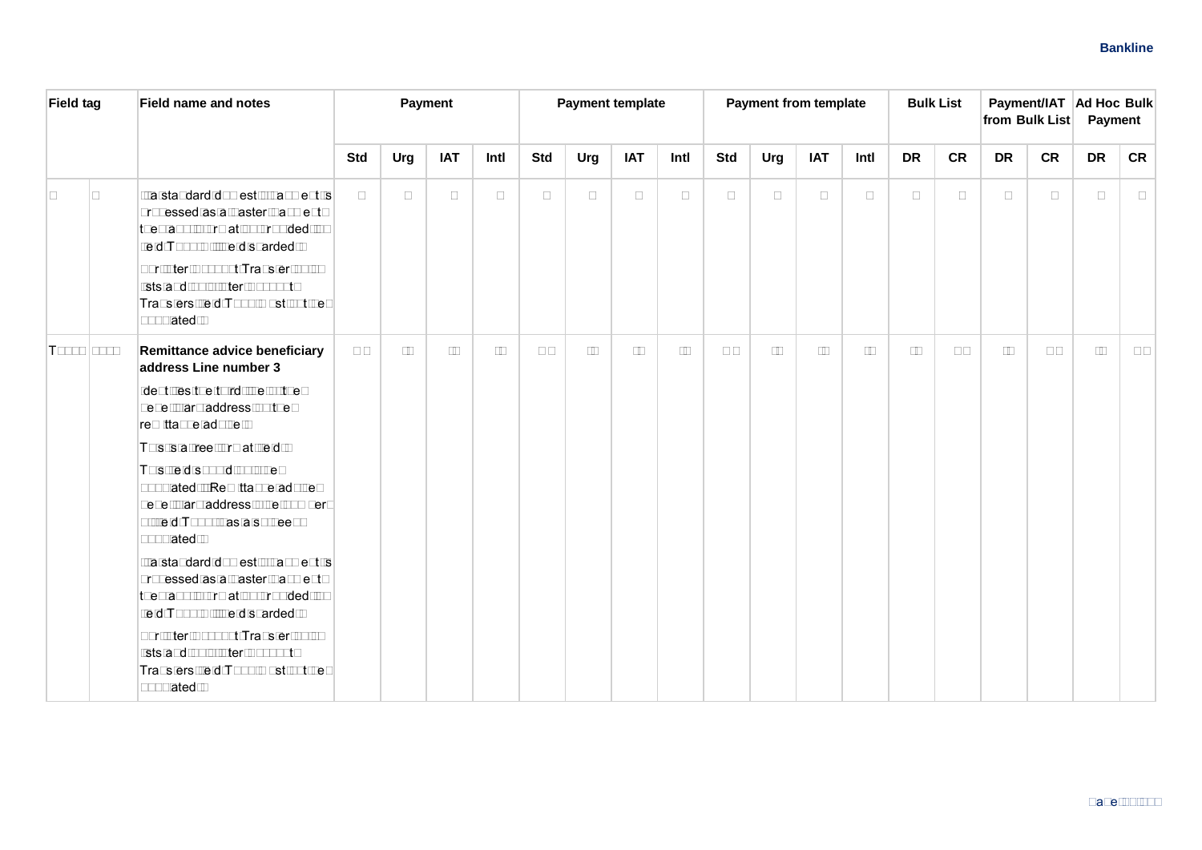| Field tag | | Field name and notes | Payment | | | | Payment template | | | | Payment from template | | | | Bulk List | | Payment/IAT from Bulk List | | Ad Hoc Bulk Payment | |
|---|---|---|---|---|---|---|---|---|---|---|---|---|---|---|---|---|---|---|---|---|
| | | | Std | Urg | IAT | Intl | Std | Urg | IAT | Intl | Std | Urg | IAT | Intl | DR | CR | DR | CR | DR | CR |
| | | | | | | | | | | | | | | | | | | | | |
| | | **Remittance advice beneficiary address Line number 3** | | | | | | | | | | | | | | | | | | |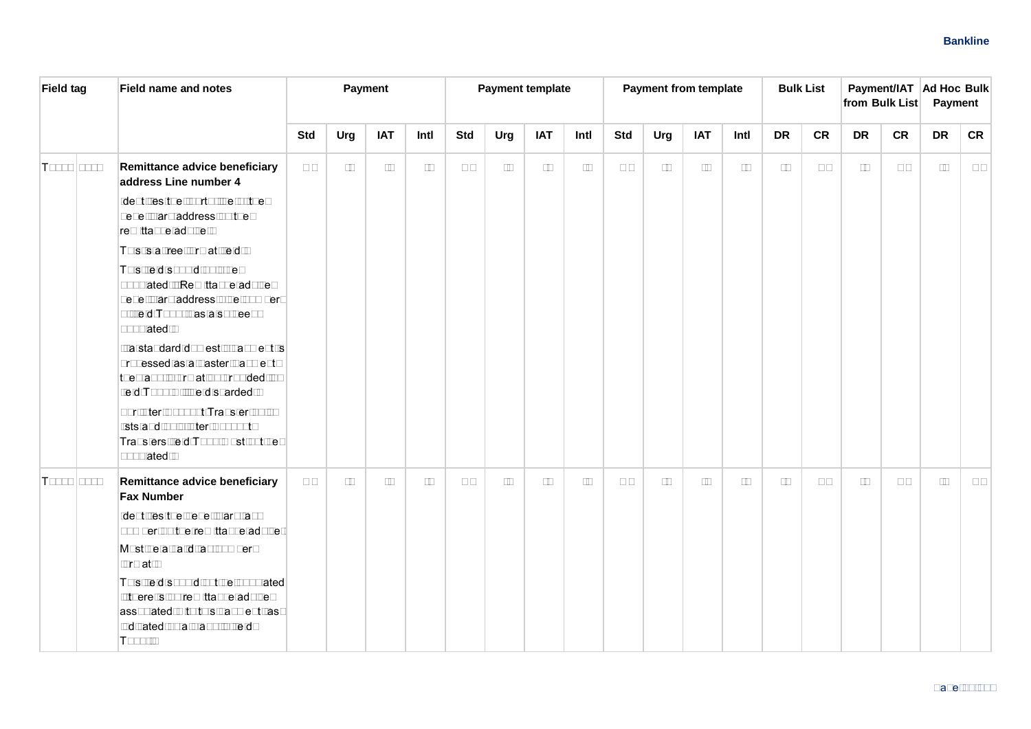| Field tag | | Field name and notes | Payment | | | | Payment template | | | | Payment from template | | | | Bulk List | | Payment/IAT from Bulk List | | Ad Hoc Bulk Payment | |
|---|---|---|---|---|---|---|---|---|---|---|---|---|---|---|---|---|---|---|---|---|
| | | | Std | Urg | IAT | Intl | Std | Urg | IAT | Intl | Std | Urg | IAT | Intl | DR | CR | DR | CR | DR | CR |
| T□□□□ | □□□□ | **Remittance advice beneficiary address Line number 4**<br><br>□de□t□es t□e □□□rt□ □□e □□ t□e □ □e□e□□□ar□address □□ t□e □ re□ □tta□□e□ad□□e□□<br><br>T□□s□s□a□ree □□r□at □e□d□□<br><br>T□□s□□e□d□s□□□□d □□ □□e □ □□□□ated □□Re□ □tta□□e□ad□□e □ □e□e□□□ar□address □□e□□□□ □er□ □□ □e□d□T□□□□ □as□a□s□□ee□□ □□□□ated□□<br><br>□a□sta□dard□d□□ est□□ □a□□e□t□s □r□□essed□as□a□□aster□□a□□e□t□ t□e□a□□□□□r□at□□□□r□□ded□□□ □e□d□T□□□□ □□e□d□s□arded□□<br><br>□□r□□ter□□ □□□□□t□Tra□s□er□□□□□ □sts□a□d□□□□□ter□□ □□□□□t□ Tra□s□ers□□e□d□T□□□□ □st□□□t□e□ □□□□ated□□ | □□ | □□ | □□ | □□ | □□ | □□ | □□ | □□ | □□ | □□ | □□ | □□ | □□ | □□ | □□ | □□ | □□ | □□ |
| T□□□□ | □□□□ | **Remittance advice beneficiary Fax Number**<br><br>□de□t□es t□e □e□e□□□ar□□a□□ □□□□ □er□□□ t□e re□ □tta□□e□ad□□e□<br><br>M□st□□e□a□□a□d□a□□□□□ □er□ □□r□at□□<br><br>T□□s□□e□d□s□□□□d □□□t□□e□□□□□ated □□t□ere□s□□□□re□ □tta□□e□ad□□e□ ass□□ated□□□t□□t□□s□□a□□e□t□as□ □d□ated□□□□a□□a□□□□□□e□d□ T□□□□□ | □□ | □□ | □□ | □□ | □□ | □□ | □□ | □□ | □□ | □□ | □□ | □□ | □□ | □□ | □□ | □□ | □□ | □□ |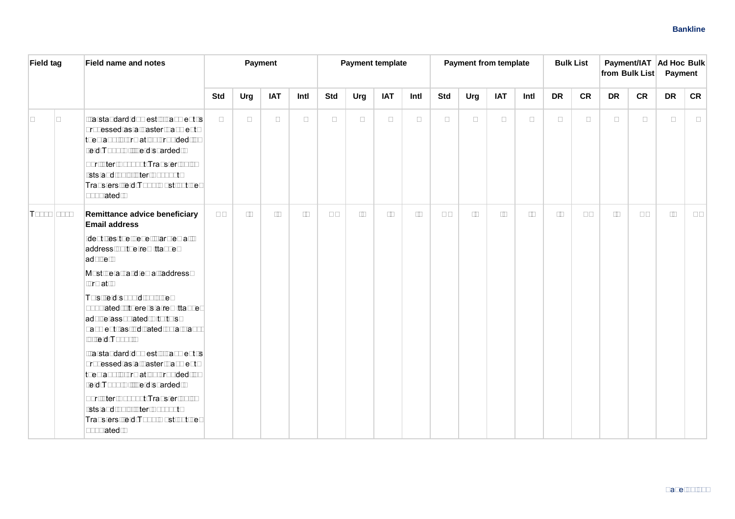| Field tag | | Field name and notes | Payment | | | | Payment template | | | | Payment from template | | | | Bulk List | | Payment/IAT from Bulk List | | Ad Hoc Bulk Payment | |
|---|---|---|---|---|---|---|---|---|---|---|---|---|---|---|---|---|---|---|---|---|
| | | | Std | Urg | IAT | Intl | Std | Urg | IAT | Intl | Std | Urg | IAT | Intl | DR | CR | DR | CR | DR | CR |
| | | | | | | | | | | | | | | | | | | | | |
| | | **Remittance advice beneficiary Email address** | | | | | | | | | | | | | | | | | | |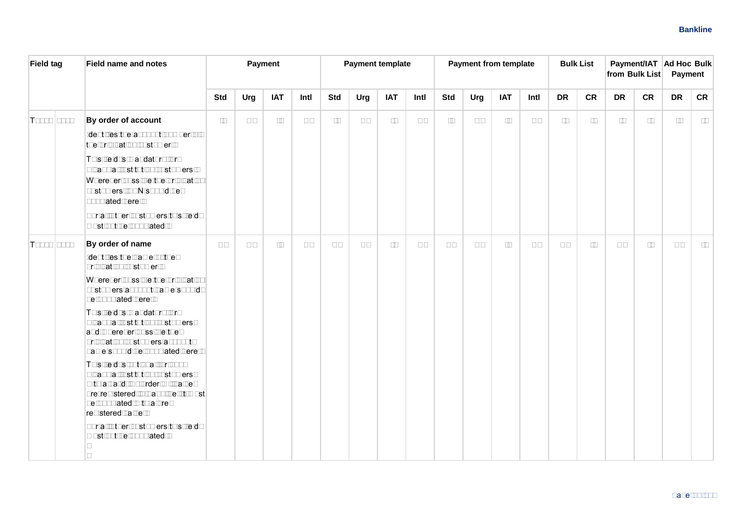| Field tag | | Field name and notes | Payment | | | | Payment template | | | | Payment from template | | | | Bulk List | | Payment/IAT from Bulk List | | Ad Hoc Bulk Payment | |
|---|---|---|---|---|---|---|---|---|---|---|---|---|---|---|---|---|---|---|---|---|
| | | | Std | Urg | IAT | Intl | Std | Urg | IAT | Intl | Std | Urg | IAT | Intl | DR | CR | DR | CR | DR | CR |
| T | | **By order of account**<br>Identifies the account number of the originating customer.<br>This field is mandatory for financial institution customers. Where service bureaus are the originating customers, ... should be populated here.<br>For all other customers this field must not be populated. | | | | | | | | | | | | | | | | | | |
| T | | **By order of name**<br>Identifies the name of the originating customer.<br>Where service bureaus are the originating customers a ... name should be populated here.<br>This field is mandatory for financial institution customers and where service bureaus are the originating customers a ... name should be populated here.<br>This field is optional for financial institution customers ... and ... order ... name pre-registered ... must be populated with ... registered name.<br>For all other customers this field must not be populated. | | | | | | | | | | | | | | | | | | |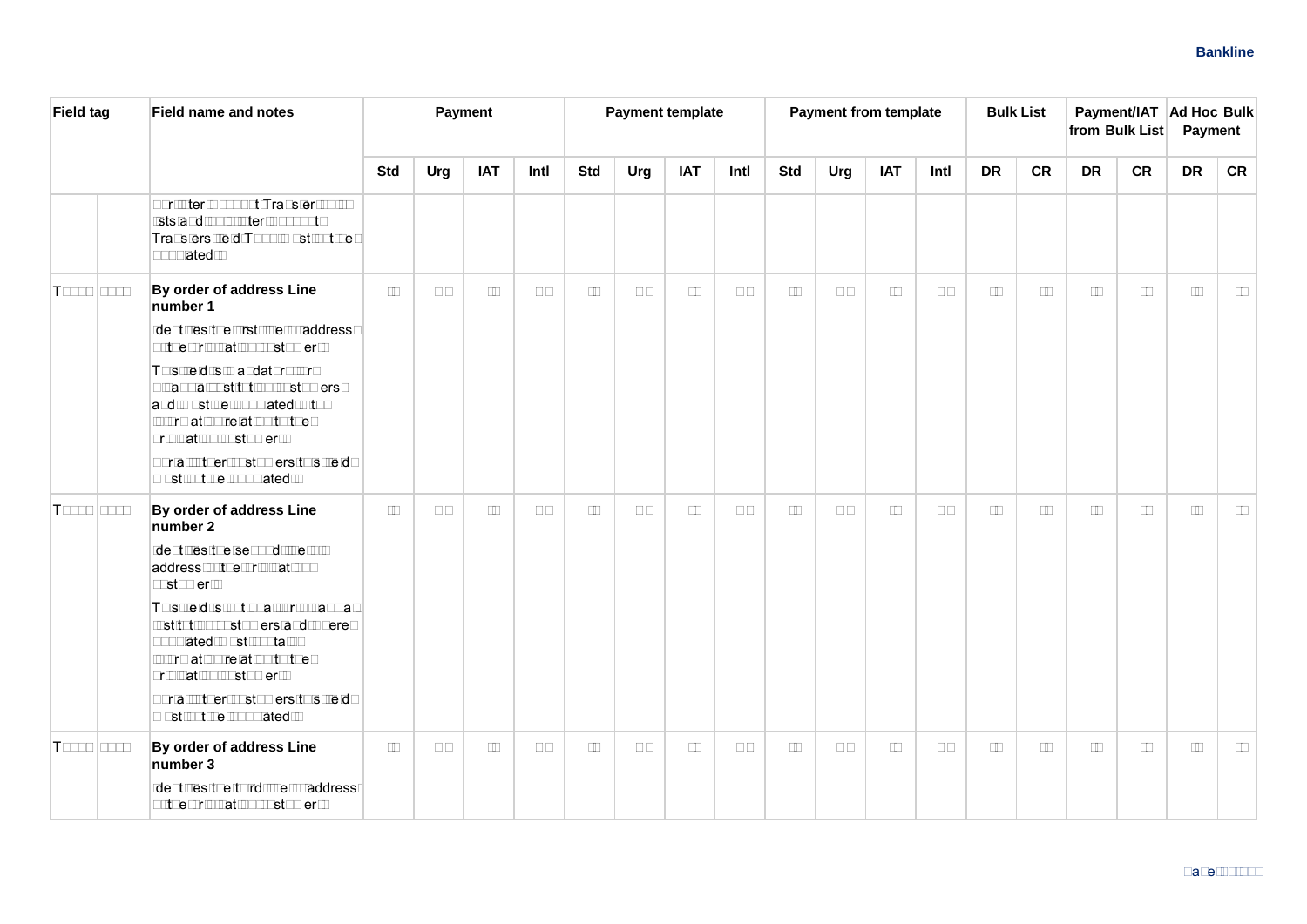| Field tag | | Field name and notes | Payment | | | | Payment template | | | | Payment from template | | | | Bulk List | | Payment/IAT from Bulk List | | Ad Hoc Bulk Payment | |
|---|---|---|---|---|---|---|---|---|---|---|---|---|---|---|---|---|---|---|---|---|
| | | | Std | Urg | IAT | Intl | Std | Urg | IAT | Intl | Std | Urg | IAT | Intl | DR | CR | DR | CR | DR | CR |
| | | □r□ter□□□□□t Tra□s□er□□□□ □sts a□d □□□□ter□□□□□□t□ Tra□s□ers □e□d T□□□□ □st □□t □e□ □□□□□ated□□ | | | | | | | | | | | | | | | | | | |
| T□□□□ | □□□□ | **By order of address Line number 1**<br>□de□t□□es t□e □rst □□e □□ address □□t□e □r□□at□□□□st□□er□□<br>T□s □e□d □s □□ a□dat□r□□r□ □□a□□a□ □st□t□□□□st□□ers□ a□d □□ □st □e □□□□□ated □□ t□□ □□□r□at□□□re□at□□□t□ t□e □r□□at□□□□st□□er□□<br>□□r a□□ □t□er □□st□□ers t□s □e□d□ □ □st □□t □e □□□□□ated□□ | □□ | □□ | □□ | □□ | □□ | □□ | □□ | □□ | □□ | □□ | □□ | □□ | □□ | □□ | □□ | □□ | □□ | □□ |
| T□□□□ | □□□□ | **By order of address Line number 2**<br>□de□t□□es t□e se□□□d □□e □□□ address □□t□e □r□□at□□□ □st□□er□□<br>T□s □e□d □s □□t□a□□r□□a□□a□ □st□t□□□□st□□ers a□d □□ere□ □□□□□ated □□ □st□□□ta□□ □□□r□at□□□re□at□□□t□ t□e □r□□at□□□□st□□er□□<br>□□r a□□ □t□er □□st□□ers t□s □e□d□ □ □st □□t □e □□□□□ated□□ | □□ | □□ | □□ | □□ | □□ | □□ | □□ | □□ | □□ | □□ | □□ | □□ | □□ | □□ | □□ | □□ | □□ | □□ |
| T□□□□ | □□□□ | **By order of address Line number 3**<br>□de□t□□es t□e t□□rd □□e □□ address □□t□e □r□□at□□□□st□□er□□ | □□ | □□ | □□ | □□ | □□ | □□ | □□ | □□ | □□ | □□ | □□ | □□ | □□ | □□ | □□ | □□ | □□ | □□ |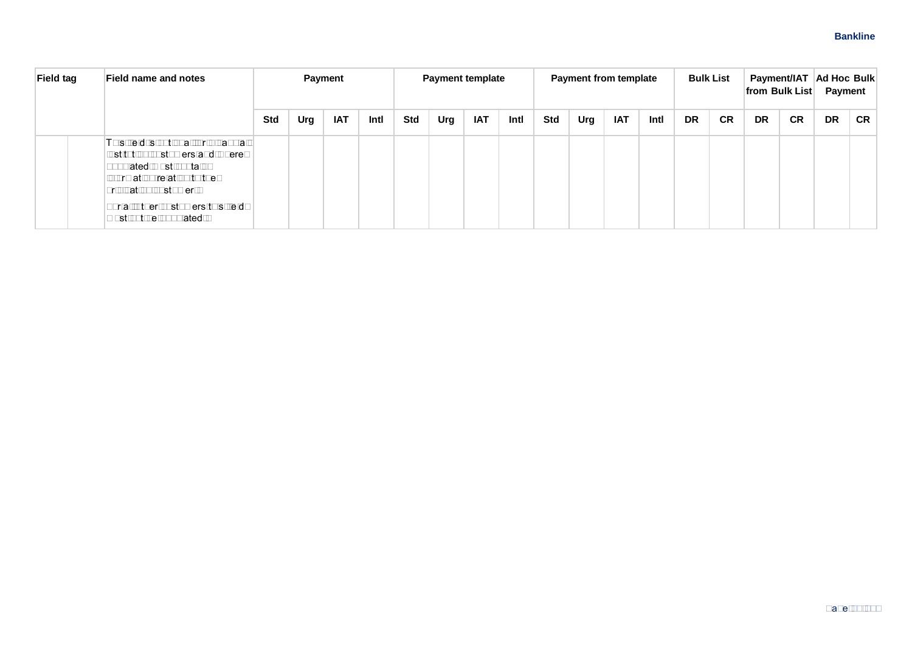| Field tag | | Field name and notes | Payment | | | | Payment template | | | | Payment from template | | | | Bulk List | | Payment/IAT from Bulk List | | Ad Hoc Bulk Payment | |
|---|---|---|---|---|---|---|---|---|---|---|---|---|---|---|---|---|---|---|---|---|
| | | | Std | Urg | IAT | Intl | Std | Urg | IAT | Intl | Std | Urg | IAT | Intl | DR | CR | DR | CR | DR | CR |
| | | T□s□e□d□s□□t□□a□□r□□a□□a□ □st□t□t□□□st□□ers□a□d□□ere□ □□□□ated□□ st□□□ta□□ □□r□at□□re□at□□t□t□e□ □r□□at□□□st□□er□<br><br>□□ra□□t□er□□st□□ers□t□s□e□d□ □ st□□t□e□□□□ated□ | | | | | | | | | | | | | | | | | | |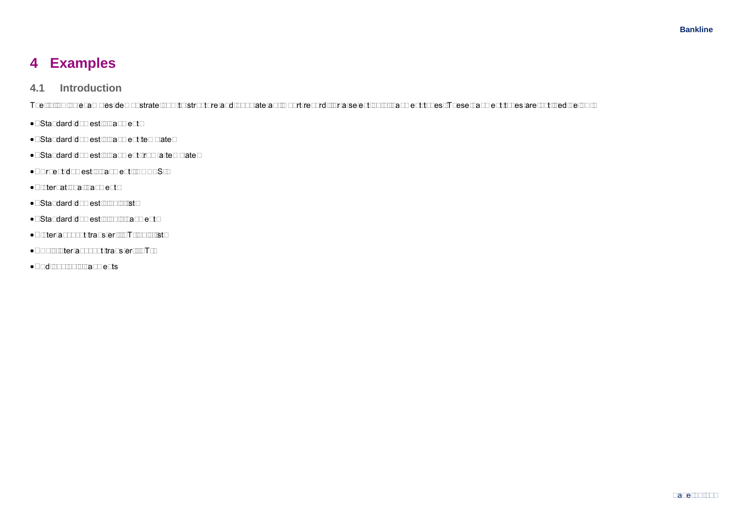# 4 Examples

## 4.1 Introduction

T□e□□□□□e□a□□es□de□□□strate□□□□t□str□□t□re□a□d□□□□ate□a□□□□□rt□re□rd□□r□a□se□e□t□□□□□□a□□e□t□t□es□T□ese□□a□□e□t□t□es□are□□□t□ed□e□□□□

- □Sta□dard□d□□est□□□a□□e□t□
- □Sta□dard□d□□est□□□a□□e□t□te□□ate□
- □Sta□dard□d□□est□□□a□□e□t□r□□□ate□□ate□
- □□r□e□t□d□□est□□□a□□e□t□□□□□S□□
- □□ter□at□□□a□□a□□e□t□
- □Sta□dard□d□□est□□□□□□□st□
- □Sta□dard□d□□est□□□□□□□a□□e□t□
- □□ter□a□□□□□t□tra□s□er□□□T□□□□□st□
- □□□□□□ter□a□□□□□t□tra□s□er□□□T□□
- □□d□□□□□□□□a□□e□ts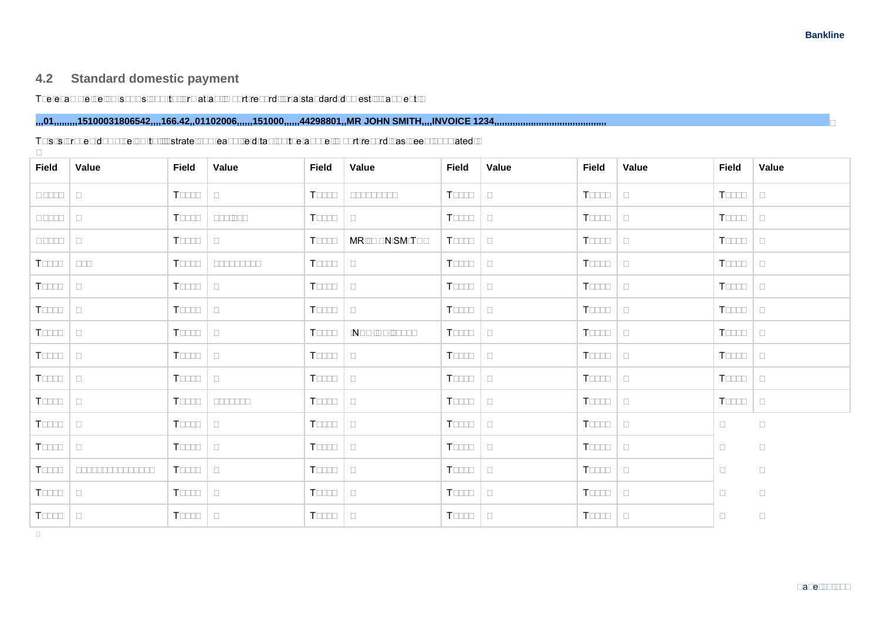## 4.2 Standard domestic payment

The example below shows the format of an import record for a standard domestic payment:

**,,,01,,,,,,,,,15100031806542,,,,166.42,,01102006,,,,,,151000,,,,,,44298801,,MR JOHN SMITH,,,,INVOICE 1234,,,,,,,,,,,,,,,,,,,,,,,,,,,,,,,,,,,,,,,,,,,,,,,,**

This is broken down below to illustrate how each field in the sample import record has been populated:

| Field | Value | Field | Value | Field | Value | Field | Value | Field | Value | Field | Value |
|---|---|---|---|---|---|---|---|---|---|---|---|
| H001 | | T013 | | T028 | 44298801 | T043 | | T058 | | T073 | |
| H002 | | T014 | 166.42 | T029 | | T044 | | T059 | | T074 | |
| H003 | | T015 | | T030 | MR JOHN SMITH | T045 | | T060 | | T075 | |
| T001 | 01 | T016 | 01102006 | T031 | | T046 | | T061 | | T076 | |
| T002 | | T017 | | T032 | | T047 | | T062 | | T077 | |
| T003 | | T018 | | T033 | | T048 | | T063 | | T078 | |
| T004 | | T019 | | T034 | INVOICE 1234 | T049 | | T064 | | T079 | |
| T005 | | T020 | | T035 | | T050 | | T065 | | T080 | |
| T006 | | T021 | | T036 | | T051 | | T066 | | T081 | |
| T007 | | T022 | 151000 | T037 | | T052 | | T067 | | T082 | |
| T008 | | T023 | | T038 | | T053 | | T068 | | | |
| T009 | | T024 | | T039 | | T054 | | T069 | | | |
| T010 | 15100031806542 | T025 | | T040 | | T055 | | T070 | | | |
| T011 | | T026 | | T041 | | T056 | | T071 | | | |
| T012 | | T027 | | T042 | | T057 | | T072 | | | |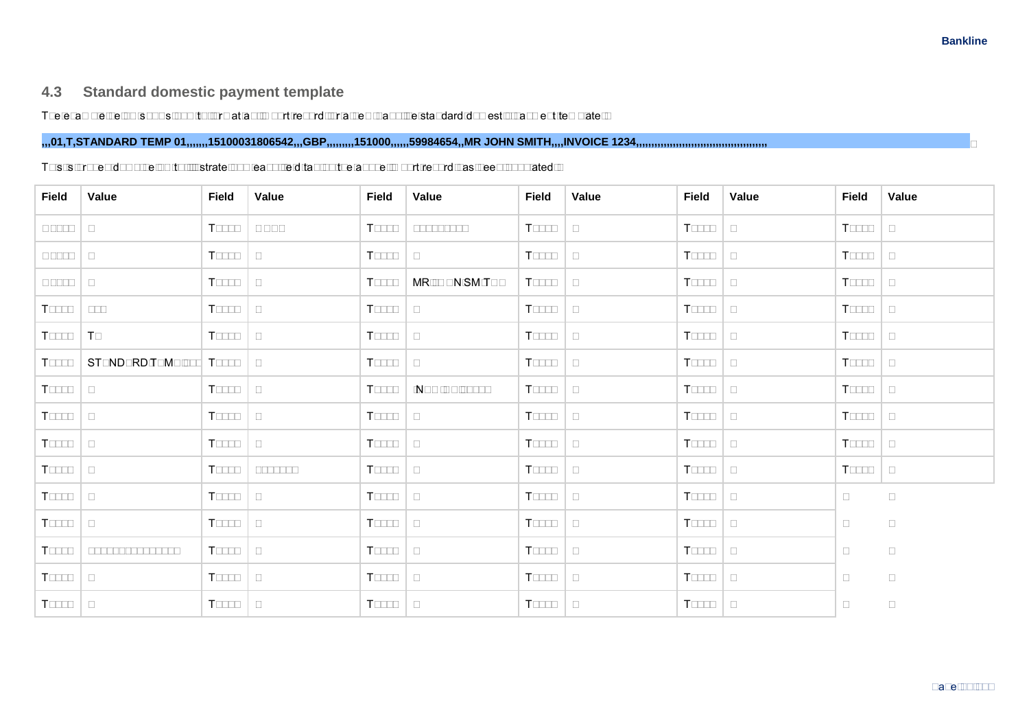## 4.3 Standard domestic payment template

The example below shows the format of an import record for a standard domestic payment template.

```
,,,01,T,STANDARD TEMP 01,,,,,,,15100031806542,,,GBP,,,,,,,,,151000,,,,,,59984654,,MR JOHN SMITH,,,,INVOICE 1234,,,,,,,,,,,,,,,,,,,,,,,,,,,,,,,,,,,,,,,,,,,,,,,,
```

This is broken down below to illustrate how each field in the above import record has been populated.

| Field | Value | Field | Value | Field | Value | Field | Value | Field | Value | Field | Value |
|---|---|---|---|---|---|---|---|---|---|---|---|
| H001 | | T013 | GBP | T028 | 59984654 | T043 | | T058 | | T073 | |
| H002 | | T014 | | T029 | | T044 | | T059 | | T074 | |
| H003 | | T015 | | T030 | MR JOHN SMITH | T045 | | T060 | | T075 | |
| T001 | 01 | T016 | | T031 | | T046 | | T061 | | T076 | |
| T002 | T | T017 | | T032 | | T047 | | T062 | | T077 | |
| T003 | STANDARD TEMP 01 | T018 | | T033 | | T048 | | T063 | | T078 | |
| T004 | | T019 | | T034 | INVOICE 1234 | T049 | | T064 | | T079 | |
| T005 | | T020 | | T035 | | T050 | | T065 | | T080 | |
| T006 | | T021 | | T036 | | T051 | | T066 | | T081 | |
| T007 | | T022 | 151000 | T037 | | T052 | | T067 | | T082 | |
| T008 | | T023 | | T038 | | T053 | | T068 | | | |
| T009 | | T024 | | T039 | | T054 | | T069 | | | |
| T010 | 15100031806542 | T025 | | T040 | | T055 | | T070 | | | |
| T011 | | T026 | | T041 | | T056 | | T071 | | | |
| T012 | | T027 | | T042 | | T057 | | T072 | | | |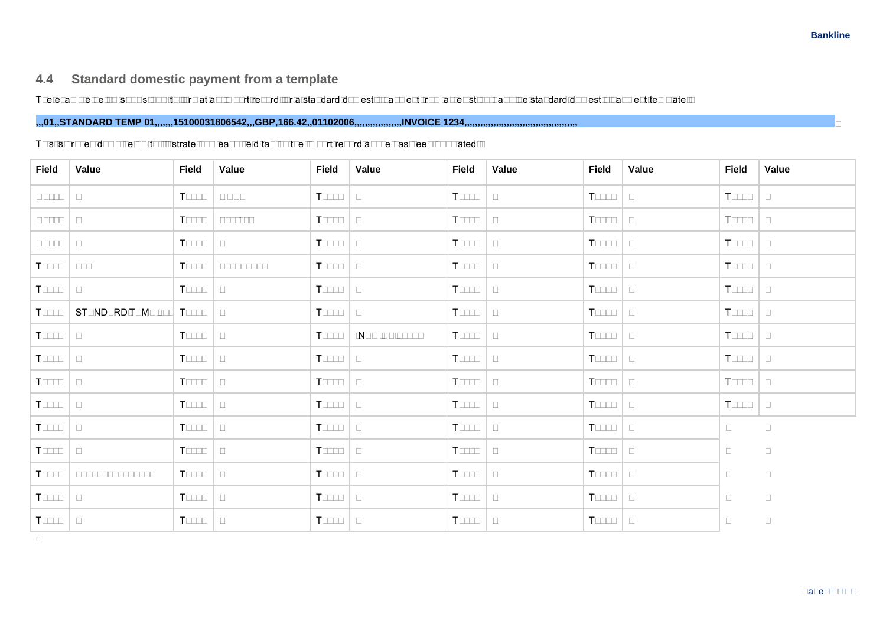## 4.4 Standard domestic payment from a template

The following is an example of the format of an import record for a standard domestic payment from an existing template, using the standard domestic payment template:

```
,,,01,,STANDARD TEMP 01,,,,,,,15100031806542,,,GBP,166.42,,01102006,,,,,,,,,,,,,,,,,,INVOICE 1234,,,,,,,,,,,,,,,,,,,,,,,,,,,,,,,,,,,,,,,,,,,,,,,,
```

This is provided here to illustrate how each field in the import record above has been populated:

| Field | Value | Field | Value | Field | Value | Field | Value | Field | Value | Field | Value |
|---|---|---|---|---|---|---|---|---|---|---|---|
| H001 | | T013 | GBP | T028 | | T043 | | T058 | | T073 | |
| H002 | | T014 | 166.42 | T029 | | T044 | | T059 | | T074 | |
| H003 | | T015 | | T030 | | T045 | | T060 | | T075 | |
| T001 | 01 | T016 | 01102006 | T031 | | T046 | | T061 | | T076 | |
| T002 | | T017 | | T032 | | T047 | | T062 | | T077 | |
| T003 | STANDARD TEMP 01 | T018 | | T033 | | T048 | | T063 | | T078 | |
| T004 | | T019 | | T034 | INVOICE 1234 | T049 | | T064 | | T079 | |
| T005 | | T020 | | T035 | | T050 | | T065 | | T080 | |
| T006 | | T021 | | T036 | | T051 | | T066 | | T081 | |
| T007 | | T022 | | T037 | | T052 | | T067 | | T082 | |
| T008 | | T023 | | T038 | | T053 | | T068 | | | |
| T009 | | T024 | | T039 | | T054 | | T069 | | | |
| T010 | 15100031806542 | T025 | | T040 | | T055 | | T070 | | | |
| T011 | | T026 | | T041 | | T056 | | T071 | | | |
| T012 | | T027 | | T042 | | T057 | | T072 | | | |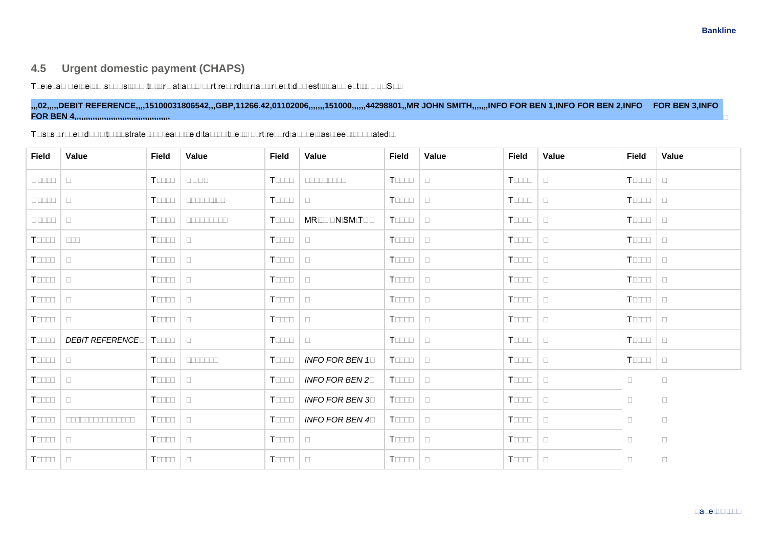## 4.5 Urgent domestic payment (CHAPS)

**,,,02,,,,,DEBIT REFERENCE,,,,15100031806542,,,GBP,11266.42,01102006,,,,,,,151000,,,,,,44298801,,MR JOHN SMITH,,,,,,,INFO FOR BEN 1,INFO FOR BEN 2,INFO FOR BEN 3,INFO FOR BEN 4,,,,,,,,,,,,,,,,,,,,,,,,,,,,,,,,,,,,,,,,**

| Field | Value | Field | Value | Field | Value | Field | Value | Field | Value | Field | Value |
|---|---|---|---|---|---|---|---|---|---|---|---|
| | | | | | | | | | | | |
| | | | | | | | | | | | |
| | | | | | MR JOHN SMITH | | | | | | |
| | | | | | | | | | | | |
| | | | | | | | | | | | |
| | | | | | | | | | | | |
| | | | | | | | | | | | |
| | | | | | | | | | | | |
| | *DEBIT REFERENCE* | | | | | | | | | | |
| | | | | | *INFO FOR BEN 1* | | | | | | |
| | | | | | *INFO FOR BEN 2* | | | | | | |
| | | | | | *INFO FOR BEN 3* | | | | | | |
| | | | | | *INFO FOR BEN 4* | | | | | | |
| | | | | | | | | | | | |
| | | | | | | | | | | | |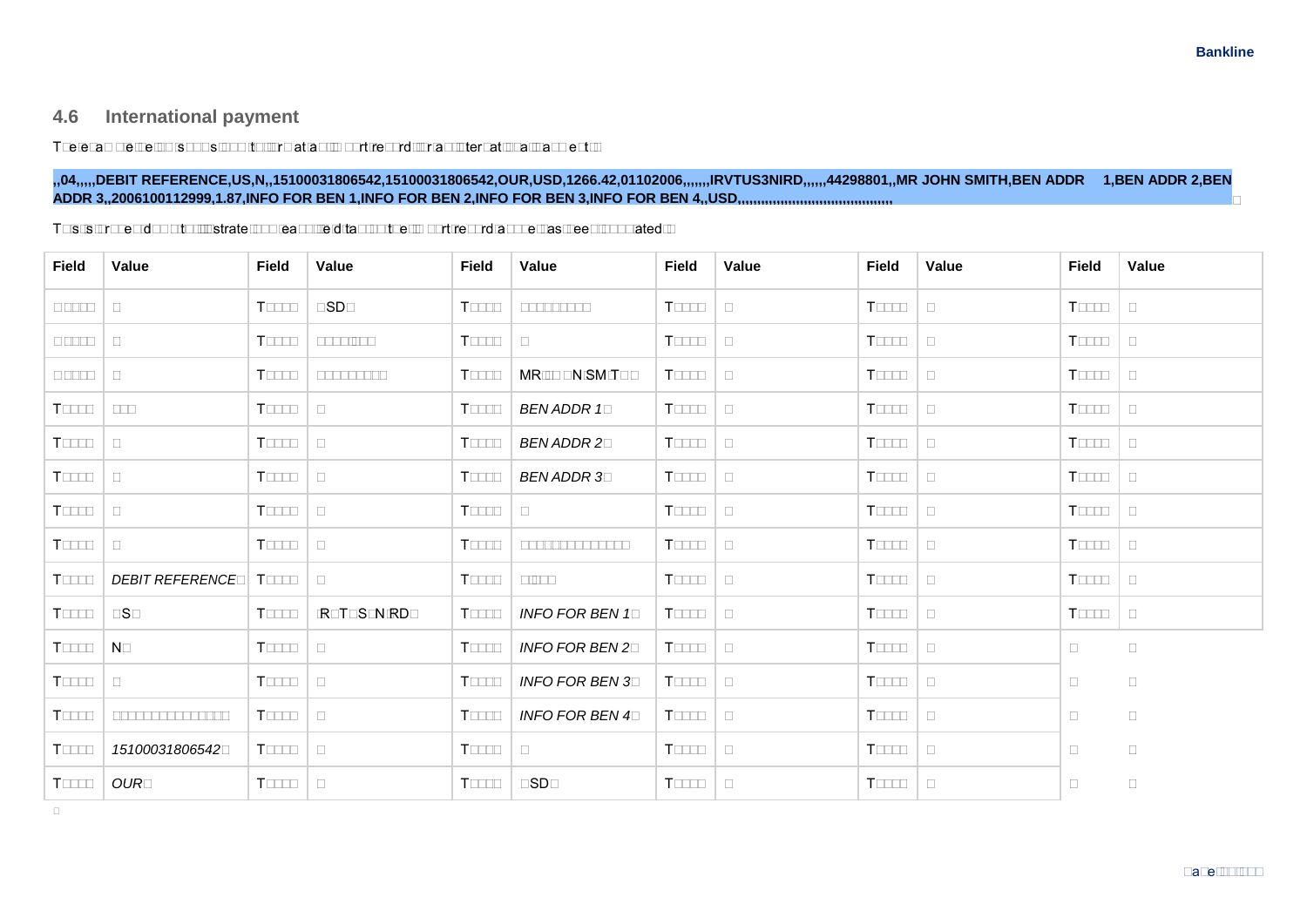## 4.6 International payment

T□e□e□a□ □e□e□□s□□s□□□t□□r□at□□ □□rt□re□□rd□□r□a□□ter□at□□a□□a□□e□t□□

**,,04,,,,,DEBIT REFERENCE,US,N,,15100031806542,15100031806542,OUR,USD,1266.42,01102006,,,,,,,IRVTUS3NIRD,,,,,,44298801,,MR JOHN SMITH,BEN ADDR 1,BEN ADDR 2,BEN ADDR 3,,2006100112999,1.87,INFO FOR BEN 1,INFO FOR BEN 2,INFO FOR BEN 3,INFO FOR BEN 4,,USD,,,,,,,,,,,,,,,,,,,,,,,,,,,,,,,,,,,,,,,,,,,,**

T□s□s□r□e□d□□□t□□□strate□□□□ea□□□e□d□ta□□□t□e□□ □□rt□re□□rd□a□□e□□as□ee□□□□□ated□□

| Field | Value | Field | Value | Field | Value | Field | Value | Field | Value | Field | Value |
|---|---|---|---|---|---|---|---|---|---|---|---|
| □□□□□ | □ | T□□□□ | □SD□ | T□□□□ | □□□□□□□□□ | T□□□□ | □ | T□□□□ | □ | T□□□□ | □ |
| □□□□□ | □ | T□□□□ | □□□□□□□□ | T□□□□ | □ | T□□□□ | □ | T□□□□ | □ | T□□□□ | □ |
| □□□□□ | □ | T□□□□ | □□□□□□□□□ | T□□□□ | MR□□ □N□SM□T□□ | T□□□□ | □ | T□□□□ | □ | T□□□□ | □ |
| T□□□□ | □□□ | T□□□□ | □ | T□□□□ | *BEN ADDR 1*□ | T□□□□ | □ | T□□□□ | □ | T□□□□ | □ |
| T□□□□ | □ | T□□□□ | □ | T□□□□ | *BEN ADDR 2*□ | T□□□□ | □ | T□□□□ | □ | T□□□□ | □ |
| T□□□□ | □ | T□□□□ | □ | T□□□□ | *BEN ADDR 3*□ | T□□□□ | □ | T□□□□ | □ | T□□□□ | □ |
| T□□□□ | □ | T□□□□ | □ | T□□□□ | □ | T□□□□ | □ | T□□□□ | □ | T□□□□ | □ |
| T□□□□ | □ | T□□□□ | □ | T□□□□ | □□□□□□□□□□□□□□ | T□□□□ | □ | T□□□□ | □ | T□□□□ | □ |
| T□□□□ | *DEBIT REFERENCE*□ | T□□□□ | □ | T□□□□ | □□□□ | T□□□□ | □ | T□□□□ | □ | T□□□□ | □ |
| T□□□□ | □S□ | T□□□□ | □R□T□S□N□RD□ | T□□□□ | *INFO FOR BEN 1*□ | T□□□□ | □ | T□□□□ | □ | T□□□□ | □ |
| T□□□□ | N□ | T□□□□ | □ | T□□□□ | *INFO FOR BEN 2*□ | T□□□□ | □ | T□□□□ | □ | □ | □ |
| T□□□□ | □ | T□□□□ | □ | T□□□□ | *INFO FOR BEN 3*□ | T□□□□ | □ | T□□□□ | □ | □ | □ |
| T□□□□ | □□□□□□□□□□□□□□□ | T□□□□ | □ | T□□□□ | *INFO FOR BEN 4*□ | T□□□□ | □ | T□□□□ | □ | □ | □ |
| T□□□□ | *15100031806542*□ | T□□□□ | □ | T□□□□ | □ | T□□□□ | □ | T□□□□ | □ | □ | □ |
| T□□□□ | *OUR*□ | T□□□□ | □ | T□□□□ | □SD□ | T□□□□ | □ | T□□□□ | □ | □ | □ |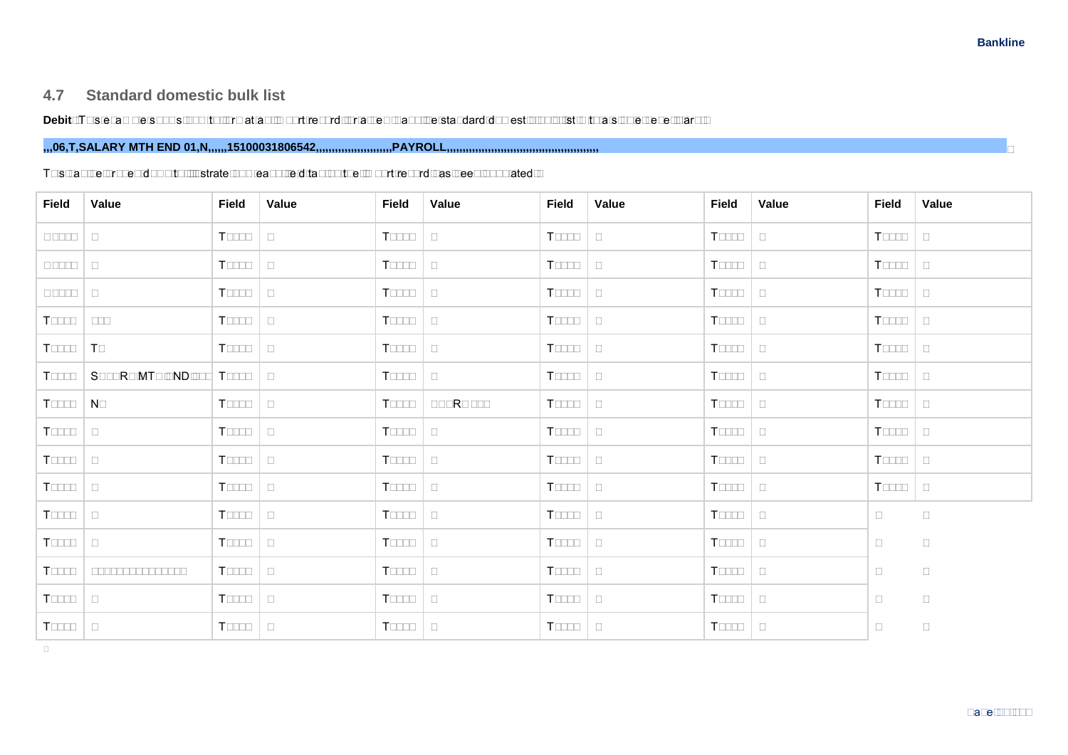## 4.7 Standard domestic bulk list

**Debit:** This example shows you what an import record for a single standard domestic bulk list looks like:

```
,,,06,T,SALARY MTH END 01,N,,,,,,15100031806542,,,,,,,,,,,,,,,,,,,,,,,,PAYROLL,,,,,,,,,,,,,,,,,,,,,,,,,,,,,,,,,,,,,,,,,,,,,,,,
```

This table breaks down the example to illustrate how each field in the import record has been populated:

| Field | Value | Field | Value | Field | Value | Field | Value | Field | Value | Field | Value |
|---|---|---|---|---|---|---|---|---|---|---|---|
| H001 | | T013 | | T028 | | T043 | | T058 | | T073 | |
| H002 | | T014 | | T029 | | T044 | | T059 | | T074 | |
| H003 | | T015 | | T030 | | T045 | | T060 | | T075 | |
| T001 | 06 | T016 | | T031 | | T046 | | T061 | | T076 | |
| T002 | T | T017 | | T032 | | T047 | | T062 | | T077 | |
| T003 | SALARY MTH END 01 | T018 | | T033 | | T048 | | T063 | | T078 | |
| T004 | N | T019 | | T034 | PAYROLL | T049 | | T064 | | T079 | |
| T005 | | T020 | | T035 | | T050 | | T065 | | T080 | |
| T006 | | T021 | | T036 | | T051 | | T066 | | T081 | |
| T007 | | T022 | | T037 | | T052 | | T067 | | T082 | |
| T008 | | T023 | | T038 | | T053 | | T068 | | | |
| T009 | | T024 | | T039 | | T054 | | T069 | | | |
| T010 | 15100031806542 | T025 | | T040 | | T055 | | T070 | | | |
| T011 | | T026 | | T041 | | T056 | | T071 | | | |
| T012 | | T027 | | T042 | | T057 | | T072 | | | |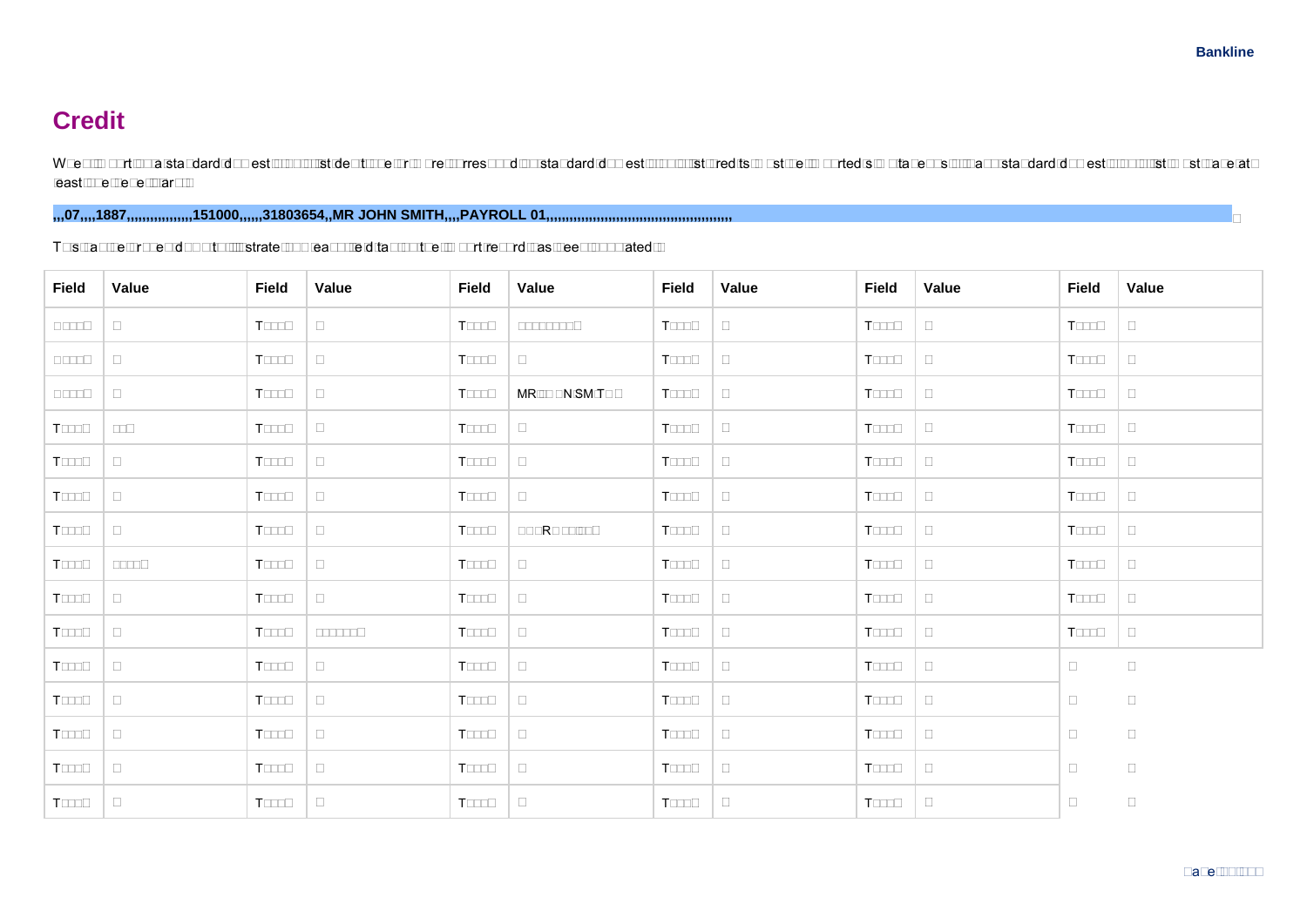# Credit

W□e□□ □rt□□□a□sta□dard□d□□est□□□□□□st□de□t□□e□r□ □re□□rres□□□d□□sta□dard□d□□est□□□□□□st□red□ts□□ □st□e□□ □rted□s□□ □ta□e□□s□□□□a□□sta□dard□d□□est□□□□□□st□□st□a□e□at□ □east□□e□e□□ar□□

,,,07,,,,1887,,,,,,,,,,,,,,,,151000,,,,,,31803654,,MR JOHN SMITH,,,,PAYROLL 01,,,,,,,,,,,,,,,,,,,,,,,,,,,,,,,,,,,,,,,,,,,,,,,,,,

T□s□□a□□e□r□e□d□□□t□□□strate□□□□ea□□□e□d□ta□□□□t□e□□ □rt□re□□rd□□as□ee□□□□□□ated□□

| Field | Value | Field | Value | Field | Value | Field | Value | Field | Value | Field | Value |
|---|---|---|---|---|---|---|---|---|---|---|---|
| □□□□□ | □ | T□□□□ | □ | T□□□□ | □□□□□□□□□ | T□□□□ | □ | T□□□□ | □ | T□□□□ | □ |
| □□□□□ | □ | T□□□□ | □ | T□□□□ | □ | T□□□□ | □ | T□□□□ | □ | T□□□□ | □ |
| □□□□□ | □ | T□□□□ | □ | T□□□□ | MR□□ □N SM T□□ | T□□□□ | □ | T□□□□ | □ | T□□□□ | □ |
| T□□□□ | □□□ | T□□□□ | □ | T□□□□ | □ | T□□□□ | □ | T□□□□ | □ | T□□□□ | □ |
| T□□□□ | □ | T□□□□ | □ | T□□□□ | □ | T□□□□ | □ | T□□□□ | □ | T□□□□ | □ |
| T□□□□ | □ | T□□□□ | □ | T□□□□ | □ | T□□□□ | □ | T□□□□ | □ | T□□□□ | □ |
| T□□□□ | □ | T□□□□ | □ | T□□□□ | □□□R□ □□□□□ | T□□□□ | □ | T□□□□ | □ | T□□□□ | □ |
| T□□□□ | □□□□□ | T□□□□ | □ | T□□□□ | □ | T□□□□ | □ | T□□□□ | □ | T□□□□ | □ |
| T□□□□ | □ | T□□□□ | □ | T□□□□ | □ | T□□□□ | □ | T□□□□ | □ | T□□□□ | □ |
| T□□□□ | □ | T□□□□ | □□□□□□□ | T□□□□ | □ | T□□□□ | □ | T□□□□ | □ | T□□□□ | □ |
| T□□□□ | □ | T□□□□ | □ | T□□□□ | □ | T□□□□ | □ | T□□□□ | □ | □ | □ |
| T□□□□ | □ | T□□□□ | □ | T□□□□ | □ | T□□□□ | □ | T□□□□ | □ | □ | □ |
| T□□□□ | □ | T□□□□ | □ | T□□□□ | □ | T□□□□ | □ | T□□□□ | □ | □ | □ |
| T□□□□ | □ | T□□□□ | □ | T□□□□ | □ | T□□□□ | □ | T□□□□ | □ | □ | □ |
| T□□□□ | □ | T□□□□ | □ | T□□□□ | □ | T□□□□ | □ | T□□□□ | □ | □ | □ |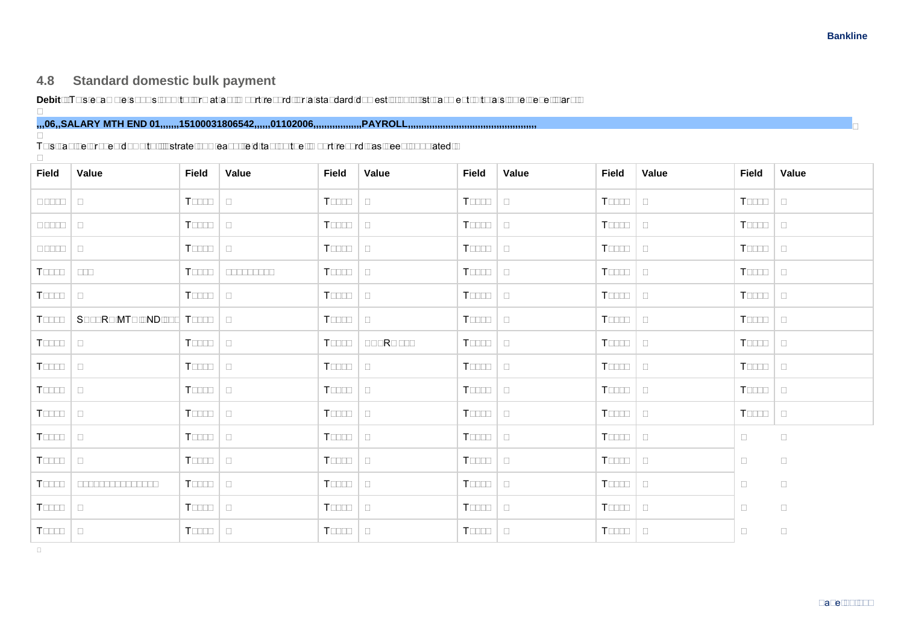## 4.8 Standard domestic bulk payment

**Debit**

**,,,06,,SALARY MTH END 01,,,,,,15100031806542,,,,,01102006,,,,,,,,,,,,,,,,PAYROLL,,,,,,,,,,,,,,,,,,,,,,,,,,,,,,,,,,,,,,,,,,,,,,,,,**

| Field | Value | Field | Value | Field | Value | Field | Value | Field | Value | Field | Value |
|---|---|---|---|---|---|---|---|---|---|---|---|
| | | T | | T | | T | | T | | T | |
| | | T | | T | | T | | T | | T | |
| | | T | | T | | T | | T | | T | |
| T | 06 | T | 01102006 | T | | T | | T | | T | |
| T | | T | | T | | T | | T | | T | |
| T | SALARY MTH END 01 | T | | T | | T | | T | | T | |
| T | | T | | T | PAYROLL | T | | T | | T | |
| T | | T | | T | | T | | T | | T | |
| T | | T | | T | | T | | T | | T | |
| T | | T | | T | | T | | T | | T | |
| T | | T | | T | | T | | T | | | |
| T | | T | | T | | T | | T | | | |
| T | 15100031806542 | T | | T | | T | | T | | | |
| T | | T | | T | | T | | T | | | |
| T | | T | | T | | T | | T | | | |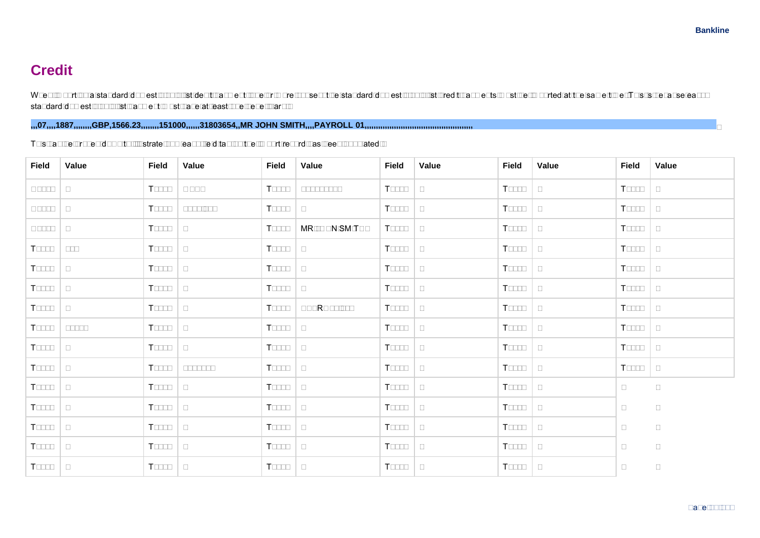# Credit

When importing a standard domestic file, you must identify the payment type in the record. Please use the standard domestic file for credit payments to be imported at the same time. This is an example of a standard domestic file; the payment must have at least one beneficiary.

**,,,07,,,,1887,,,,,,,GBP,1566.23,,,,,,,151000,,,,,,31803654,,MR JOHN SMITH,,,,PAYROLL 01,,,,,,,,,,,,,,,,,,,,,,,,,,,,,,,,,,,,,,,,,,,,,,,,**

The table below illustrates how each field in the import record has been populated.

| Field | Value | Field | Value | Field | Value | Field | Value | Field | Value | Field | Value |
|---|---|---|---|---|---|---|---|---|---|---|---|
| H001 | | T013 | GBP | T028 | 31803654 | T043 | | T058 | | T073 | |
| H002 | | T014 | 1566.23 | T029 | | T044 | | T059 | | T074 | |
| H003 | | T015 | | T030 | MR JOHN SMITH | T045 | | T060 | | T075 | |
| T001 | 07 | T016 | | T031 | | T046 | | T061 | | T076 | |
| T002 | | T017 | | T032 | | T047 | | T062 | | T077 | |
| T003 | | T018 | | T033 | | T048 | | T063 | | T078 | |
| T004 | | T019 | | T034 | PAYROLL 01 | T049 | | T064 | | T079 | |
| T005 | 1887 | T020 | | T035 | | T050 | | T065 | | T080 | |
| T006 | | T021 | | T036 | | T051 | | T066 | | T081 | |
| T007 | | T022 | 151000 | T037 | | T052 | | T067 | | T082 | |
| T008 | | T023 | | T038 | | T053 | | T068 | | | |
| T009 | | T024 | | T039 | | T054 | | T069 | | | |
| T010 | | T025 | | T040 | | T055 | | T070 | | | |
| T011 | | T026 | | T041 | | T056 | | T071 | | | |
| T012 | | T027 | | T042 | | T057 | | T072 | | | |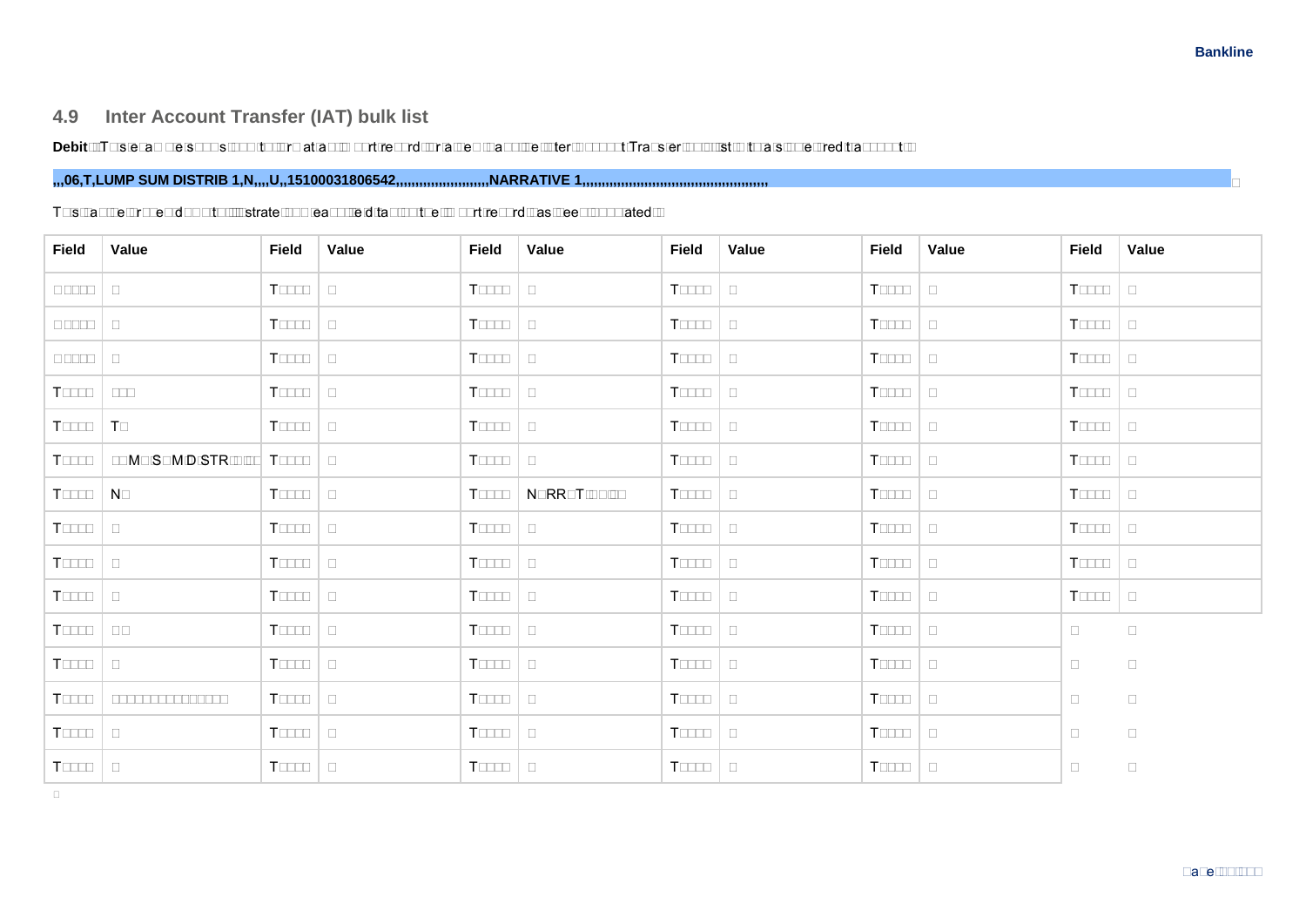## 4.9 Inter Account Transfer (IAT) bulk list

**Debit**: This example describes the format of an import record for a single Inter Account Transfer bulk list with a single credit account.

**,,,06,T,LUMP SUM DISTRIB 1,N,,,,U,,15100031806542,,,,,,,,,,,,,,,,,,,,,,NARRATIVE 1,,,,,,,,,,,,,,,,,,,,,,,,,,,,,,,,,,,,,,,,,,,,,,,,**

This table below is used to illustrate how each field data in the import record has been populated.

| Field | Value | Field | Value | Field | Value | Field | Value | Field | Value | Field | Value |
|---|---|---|---|---|---|---|---|---|---|---|---|
| H001 | | T013 | | T028 | | T043 | | T058 | | T073 | |
| H002 | | T014 | | T029 | | T044 | | T059 | | T074 | |
| H003 | | T015 | | T030 | | T045 | | T060 | | T075 | |
| T001 | 06 | T016 | | T031 | | T046 | | T061 | | T076 | |
| T002 | T | T017 | | T032 | | T047 | | T062 | | T077 | |
| T003 | LUMP SUM DISTRIB 1 | T018 | | T033 | | T048 | | T063 | | T078 | |
| T004 | N | T019 | | T034 | NARRATIVE 1 | T049 | | T064 | | T079 | |
| T005 | | T020 | | T035 | | T050 | | T065 | | T080 | |
| T006 | | T021 | | T036 | | T051 | | T066 | | T081 | |
| T007 | | T022 | | T037 | | T052 | | T067 | | T082 | |
| T008 | U | T023 | | T038 | | T053 | | T068 | | | |
| T009 | | T024 | | T039 | | T054 | | T069 | | | |
| T010 | 15100031806542 | T025 | | T040 | | T055 | | T070 | | | |
| T011 | | T026 | | T041 | | T056 | | T071 | | | |
| T012 | | T027 | | T042 | | T057 | | T072 | | | |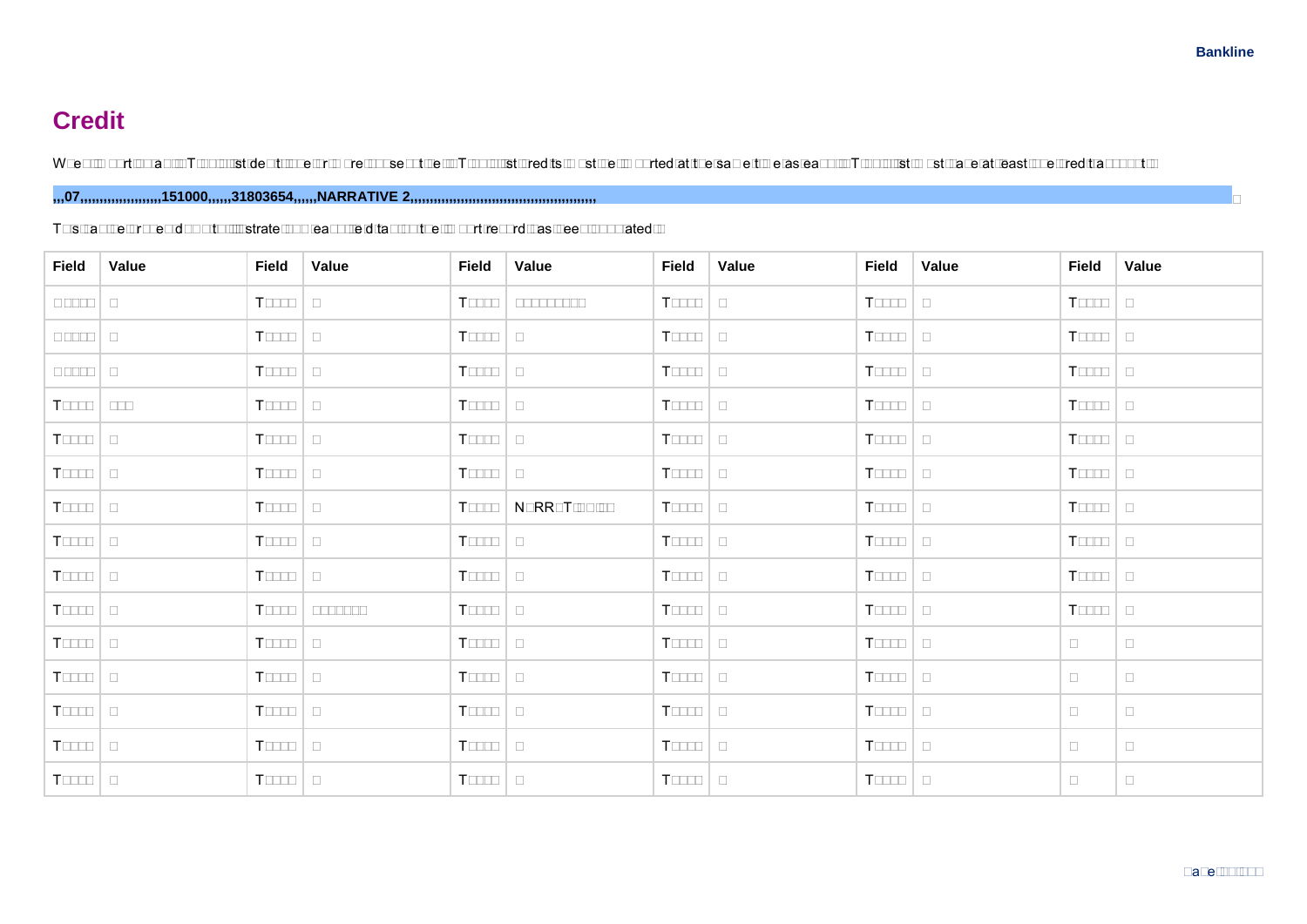# Credit

W□e□□ □□rt□□□a□□□T□□□□□st□de□t□□□e□r□□ □re□□□se□□t□e□□□T□□□□□st□redits□□ □st□e□□ □□rted□at□t□e□sa□e□t□□e□as□ea□□□□T□□□□□st□□ □st□a□e□at□east□□□e□□redit□a□□□□□t□□

**,,,07,,,,,,,,,,,,,,,,,,,,151000,,,,,,31803654,,,,,,NARRATIVE 2,,,,,,,,,,,,,,,,,,,,,,,,,,,,,,,,,,,,,,,,,,,,,,,,,,**

T□s□a□□e□r□e□d□□□t□□□strate□□□□ea□□□e□d□ta□□□□t□e□□□ □rt□re□□rd□□as□ee□□□□□□ated□□

| Field | Value | Field | Value | Field | Value | Field | Value | Field | Value | Field | Value |
|---|---|---|---|---|---|---|---|---|---|---|---|
| □□□□□ | □ | T□□□□ | □ | T□□□□ | □□□□□□□□□ | T□□□□ | □ | T□□□□ | □ | T□□□□ | □ |
| □□□□□ | □ | T□□□□ | □ | T□□□□ | □ | T□□□□ | □ | T□□□□ | □ | T□□□□ | □ |
| □□□□□ | □ | T□□□□ | □ | T□□□□ | □ | T□□□□ | □ | T□□□□ | □ | T□□□□ | □ |
| T□□□□ | □□□ | T□□□□ | □ | T□□□□ | □ | T□□□□ | □ | T□□□□ | □ | T□□□□ | □ |
| T□□□□ | □ | T□□□□ | □ | T□□□□ | □ | T□□□□ | □ | T□□□□ | □ | T□□□□ | □ |
| T□□□□ | □ | T□□□□ | □ | T□□□□ | □ | T□□□□ | □ | T□□□□ | □ | T□□□□ | □ |
| T□□□□ | □ | T□□□□ | □ | T□□□□ | N□RR□T□□□□ | T□□□□ | □ | T□□□□ | □ | T□□□□ | □ |
| T□□□□ | □ | T□□□□ | □ | T□□□□ | □ | T□□□□ | □ | T□□□□ | □ | T□□□□ | □ |
| T□□□□ | □ | T□□□□ | □ | T□□□□ | □ | T□□□□ | □ | T□□□□ | □ | T□□□□ | □ |
| T□□□□ | □ | T□□□□ | □□□□□□□ | T□□□□ | □ | T□□□□ | □ | T□□□□ | □ | T□□□□ | □ |
| T□□□□ | □ | T□□□□ | □ | T□□□□ | □ | T□□□□ | □ | T□□□□ | □ | □ | □ |
| T□□□□ | □ | T□□□□ | □ | T□□□□ | □ | T□□□□ | □ | T□□□□ | □ | □ | □ |
| T□□□□ | □ | T□□□□ | □ | T□□□□ | □ | T□□□□ | □ | T□□□□ | □ | □ | □ |
| T□□□□ | □ | T□□□□ | □ | T□□□□ | □ | T□□□□ | □ | T□□□□ | □ | □ | □ |
| T□□□□ | □ | T□□□□ | □ | T□□□□ | □ | T□□□□ | □ | T□□□□ | □ | □ | □ |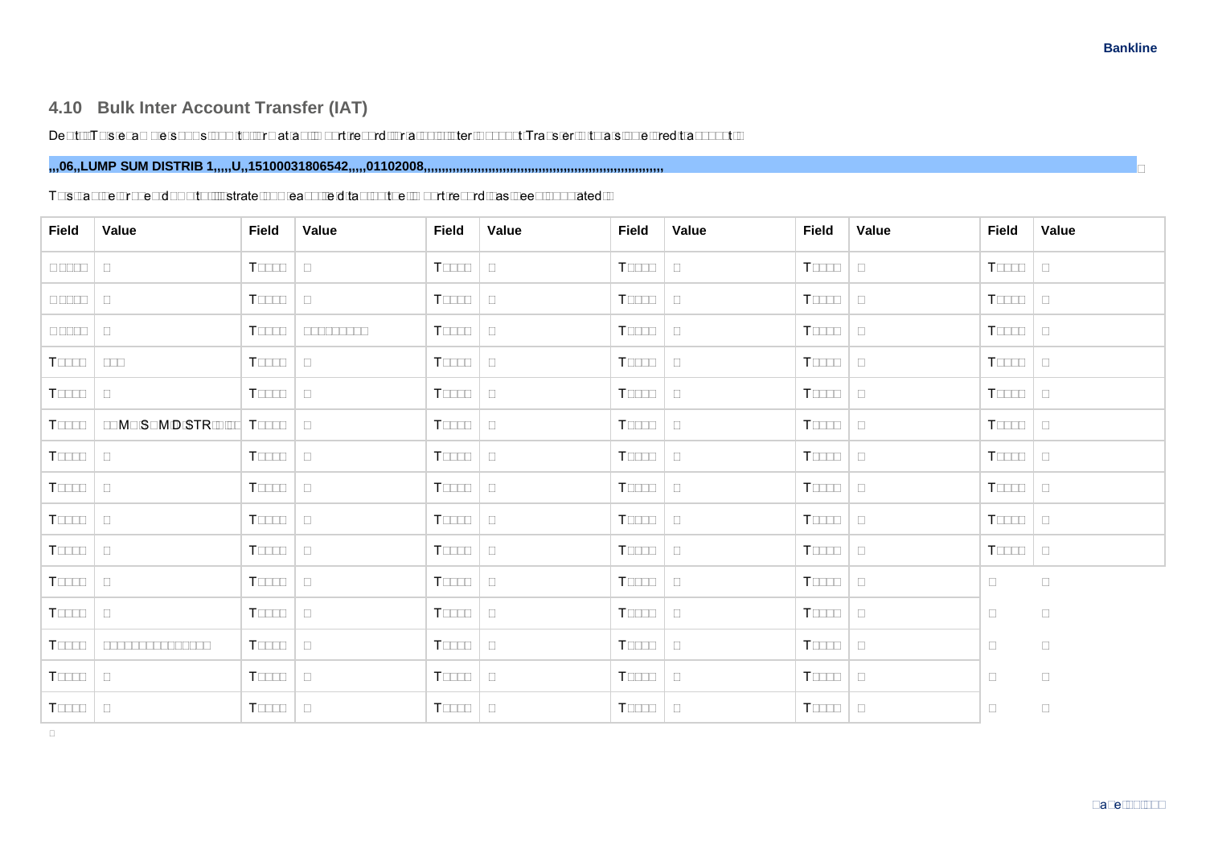## 4.10 Bulk Inter Account Transfer (IAT)

De□t□□T□s□e□a□ □e□s□□□s□□□□t□□r□at□a□□□ □□rt□re□□rd□□r□a□□□□□ter□□□□□□□t□Tra□s□er□□t□a□s□□e□red□t□a□□□□□t□□

```
,,,06,,LUMP SUM DISTRIB 1,,,,,U,,15100031806542,,,,,01102008,,,,,,,,,,,,,,,,,,,,,,,,,,,,,,,,,,,,,,,,,,,,,,,,,,,,,,,,,,,,,,,,,,,,
```

T□s□□a□□□e□r□□e□d□□□□t□□□strate□□□□□ea□□□□e□d□ta□□□□□t□e□□□ □□rt□re□□rd□□as□□ee□□□□□□ated□□

| Field | Value | Field | Value | Field | Value | Field | Value | Field | Value | Field | Value |
|---|---|---|---|---|---|---|---|---|---|---|---|
| □□□□□ | □ | T□□□□ | □ | T□□□□ | □ | T□□□□ | □ | T□□□□ | □ | T□□□□ | □ |
| □□□□□ | □ | T□□□□ | □ | T□□□□ | □ | T□□□□ | □ | T□□□□ | □ | T□□□□ | □ |
| □□□□□ | □ | T□□□□ | □□□□□□□□□□ | T□□□□ | □ | T□□□□ | □ | T□□□□ | □ | T□□□□ | □ |
| T□□□□ | □□□ | T□□□□ | □ | T□□□□ | □ | T□□□□ | □ | T□□□□ | □ | T□□□□ | □ |
| T□□□□ | □ | T□□□□ | □ | T□□□□ | □ | T□□□□ | □ | T□□□□ | □ | T□□□□ | □ |
| T□□□□ | □□M□S□M□D□STR□□□ | T□□□□ | □ | T□□□□ | □ | T□□□□ | □ | T□□□□ | □ | T□□□□ | □ |
| T□□□□ | □ | T□□□□ | □ | T□□□□ | □ | T□□□□ | □ | T□□□□ | □ | T□□□□ | □ |
| T□□□□ | □ | T□□□□ | □ | T□□□□ | □ | T□□□□ | □ | T□□□□ | □ | T□□□□ | □ |
| T□□□□ | □ | T□□□□ | □ | T□□□□ | □ | T□□□□ | □ | T□□□□ | □ | T□□□□ | □ |
| T□□□□ | □ | T□□□□ | □ | T□□□□ | □ | T□□□□ | □ | T□□□□ | □ | T□□□□ | □ |
| T□□□□ | □ | T□□□□ | □ | T□□□□ | □ | T□□□□ | □ | T□□□□ | □ | □ | □ |
| T□□□□ | □ | T□□□□ | □ | T□□□□ | □ | T□□□□ | □ | T□□□□ | □ | □ | □ |
| T□□□□ | □□□□□□□□□□□□□□□□ | T□□□□ | □ | T□□□□ | □ | T□□□□ | □ | T□□□□ | □ | □ | □ |
| T□□□□ | □ | T□□□□ | □ | T□□□□ | □ | T□□□□ | □ | T□□□□ | □ | □ | □ |
| T□□□□ | □ | T□□□□ | □ | T□□□□ | □ | T□□□□ | □ | T□□□□ | □ | □ | □ |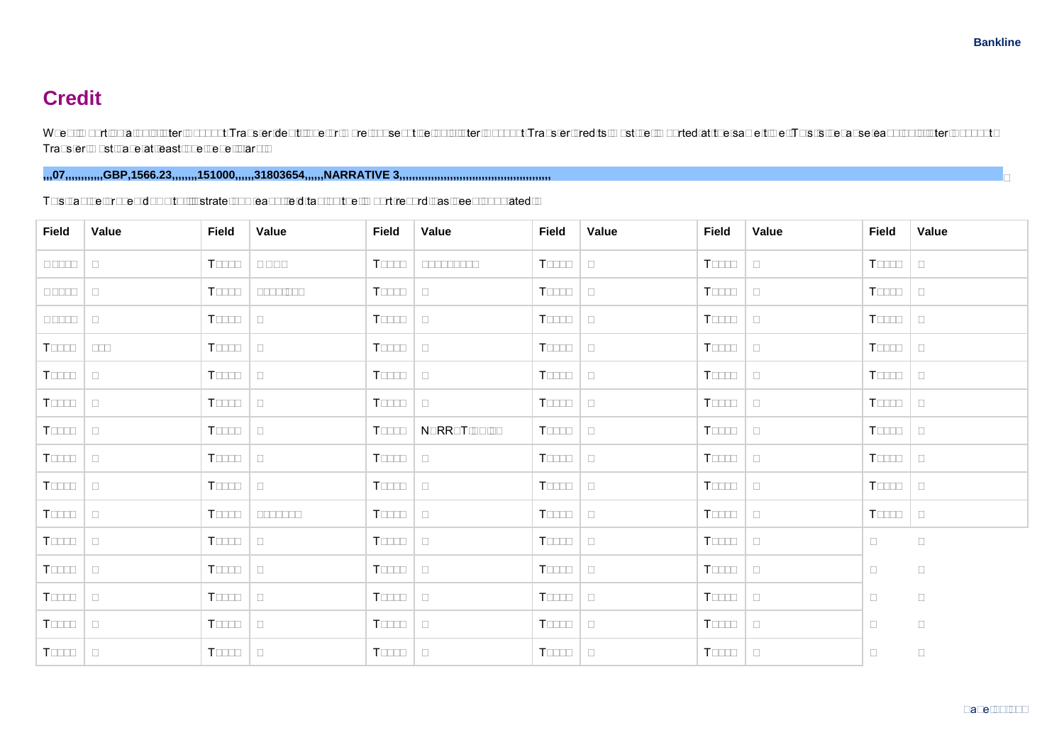# Credit

W□e□□ □□rt□□□a□□□□ter□□□□□□t□Tra□sfer□de□t□□□e□r□□ □re□□□se□□t□e□□□□ter□□□□□□t□Tra□sfer□□redits□□ □st□□e□□ □□rted□at□t□e□sa□e□t□□e□T□s□s□□e□a□se□ea□□□□□ter□□□□□□t□Tra□sfer□□ □st□□a□e□at□□east□□□e□□e□e□□ar□□

**,,,07,,,,,,,,,,,GBP,1566.23,,,,,,,151000,,,,,31803654,,,,,NARRATIVE 3,,,,,,,,,,,,,,,,,,,,,,,,,,,,,,,,,,,,,,,,,,,,,,,**

T□s□□a□□e□r□□e□d□□ □t□□□strate□□□□ea□□□e□d□ta□□□□□t□e□□ □□rt□re□□rd□□as□□ee□□□□□□ated□□

| Field | Value | Field | Value | Field | Value | Field | Value | Field | Value | Field | Value |
|---|---|---|---|---|---|---|---|---|---|---|---|
| □□□□□ | □ | T□□□□ | □ □□□ | T□□□□ | □□□□□□□□□ | T□□□□ | □ | T□□□□ | □ | T□□□□ | □ |
| □□□□□ | □ | T□□□□ | □□□□□□□□ | T□□□□ | □ | T□□□□ | □ | T□□□□ | □ | T□□□□ | □ |
| □□□□□ | □ | T□□□□ | □ | T□□□□ | □ | T□□□□ | □ | T□□□□ | □ | T□□□□ | □ |
| T□□□□ | □□□ | T□□□□ | □ | T□□□□ | □ | T□□□□ | □ | T□□□□ | □ | T□□□□ | □ |
| T□□□□ | □ | T□□□□ | □ | T□□□□ | □ | T□□□□ | □ | T□□□□ | □ | T□□□□ | □ |
| T□□□□ | □ | T□□□□ | □ | T□□□□ | □ | T□□□□ | □ | T□□□□ | □ | T□□□□ | □ |
| T□□□□ | □ | T□□□□ | □ | T□□□□ | N□RR□T□□□□ | T□□□□ | □ | T□□□□ | □ | T□□□□ | □ |
| T□□□□ | □ | T□□□□ | □ | T□□□□ | □ | T□□□□ | □ | T□□□□ | □ | T□□□□ | □ |
| T□□□□ | □ | T□□□□ | □ | T□□□□ | □ | T□□□□ | □ | T□□□□ | □ | T□□□□ | □ |
| T□□□□ | □ | T□□□□ | □□□□□□□ | T□□□□ | □ | T□□□□ | □ | T□□□□ | □ | T□□□□ | □ |
| T□□□□ | □ | T□□□□ | □ | T□□□□ | □ | T□□□□ | □ | T□□□□ | □ | □ | □ |
| T□□□□ | □ | T□□□□ | □ | T□□□□ | □ | T□□□□ | □ | T□□□□ | □ | □ | □ |
| T□□□□ | □ | T□□□□ | □ | T□□□□ | □ | T□□□□ | □ | T□□□□ | □ | □ | □ |
| T□□□□ | □ | T□□□□ | □ | T□□□□ | □ | T□□□□ | □ | T□□□□ | □ | □ | □ |
| T□□□□ | □ | T□□□□ | □ | T□□□□ | □ | T□□□□ | □ | T□□□□ | □ | □ | □ |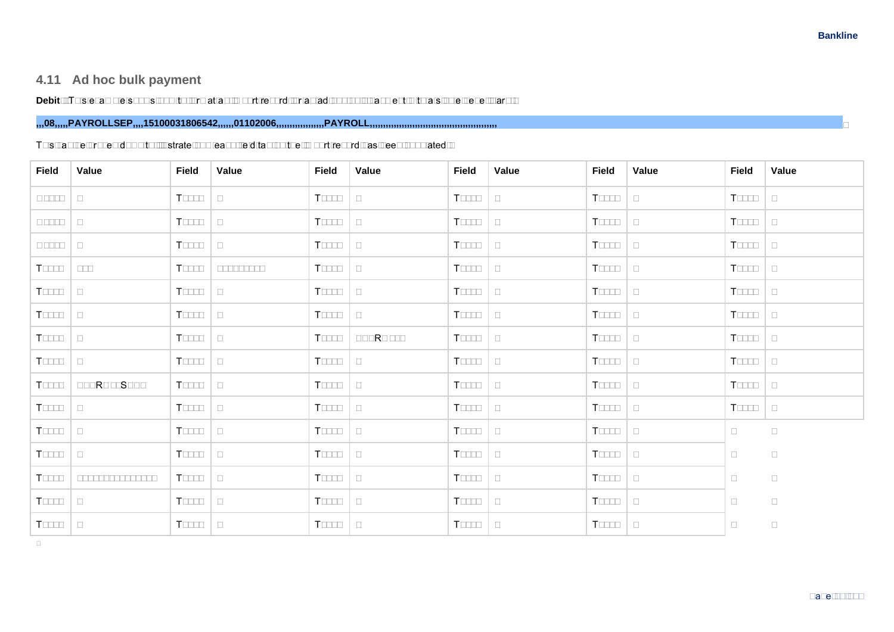## 4.11 Ad hoc bulk payment

**Debit** □T□s□e□a□ □e□s□□□s □□□t□□r□at□a□□ □□rt□re□□rd□□r□a□ad□□□□□□□a□□e□t□□t□a□s□□e□e□e□□ar□□

**,,,08,,,,,PAYROLLSEP,,,,15100031806542,,,,,,01102006,,,,,,,,,,,,,,,,,,PAYROLL,,,,,,,,,,,,,,,,,,,,,,,,,,,,,,,,,,,,,,,,,,,,,,,,,,,,**

T□s□a□□e□r□e□d□□□t□□□strate□□□□ea□□□e□d□ta□□□□t□e□□ □□rt□re□□rd□□as□ee□□□□□ated□□

| Field | Value | Field | Value | Field | Value | Field | Value | Field | Value | Field | Value |
|---|---|---|---|---|---|---|---|---|---|---|---|
| □□□□□ | □ | T□□□□ | □ | T□□□□ | □ | T□□□□ | □ | T□□□□ | □ | T□□□□ | □ |
| □□□□□ | □ | T□□□□ | □ | T□□□□ | □ | T□□□□ | □ | T□□□□ | □ | T□□□□ | □ |
| □□□□□ | □ | T□□□□ | □ | T□□□□ | □ | T□□□□ | □ | T□□□□ | □ | T□□□□ | □ |
| T□□□□ | □□□ | T□□□□ | □□□□□□□□□ | T□□□□ | □ | T□□□□ | □ | T□□□□ | □ | T□□□□ | □ |
| T□□□□ | □ | T□□□□ | □ | T□□□□ | □ | T□□□□ | □ | T□□□□ | □ | T□□□□ | □ |
| T□□□□ | □ | T□□□□ | □ | T□□□□ | □ | T□□□□ | □ | T□□□□ | □ | T□□□□ | □ |
| T□□□□ | □ | T□□□□ | □ | T□□□□ | □□□R□□□□ | T□□□□ | □ | T□□□□ | □ | T□□□□ | □ |
| T□□□□ | □ | T□□□□ | □ | T□□□□ | □ | T□□□□ | □ | T□□□□ | □ | T□□□□ | □ |
| T□□□□ | □□□R□□S□□□ | T□□□□ | □ | T□□□□ | □ | T□□□□ | □ | T□□□□ | □ | T□□□□ | □ |
| T□□□□ | □ | T□□□□ | □ | T□□□□ | □ | T□□□□ | □ | T□□□□ | □ | T□□□□ | □ |
| T□□□□ | □ | T□□□□ | □ | T□□□□ | □ | T□□□□ | □ | T□□□□ | □ | □ | □ |
| T□□□□ | □ | T□□□□ | □ | T□□□□ | □ | T□□□□ | □ | T□□□□ | □ | □ | □ |
| T□□□□ | □□□□□□□□□□□□□□□□□ | T□□□□ | □ | T□□□□ | □ | T□□□□ | □ | T□□□□ | □ | □ | □ |
| T□□□□ | □ | T□□□□ | □ | T□□□□ | □ | T□□□□ | □ | T□□□□ | □ | □ | □ |
| T□□□□ | □ | T□□□□ | □ | T□□□□ | □ | T□□□□ | □ | T□□□□ | □ | □ | □ |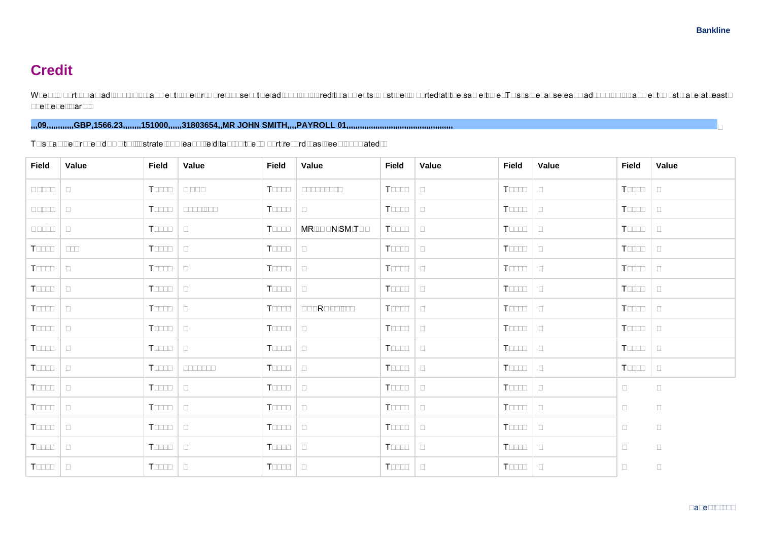# Credit

```
,,,09,,,,,,,,,,,,GBP,1566.23,,,,,,,,151000,,,,,,31803654,,MR JOHN SMITH,,,,PAYROLL 01,,,,,,,,,,,,,,,,,,,,,,,,,,,,,,,,,,,,,,,,,,,,,,,,,,,,,,
```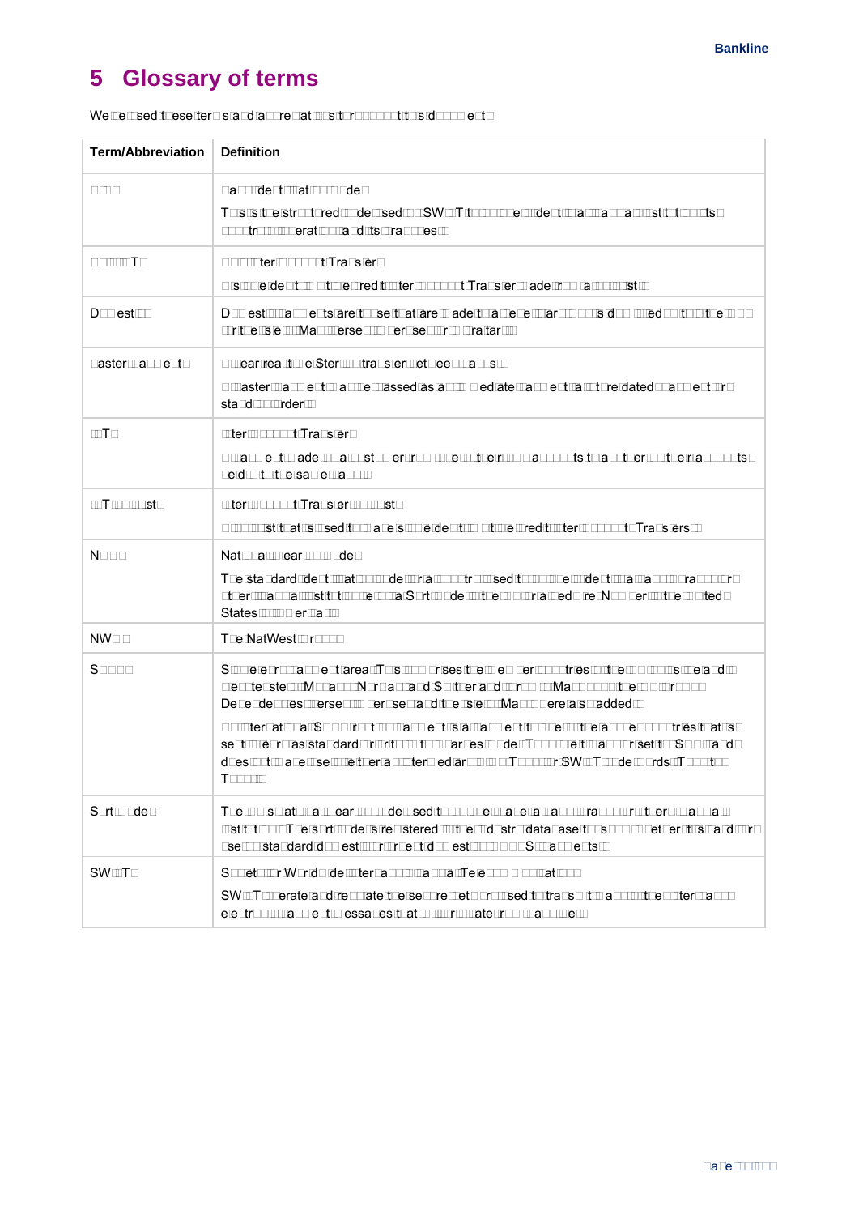# 5 Glossary of terms

We have used these terms and abbreviations throughout this document.

| Term/Abbreviation | Definition |
|---|---|
| BIC | Bank Identification Code<br><br>This is the structured code used by SWIFT to uniquely identify a financial institution, its country of operation and its branches. |
| Bulk IAT | Bulk Internal Account Transfer<br><br>Used to identify the credit internal account transfer made from a bulk list. |
| Domestic | Domestic payments are those that are made to a beneficiary who is based within the UK or the Isle of Man, Jersey, Guernsey or Gibraltar. |
| Faster Payments | Clear Real Time Sterling transfer between banks.<br><br>A Faster Payment can be classed as an Immediate Payment, a Forward dated Payment or Standing Order. |
| IAT | Internal Account Transfer<br><br>A payment made via a list or from one of the entered accounts to another of the entered accounts held with the same bank. |
| IAT Bulk List | Internal Account Transfer Bulk List<br><br>A bulk list that is used to make several credit internal account transfers. |
| NCC | National Clearing Code<br><br>The standard identification code for a country used to uniquely identify a bank branch or other financial institution (e.g. a Sort Code in the UK or a Fedwire No. in the United States of America). |
| NWG | The NatWest Group. |
| SEPA | Single Euro Payments Area. This comprises the member countries of the European Union plus Iceland, Liechtenstein, Monaco, Norway and Switzerland and from 1 May 2014 the Crown Dependencies (Jersey, Guernsey and the Isle of Man) were also added.<br><br>An International SEPA priority payment is a payment to one of the above countries that is sent in euro as standard priority with charges code 'SHA', and does not make use of either an intermediary bank or SWIFT code words. |
| Sort code | The 6 digit national clearing code used to identify the name of a bank branch or other financial institution. The sort code is registered with the industry database to show whether it is valid for use in standard domestic or urgent domestic (CHAPS) payments. |
| SWIFT | Society for Worldwide Interbank Financial Telecommunication<br><br>SWIFT operate and regulate the secure network used to transmit and route international electronic payment messages that originate from banks. |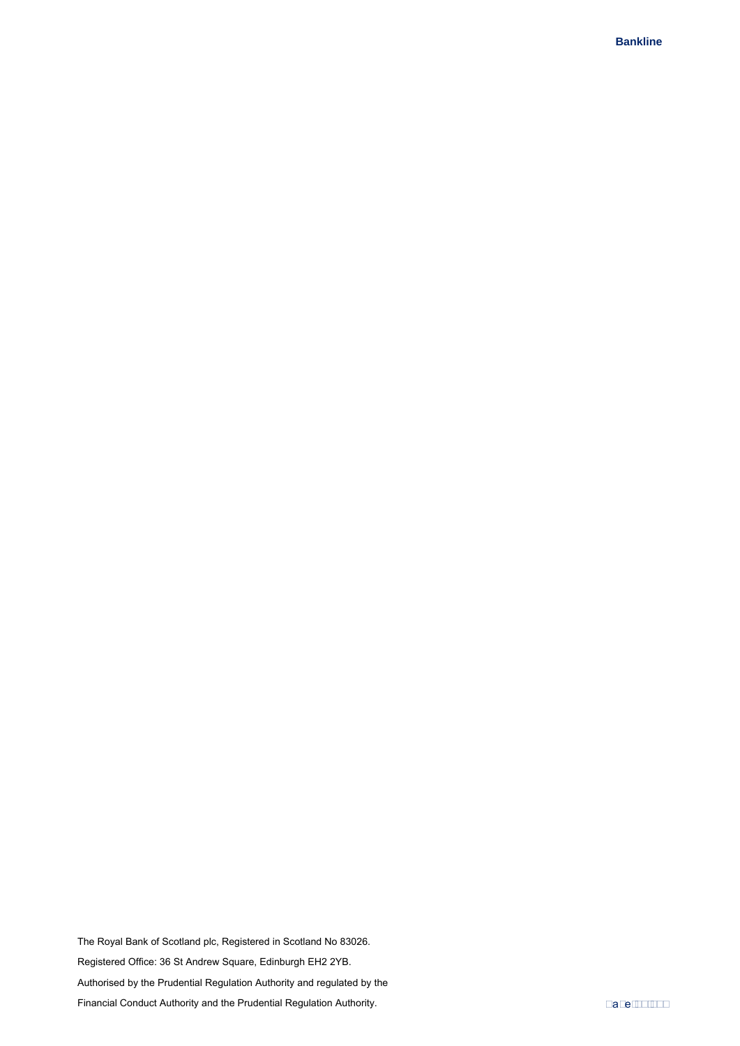The Royal Bank of Scotland plc, Registered in Scotland No 83026.

Registered Office: 36 St Andrew Square, Edinburgh EH2 2YB.

Authorised by the Prudential Regulation Authority and regulated by the Financial Conduct Authority and the Prudential Regulation Authority.